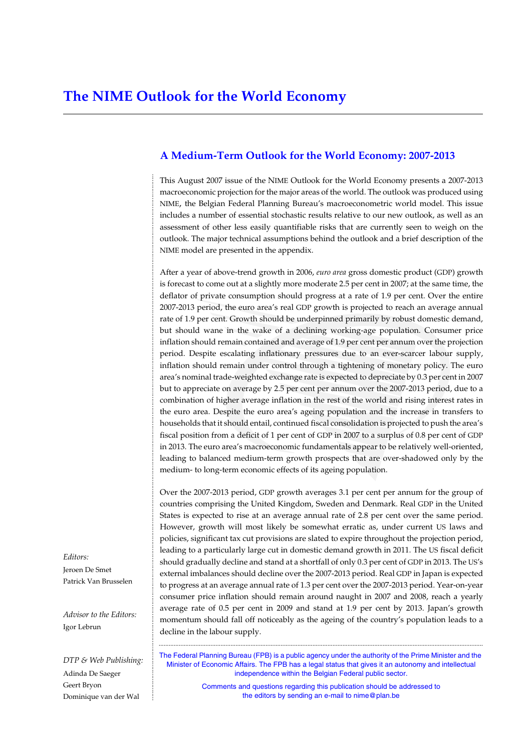# The NIME Outlook for the World Economy

## A Medium-Term Outlook for the World Economy: 2007-2013

This August 2007 issue of the NIME Outlook for the World Economy presents a 2007-2013 macroeconomic projection for the major areas of the world. The outlook was produced using NIME, the Belgian Federal Planning Bureau's macroeconometric world model. This issue includes a number of essential stochastic results relative to our new outlook, as well as an assessment of other less easily quantifiable risks that are currently seen to weigh on the outlook. The major technical assumptions behind the outlook and a brief description of the NIME model are presented in the appendix.

After a year of above-trend growth in 2006, *euro area* gross domestic product (GDP) growth is forecast to come out at a slightly more moderate 2.5 per cent in 2007; at the same time, the deflator of private consumption should progress at a rate of 1.9 per cent. Over the entire 2007-2013 period, the euro area's real GDP growth is projected to reach an average annual rate of 1.9 per cent. Growth should be underpinned primarily by robust domestic demand, but should wane in the wake of a declining working-age population. Consumer price inflation should remain contained and average of 1.9 per cent per annum over the projection period. Despite escalating inflationary pressures due to an ever-scarcer labour supply, inflation should remain under control through a tightening of monetary policy. The euro area's nominal trade-weighted exchange rate is expected to depreciate by 0.3 per cent in 2007 but to appreciate on average by 2.5 per cent per annum over the 2007-2013 period, due to a combination of higher average inflation in the rest of the world and rising interest rates in the euro area. Despite the euro area's ageing population and the increase in transfers to households that it should entail, continued fiscal consolidation is projected to push the area's fiscal position from a deficit of 1 per cent of GDP in 2007 to a surplus of 0.8 per cent of GDP in 2013. The euro area's macroeconomic fundamentals appear to be relatively well-oriented, leading to balanced medium-term growth prospects that are over-shadowed only by the medium- to long-term economic effects of its ageing population.

Over the 2007-2013 period, GDP growth averages 3.1 per cent per annum for the group of countries comprising the United Kingdom, Sweden and Denmark. Real GDP in the United States is expected to rise at an average annual rate of 2.8 per cent over the same period. However, growth will most likely be somewhat erratic as, under current US laws and policies, significant tax cut provisions are slated to expire throughout the projection period, leading to a particularly large cut in domestic demand growth in 2011. The US fiscal deficit should gradually decline and stand at a shortfall of only 0.3 per cent of GDP in 2013. The US's external imbalances should decline over the 2007-2013 period. Real GDP in Japan is expected to progress at an average annual rate of 1.3 per cent over the 2007-2013 period. Year-on-year consumer price inflation should remain around naught in 2007 and 2008, reach a yearly average rate of 0.5 per cent in 2009 and stand at 1.9 per cent by 2013. Japan's growth momentum should fall off noticeably as the ageing of the country's population leads to a decline in the labour supply.

*Editors:*
Jeroen De Smet
Patrick Van Brusselen

*Advisor to the Editors:*
Igor Lebrun

*DTP & Web Publishing:*
Adinda De Saeger
Geert Bryon
Dominique van der Wal

The Federal Planning Bureau (FPB) is a public agency under the authority of the Prime Minister and the Minister of Economic Affairs. The FPB has a legal status that gives it an autonomy and intellectual independence within the Belgian Federal public sector.

Comments and questions regarding this publication should be addressed to the editors by sending an e-mail to nime@plan.be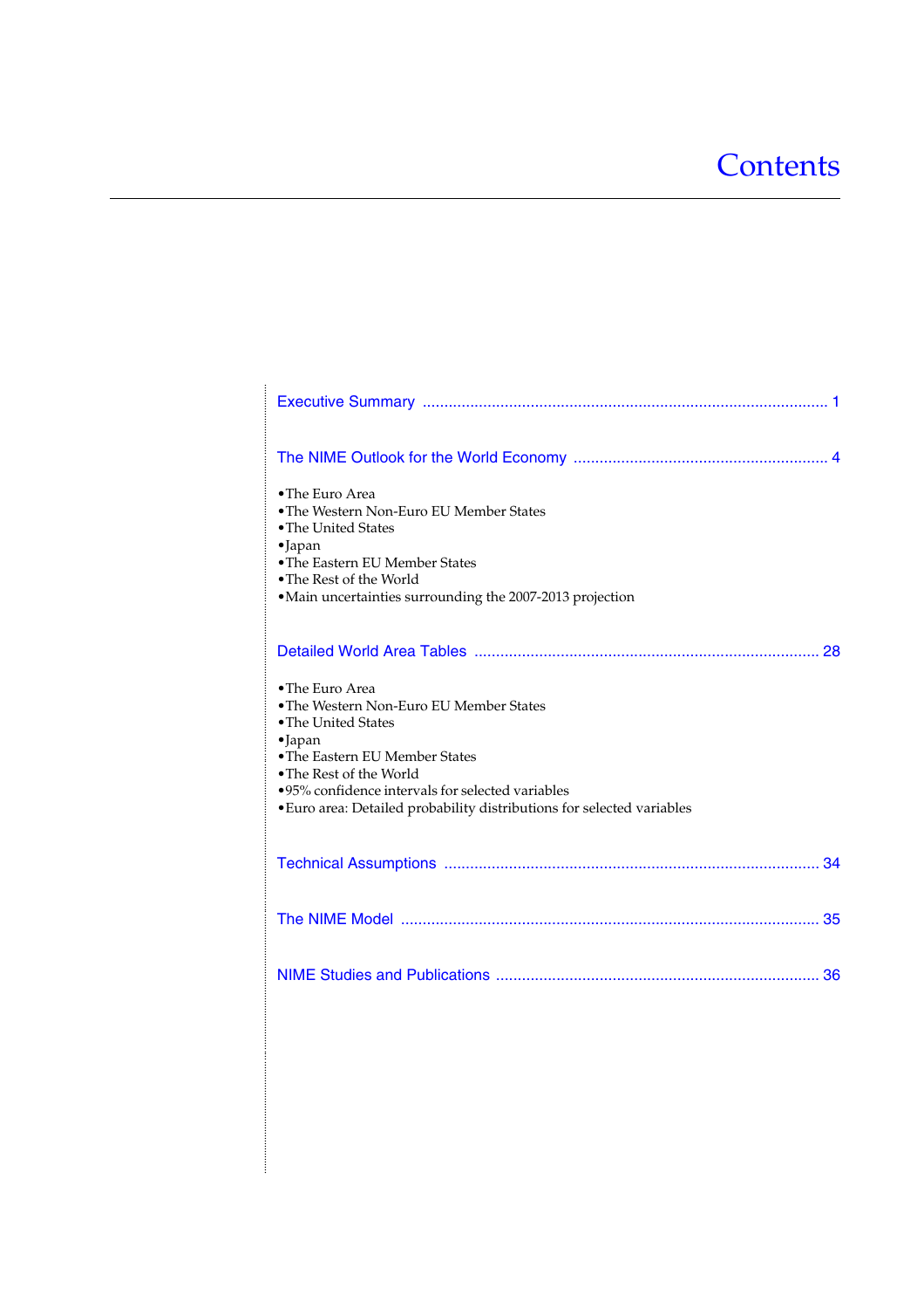# Contents

Executive Summary ........................................................................................ 1

The NIME Outlook for the World Economy .................................................... 4

- The Euro Area
- The Western Non-Euro EU Member States
- The United States
- Japan
- The Eastern EU Member States
- The Rest of the World
- Main uncertainties surrounding the 2007-2013 projection

Detailed World Area Tables ......................................................................... 28

- The Euro Area
- The Western Non-Euro EU Member States
- The United States
- Japan
- The Eastern EU Member States
- The Rest of the World
- 95% confidence intervals for selected variables
- Euro area: Detailed probability distributions for selected variables

Technical Assumptions ................................................................................ 34

The NIME Model ......................................................................................... 35

NIME Studies and Publications .................................................................... 36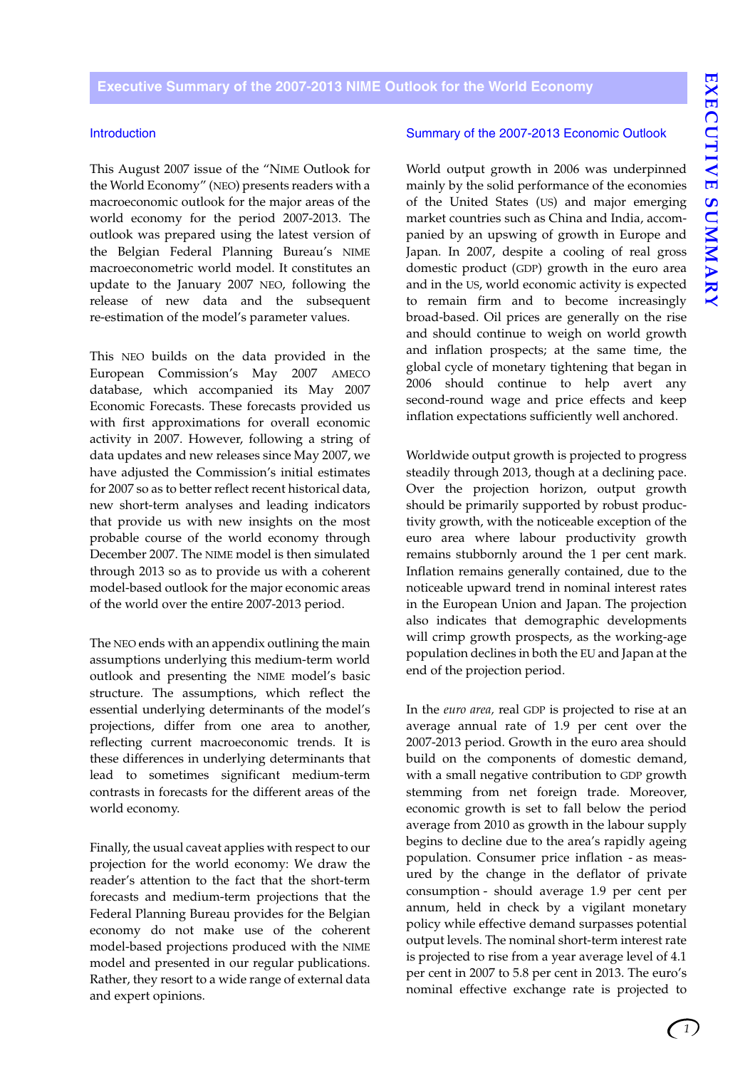# Executive Summary of the 2007-2013 NIME Outlook for the World Economy

## Introduction

This August 2007 issue of the "NIME Outlook for the World Economy" (NEO) presents readers with a macroeconomic outlook for the major areas of the world economy for the period 2007-2013. The outlook was prepared using the latest version of the Belgian Federal Planning Bureau's NIME macroeconometric world model. It constitutes an update to the January 2007 NEO, following the release of new data and the subsequent re-estimation of the model's parameter values.

This NEO builds on the data provided in the European Commission's May 2007 AMECO database, which accompanied its May 2007 Economic Forecasts. These forecasts provided us with first approximations for overall economic activity in 2007. However, following a string of data updates and new releases since May 2007, we have adjusted the Commission's initial estimates for 2007 so as to better reflect recent historical data, new short-term analyses and leading indicators that provide us with new insights on the most probable course of the world economy through December 2007. The NIME model is then simulated through 2013 so as to provide us with a coherent model-based outlook for the major economic areas of the world over the entire 2007-2013 period.

The NEO ends with an appendix outlining the main assumptions underlying this medium-term world outlook and presenting the NIME model's basic structure. The assumptions, which reflect the essential underlying determinants of the model's projections, differ from one area to another, reflecting current macroeconomic trends. It is these differences in underlying determinants that lead to sometimes significant medium-term contrasts in forecasts for the different areas of the world economy.

Finally, the usual caveat applies with respect to our projection for the world economy: We draw the reader's attention to the fact that the short-term forecasts and medium-term projections that the Federal Planning Bureau provides for the Belgian economy do not make use of the coherent model-based projections produced with the NIME model and presented in our regular publications. Rather, they resort to a wide range of external data and expert opinions.

## Summary of the 2007-2013 Economic Outlook

World output growth in 2006 was underpinned mainly by the solid performance of the economies of the United States (US) and major emerging market countries such as China and India, accompanied by an upswing of growth in Europe and Japan. In 2007, despite a cooling of real gross domestic product (GDP) growth in the euro area and in the US, world economic activity is expected to remain firm and to become increasingly broad-based. Oil prices are generally on the rise and should continue to weigh on world growth and inflation prospects; at the same time, the global cycle of monetary tightening that began in 2006 should continue to help avert any second-round wage and price effects and keep inflation expectations sufficiently well anchored.

Worldwide output growth is projected to progress steadily through 2013, though at a declining pace. Over the projection horizon, output growth should be primarily supported by robust productivity growth, with the noticeable exception of the euro area where labour productivity growth remains stubbornly around the 1 per cent mark. Inflation remains generally contained, due to the noticeable upward trend in nominal interest rates in the European Union and Japan. The projection also indicates that demographic developments will crimp growth prospects, as the working-age population declines in both the EU and Japan at the end of the projection period.

In the *euro area,* real GDP is projected to rise at an average annual rate of 1.9 per cent over the 2007-2013 period. Growth in the euro area should build on the components of domestic demand, with a small negative contribution to GDP growth stemming from net foreign trade. Moreover, economic growth is set to fall below the period average from 2010 as growth in the labour supply begins to decline due to the area's rapidly ageing population. Consumer price inflation - as measured by the change in the deflator of private consumption - should average 1.9 per cent per annum, held in check by a vigilant monetary policy while effective demand surpasses potential output levels. The nominal short-term interest rate is projected to rise from a year average level of 4.1 per cent in 2007 to 5.8 per cent in 2013. The euro's nominal effective exchange rate is projected to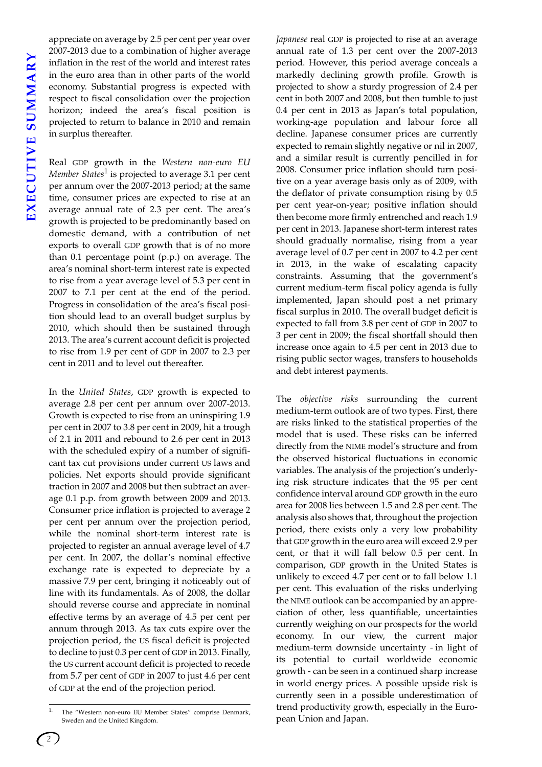appreciate on average by 2.5 per cent per year over 2007-2013 due to a combination of higher average inflation in the rest of the world and interest rates in the euro area than in other parts of the world economy. Substantial progress is expected with respect to fiscal consolidation over the projection horizon; indeed the area's fiscal position is projected to return to balance in 2010 and remain in surplus thereafter.

Real GDP growth in the *Western non-euro EU Member States*[1] is projected to average 3.1 per cent per annum over the 2007-2013 period; at the same time, consumer prices are expected to rise at an average annual rate of 2.3 per cent. The area's growth is projected to be predominantly based on domestic demand, with a contribution of net exports to overall GDP growth that is of no more than 0.1 percentage point (p.p.) on average. The area's nominal short-term interest rate is expected to rise from a year average level of 5.3 per cent in 2007 to 7.1 per cent at the end of the period. Progress in consolidation of the area's fiscal position should lead to an overall budget surplus by 2010, which should then be sustained through 2013. The area's current account deficit is projected to rise from 1.9 per cent of GDP in 2007 to 2.3 per cent in 2011 and to level out thereafter.

In the *United States*, GDP growth is expected to average 2.8 per cent per annum over 2007-2013. Growth is expected to rise from an uninspiring 1.9 per cent in 2007 to 3.8 per cent in 2009, hit a trough of 2.1 in 2011 and rebound to 2.6 per cent in 2013 with the scheduled expiry of a number of significant tax cut provisions under current US laws and policies. Net exports should provide significant traction in 2007 and 2008 but then subtract an average 0.1 p.p. from growth between 2009 and 2013. Consumer price inflation is projected to average 2 per cent per annum over the projection period, while the nominal short-term interest rate is projected to register an annual average level of 4.7 per cent. In 2007, the dollar's nominal effective exchange rate is expected to depreciate by a massive 7.9 per cent, bringing it noticeably out of line with its fundamentals. As of 2008, the dollar should reverse course and appreciate in nominal effective terms by an average of 4.5 per cent per annum through 2013. As tax cuts expire over the projection period, the US fiscal deficit is projected to decline to just 0.3 per cent of GDP in 2013. Finally, the US current account deficit is projected to recede from 5.7 per cent of GDP in 2007 to just 4.6 per cent of GDP at the end of the projection period.

*Japanese* real GDP is projected to rise at an average annual rate of 1.3 per cent over the 2007-2013 period. However, this period average conceals a markedly declining growth profile. Growth is projected to show a sturdy progression of 2.4 per cent in both 2007 and 2008, but then tumble to just 0.4 per cent in 2013 as Japan's total population, working-age population and labour force all decline. Japanese consumer prices are currently expected to remain slightly negative or nil in 2007, and a similar result is currently pencilled in for 2008. Consumer price inflation should turn positive on a year average basis only as of 2009, with the deflator of private consumption rising by 0.5 per cent year-on-year; positive inflation should then become more firmly entrenched and reach 1.9 per cent in 2013. Japanese short-term interest rates should gradually normalise, rising from a year average level of 0.7 per cent in 2007 to 4.2 per cent in 2013, in the wake of escalating capacity constraints. Assuming that the government's current medium-term fiscal policy agenda is fully implemented, Japan should post a net primary fiscal surplus in 2010. The overall budget deficit is expected to fall from 3.8 per cent of GDP in 2007 to 3 per cent in 2009; the fiscal shortfall should then increase once again to 4.5 per cent in 2013 due to rising public sector wages, transfers to households and debt interest payments.

The *objective risks* surrounding the current medium-term outlook are of two types. First, there are risks linked to the statistical properties of the model that is used. These risks can be inferred directly from the NIME model's structure and from the observed historical fluctuations in economic variables. The analysis of the projection's underlying risk structure indicates that the 95 per cent confidence interval around GDP growth in the euro area for 2008 lies between 1.5 and 2.8 per cent. The analysis also shows that, throughout the projection period, there exists only a very low probability that GDP growth in the euro area will exceed 2.9 per cent, or that it will fall below 0.5 per cent. In comparison, GDP growth in the United States is unlikely to exceed 4.7 per cent or to fall below 1.1 per cent. This evaluation of the risks underlying the NIME outlook can be accompanied by an appreciation of other, less quantifiable, uncertainties currently weighing on our prospects for the world economy. In our view, the current major medium-term downside uncertainty - in light of its potential to curtail worldwide economic growth - can be seen in a continued sharp increase in world energy prices. A possible upside risk is currently seen in a possible underestimation of trend productivity growth, especially in the European Union and Japan.

[1] The "Western non-euro EU Member States" comprise Denmark, Sweden and the United Kingdom.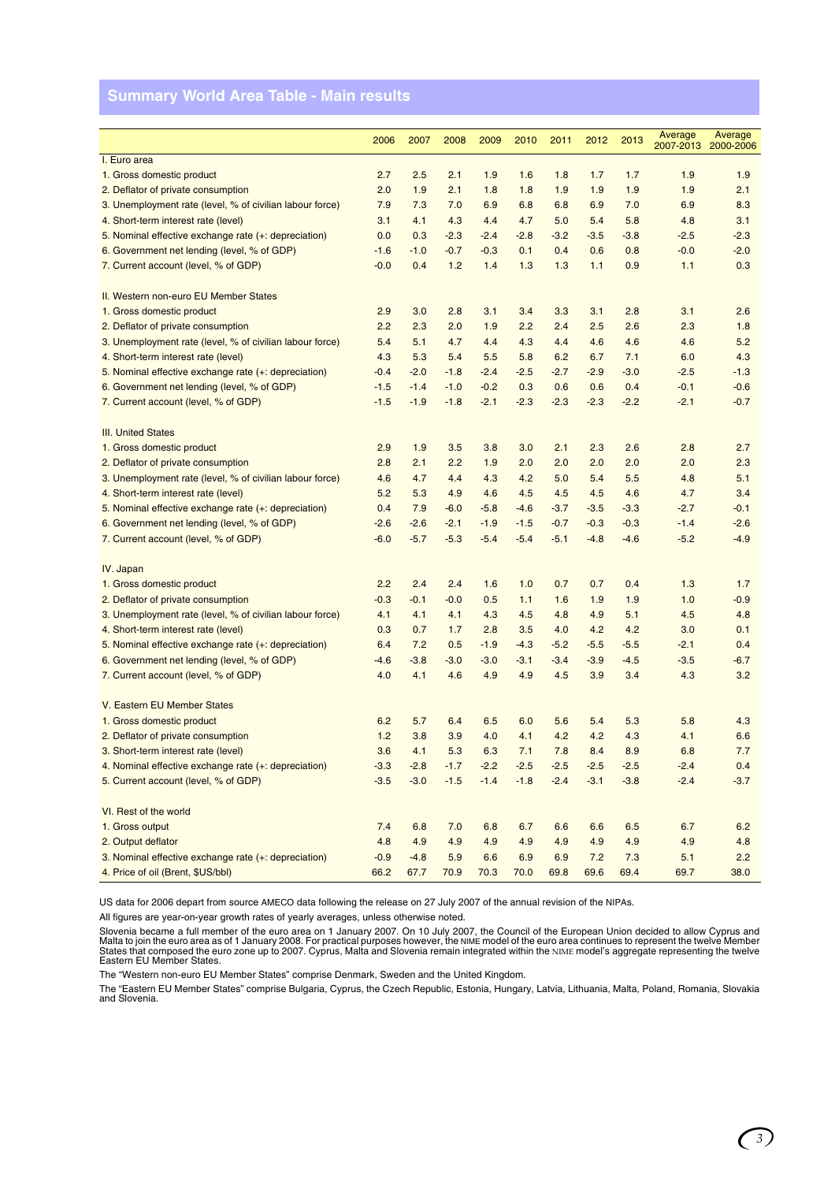## Summary World Area Table - Main results

| | 2006 | 2007 | 2008 | 2009 | 2010 | 2011 | 2012 | 2013 | Average 2007-2013 | Average 2000-2006 |
|---|---|---|---|---|---|---|---|---|---|---|
| I. Euro area | | | | | | | | | | |
| 1. Gross domestic product | 2.7 | 2.5 | 2.1 | 1.9 | 1.6 | 1.8 | 1.7 | 1.7 | 1.9 | 1.9 |
| 2. Deflator of private consumption | 2.0 | 1.9 | 2.1 | 1.8 | 1.8 | 1.9 | 1.9 | 1.9 | 1.9 | 2.1 |
| 3. Unemployment rate (level, % of civilian labour force) | 7.9 | 7.3 | 7.0 | 6.9 | 6.8 | 6.8 | 6.9 | 7.0 | 6.9 | 8.3 |
| 4. Short-term interest rate (level) | 3.1 | 4.1 | 4.3 | 4.4 | 4.7 | 5.0 | 5.4 | 5.8 | 4.8 | 3.1 |
| 5. Nominal effective exchange rate (+: depreciation) | 0.0 | 0.3 | -2.3 | -2.4 | -2.8 | -3.2 | -3.5 | -3.8 | -2.5 | -2.3 |
| 6. Government net lending (level, % of GDP) | -1.6 | -1.0 | -0.7 | -0.3 | 0.1 | 0.4 | 0.6 | 0.8 | -0.0 | -2.0 |
| 7. Current account (level, % of GDP) | -0.0 | 0.4 | 1.2 | 1.4 | 1.3 | 1.3 | 1.1 | 0.9 | 1.1 | 0.3 |
| II. Western non-euro EU Member States | | | | | | | | | | |
| 1. Gross domestic product | 2.9 | 3.0 | 2.8 | 3.1 | 3.4 | 3.3 | 3.1 | 2.8 | 3.1 | 2.6 |
| 2. Deflator of private consumption | 2.2 | 2.3 | 2.0 | 1.9 | 2.2 | 2.4 | 2.5 | 2.6 | 2.3 | 1.8 |
| 3. Unemployment rate (level, % of civilian labour force) | 5.4 | 5.1 | 4.7 | 4.4 | 4.3 | 4.4 | 4.6 | 4.6 | 4.6 | 5.2 |
| 4. Short-term interest rate (level) | 4.3 | 5.3 | 5.4 | 5.5 | 5.8 | 6.2 | 6.7 | 7.1 | 6.0 | 4.3 |
| 5. Nominal effective exchange rate (+: depreciation) | -0.4 | -2.0 | -1.8 | -2.4 | -2.5 | -2.7 | -2.9 | -3.0 | -2.5 | -1.3 |
| 6. Government net lending (level, % of GDP) | -1.5 | -1.4 | -1.0 | -0.2 | 0.3 | 0.6 | 0.6 | 0.4 | -0.1 | -0.6 |
| 7. Current account (level, % of GDP) | -1.5 | -1.9 | -1.8 | -2.1 | -2.3 | -2.3 | -2.3 | -2.2 | -2.1 | -0.7 |
| III. United States | | | | | | | | | | |
| 1. Gross domestic product | 2.9 | 1.9 | 3.5 | 3.8 | 3.0 | 2.1 | 2.3 | 2.6 | 2.8 | 2.7 |
| 2. Deflator of private consumption | 2.8 | 2.1 | 2.2 | 1.9 | 2.0 | 2.0 | 2.0 | 2.0 | 2.0 | 2.3 |
| 3. Unemployment rate (level, % of civilian labour force) | 4.6 | 4.7 | 4.4 | 4.3 | 4.2 | 5.0 | 5.4 | 5.5 | 4.8 | 5.1 |
| 4. Short-term interest rate (level) | 5.2 | 5.3 | 4.9 | 4.6 | 4.5 | 4.5 | 4.5 | 4.6 | 4.7 | 3.4 |
| 5. Nominal effective exchange rate (+: depreciation) | 0.4 | 7.9 | -6.0 | -5.8 | -4.6 | -3.7 | -3.5 | -3.3 | -2.7 | -0.1 |
| 6. Government net lending (level, % of GDP) | -2.6 | -2.6 | -2.1 | -1.9 | -1.5 | -0.7 | -0.3 | -0.3 | -1.4 | -2.6 |
| 7. Current account (level, % of GDP) | -6.0 | -5.7 | -5.3 | -5.4 | -5.4 | -5.1 | -4.8 | -4.6 | -5.2 | -4.9 |
| IV. Japan | | | | | | | | | | |
| 1. Gross domestic product | 2.2 | 2.4 | 2.4 | 1.6 | 1.0 | 0.7 | 0.7 | 0.4 | 1.3 | 1.7 |
| 2. Deflator of private consumption | -0.3 | -0.1 | -0.0 | 0.5 | 1.1 | 1.6 | 1.9 | 1.9 | 1.0 | -0.9 |
| 3. Unemployment rate (level, % of civilian labour force) | 4.1 | 4.1 | 4.1 | 4.3 | 4.5 | 4.8 | 4.9 | 5.1 | 4.5 | 4.8 |
| 4. Short-term interest rate (level) | 0.3 | 0.7 | 1.7 | 2.8 | 3.5 | 4.0 | 4.2 | 4.2 | 3.0 | 0.1 |
| 5. Nominal effective exchange rate (+: depreciation) | 6.4 | 7.2 | 0.5 | -1.9 | -4.3 | -5.2 | -5.5 | -5.5 | -2.1 | 0.4 |
| 6. Government net lending (level, % of GDP) | -4.6 | -3.8 | -3.0 | -3.0 | -3.1 | -3.4 | -3.9 | -4.5 | -3.5 | -6.7 |
| 7. Current account (level, % of GDP) | 4.0 | 4.1 | 4.6 | 4.9 | 4.9 | 4.5 | 3.9 | 3.4 | 4.3 | 3.2 |
| V. Eastern EU Member States | | | | | | | | | | |
| 1. Gross domestic product | 6.2 | 5.7 | 6.4 | 6.5 | 6.0 | 5.6 | 5.4 | 5.3 | 5.8 | 4.3 |
| 2. Deflator of private consumption | 1.2 | 3.8 | 3.9 | 4.0 | 4.1 | 4.2 | 4.2 | 4.3 | 4.1 | 6.6 |
| 3. Short-term interest rate (level) | 3.6 | 4.1 | 5.3 | 6.3 | 7.1 | 7.8 | 8.4 | 8.9 | 6.8 | 7.7 |
| 4. Nominal effective exchange rate (+: depreciation) | -3.3 | -2.8 | -1.7 | -2.2 | -2.5 | -2.5 | -2.5 | -2.5 | -2.4 | 0.4 |
| 5. Current account (level, % of GDP) | -3.5 | -3.0 | -1.5 | -1.4 | -1.8 | -2.4 | -3.1 | -3.8 | -2.4 | -3.7 |
| VI. Rest of the world | | | | | | | | | | |
| 1. Gross output | 7.4 | 6.8 | 7.0 | 6.8 | 6.7 | 6.6 | 6.6 | 6.5 | 6.7 | 6.2 |
| 2. Output deflator | 4.8 | 4.9 | 4.9 | 4.9 | 4.9 | 4.9 | 4.9 | 4.9 | 4.9 | 4.8 |
| 3. Nominal effective exchange rate (+: depreciation) | -0.9 | -4.8 | 5.9 | 6.6 | 6.9 | 6.9 | 7.2 | 7.3 | 5.1 | 2.2 |
| 4. Price of oil (Brent, $US/bbl) | 66.2 | 67.7 | 70.9 | 70.3 | 70.0 | 69.8 | 69.6 | 69.4 | 69.7 | 38.0 |

US data for 2006 depart from source AMECO data following the release on 27 July 2007 of the annual revision of the NIPAs.

All figures are year-on-year growth rates of yearly averages, unless otherwise noted.

Slovenia became a full member of the euro area on 1 January 2007. On 10 July 2007, the Council of the European Union decided to allow Cyprus and Malta to join the euro area as of 1 January 2008. For practical purposes however, the NIME model of the euro area continues to represent the twelve Member States that composed the euro zone up to 2007. Cyprus, Malta and Slovenia remain integrated within the NIME model's aggregate representing the twelve Eastern EU Member States.

The "Western non-euro EU Member States" comprise Denmark, Sweden and the United Kingdom.

The "Eastern EU Member States" comprise Bulgaria, Cyprus, the Czech Republic, Estonia, Hungary, Latvia, Lithuania, Malta, Poland, Romania, Slovakia and Slovenia.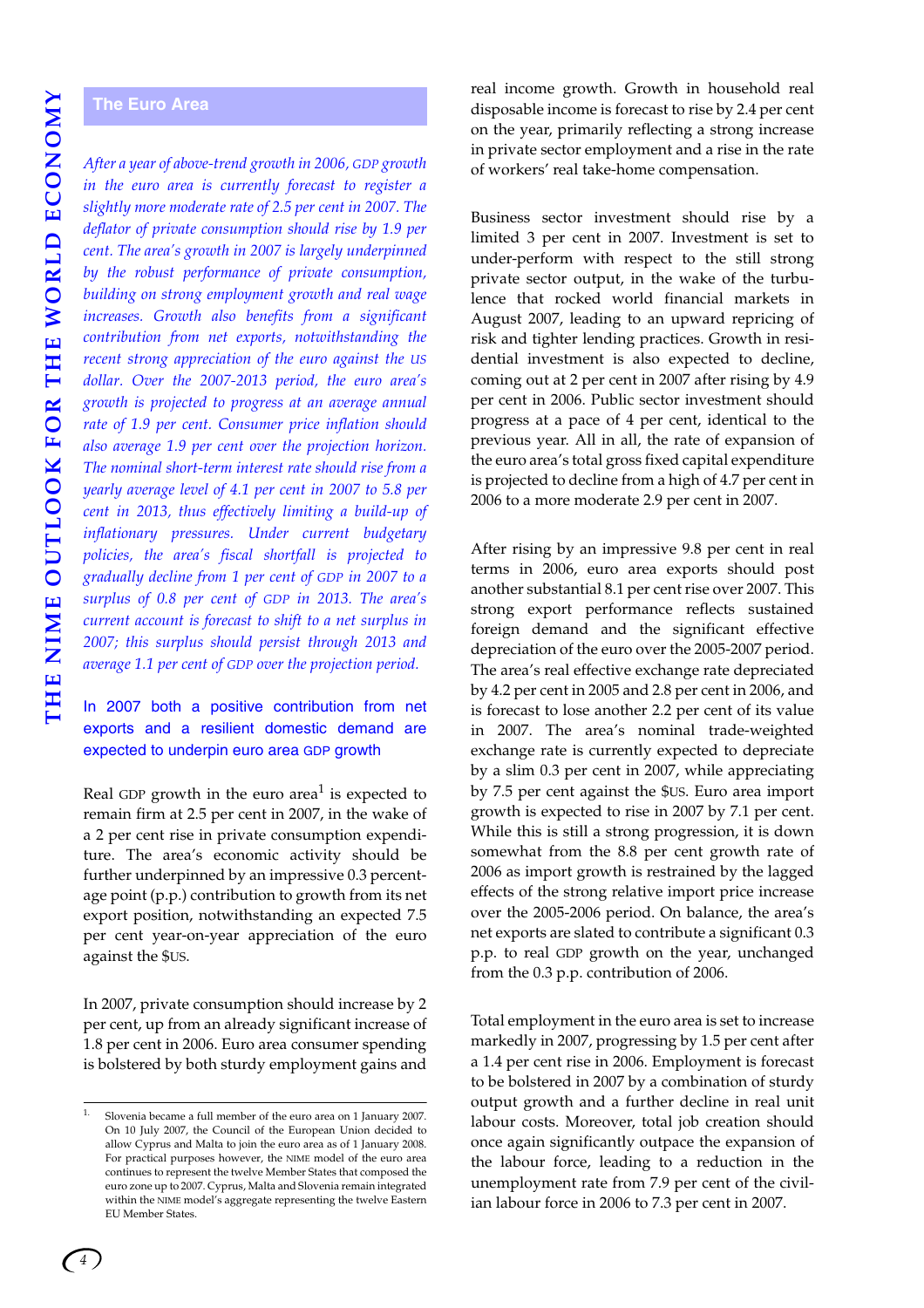## The Euro Area

*After a year of above-trend growth in 2006, GDP growth in the euro area is currently forecast to register a slightly more moderate rate of 2.5 per cent in 2007. The deflator of private consumption should rise by 1.9 per cent. The area's growth in 2007 is largely underpinned by the robust performance of private consumption, building on strong employment growth and real wage increases. Growth also benefits from a significant contribution from net exports, notwithstanding the recent strong appreciation of the euro against the US dollar. Over the 2007-2013 period, the euro area's growth is projected to progress at an average annual rate of 1.9 per cent. Consumer price inflation should also average 1.9 per cent over the projection horizon. The nominal short-term interest rate should rise from a yearly average level of 4.1 per cent in 2007 to 5.8 per cent in 2013, thus effectively limiting a build-up of inflationary pressures. Under current budgetary policies, the area's fiscal shortfall is projected to gradually decline from 1 per cent of GDP in 2007 to a surplus of 0.8 per cent of GDP in 2013. The area's current account is forecast to shift to a net surplus in 2007; this surplus should persist through 2013 and average 1.1 per cent of GDP over the projection period.*

### In 2007 both a positive contribution from net exports and a resilient domestic demand are expected to underpin euro area GDP growth

Real GDP growth in the euro area[1] is expected to remain firm at 2.5 per cent in 2007, in the wake of a 2 per cent rise in private consumption expenditure. The area's economic activity should be further underpinned by an impressive 0.3 percentage point (p.p.) contribution to growth from its net export position, notwithstanding an expected 7.5 per cent year-on-year appreciation of the euro against the $US.

In 2007, private consumption should increase by 2 per cent, up from an already significant increase of 1.8 per cent in 2006. Euro area consumer spending is bolstered by both sturdy employment gains and real income growth. Growth in household real disposable income is forecast to rise by 2.4 per cent on the year, primarily reflecting a strong increase in private sector employment and a rise in the rate of workers' real take-home compensation.

Business sector investment should rise by a limited 3 per cent in 2007. Investment is set to under-perform with respect to the still strong private sector output, in the wake of the turbulence that rocked world financial markets in August 2007, leading to an upward repricing of risk and tighter lending practices. Growth in residential investment is also expected to decline, coming out at 2 per cent in 2007 after rising by 4.9 per cent in 2006. Public sector investment should progress at a pace of 4 per cent, identical to the previous year. All in all, the rate of expansion of the euro area's total gross fixed capital expenditure is projected to decline from a high of 4.7 per cent in 2006 to a more moderate 2.9 per cent in 2007.

After rising by an impressive 9.8 per cent in real terms in 2006, euro area exports should post another substantial 8.1 per cent rise over 2007. This strong export performance reflects sustained foreign demand and the significant effective depreciation of the euro over the 2005-2007 period. The area's real effective exchange rate depreciated by 4.2 per cent in 2005 and 2.8 per cent in 2006, and is forecast to lose another 2.2 per cent of its value in 2007. The area's nominal trade-weighted exchange rate is currently expected to depreciate by a slim 0.3 per cent in 2007, while appreciating by 7.5 per cent against the $US. Euro area import growth is expected to rise in 2007 by 7.1 per cent. While this is still a strong progression, it is down somewhat from the 8.8 per cent growth rate of 2006 as import growth is restrained by the lagged effects of the strong relative import price increase over the 2005-2006 period. On balance, the area's net exports are slated to contribute a significant 0.3 p.p. to real GDP growth on the year, unchanged from the 0.3 p.p. contribution of 2006.

Total employment in the euro area is set to increase markedly in 2007, progressing by 1.5 per cent after a 1.4 per cent rise in 2006. Employment is forecast to be bolstered in 2007 by a combination of sturdy output growth and a further decline in real unit labour costs. Moreover, total job creation should once again significantly outpace the expansion of the labour force, leading to a reduction in the unemployment rate from 7.9 per cent of the civilian labour force in 2006 to 7.3 per cent in 2007.

---

1. Slovenia became a full member of the euro area on 1 January 2007. On 10 July 2007, the Council of the European Union decided to allow Cyprus and Malta to join the euro area as of 1 January 2008. For practical purposes however, the NIME model of the euro area continues to represent the twelve Member States that composed the euro zone up to 2007. Cyprus, Malta and Slovenia remain integrated within the NIME model's aggregate representing the twelve Eastern EU Member States.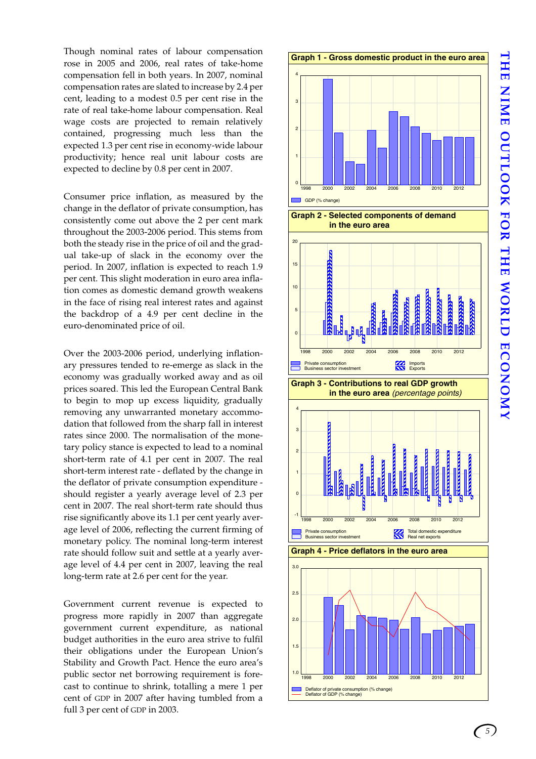Though nominal rates of labour compensation rose in 2005 and 2006, real rates of take-home compensation fell in both years. In 2007, nominal compensation rates are slated to increase by 2.4 per cent, leading to a modest 0.5 per cent rise in the rate of real take-home labour compensation. Real wage costs are projected to remain relatively contained, progressing much less than the expected 1.3 per cent rise in economy-wide labour productivity; hence real unit labour costs are expected to decline by 0.8 per cent in 2007.

Consumer price inflation, as measured by the change in the deflator of private consumption, has consistently come out above the 2 per cent mark throughout the 2003-2006 period. This stems from both the steady rise in the price of oil and the gradual take-up of slack in the economy over the period. In 2007, inflation is expected to reach 1.9 per cent. This slight moderation in euro area inflation comes as domestic demand growth weakens in the face of rising real interest rates and against the backdrop of a 4.9 per cent decline in the euro-denominated price of oil.

Over the 2003-2006 period, underlying inflationary pressures tended to re-emerge as slack in the economy was gradually worked away and as oil prices soared. This led the European Central Bank to begin to mop up excess liquidity, gradually removing any unwarranted monetary accommodation that followed from the sharp fall in interest rates since 2000. The normalisation of the monetary policy stance is expected to lead to a nominal short-term rate of 4.1 per cent in 2007. The real short-term interest rate - deflated by the change in the deflator of private consumption expenditure - should register a yearly average level of 2.3 per cent in 2007. The real short-term rate should thus rise significantly above its 1.1 per cent yearly average level of 2006, reflecting the current firming of monetary policy. The nominal long-term interest rate should follow suit and settle at a yearly average level of 4.4 per cent in 2007, leaving the real long-term rate at 2.6 per cent for the year.

Government current revenue is expected to progress more rapidly in 2007 than aggregate government current expenditure, as national budget authorities in the euro area strive to fulfil their obligations under the European Union's Stability and Growth Pact. Hence the euro area's public sector net borrowing requirement is forecast to continue to shrink, totalling a mere 1 per cent of GDP in 2007 after having tumbled from a full 3 per cent of GDP in 2003.

**Graph 1 - Gross domestic product in the euro area**

GDP (% change)

**Graph 2 - Selected components of demand in the euro area**

Private consumption; Business sector investment; Imports; Exports

**Graph 3 - Contributions to real GDP growth in the euro area** *(percentage points)*

Private consumption; Business sector investment; Total domestic expenditure; Real net exports

**Graph 4 - Price deflators in the euro area**

Deflator of private consumption (% change); Deflator of GDP (% change)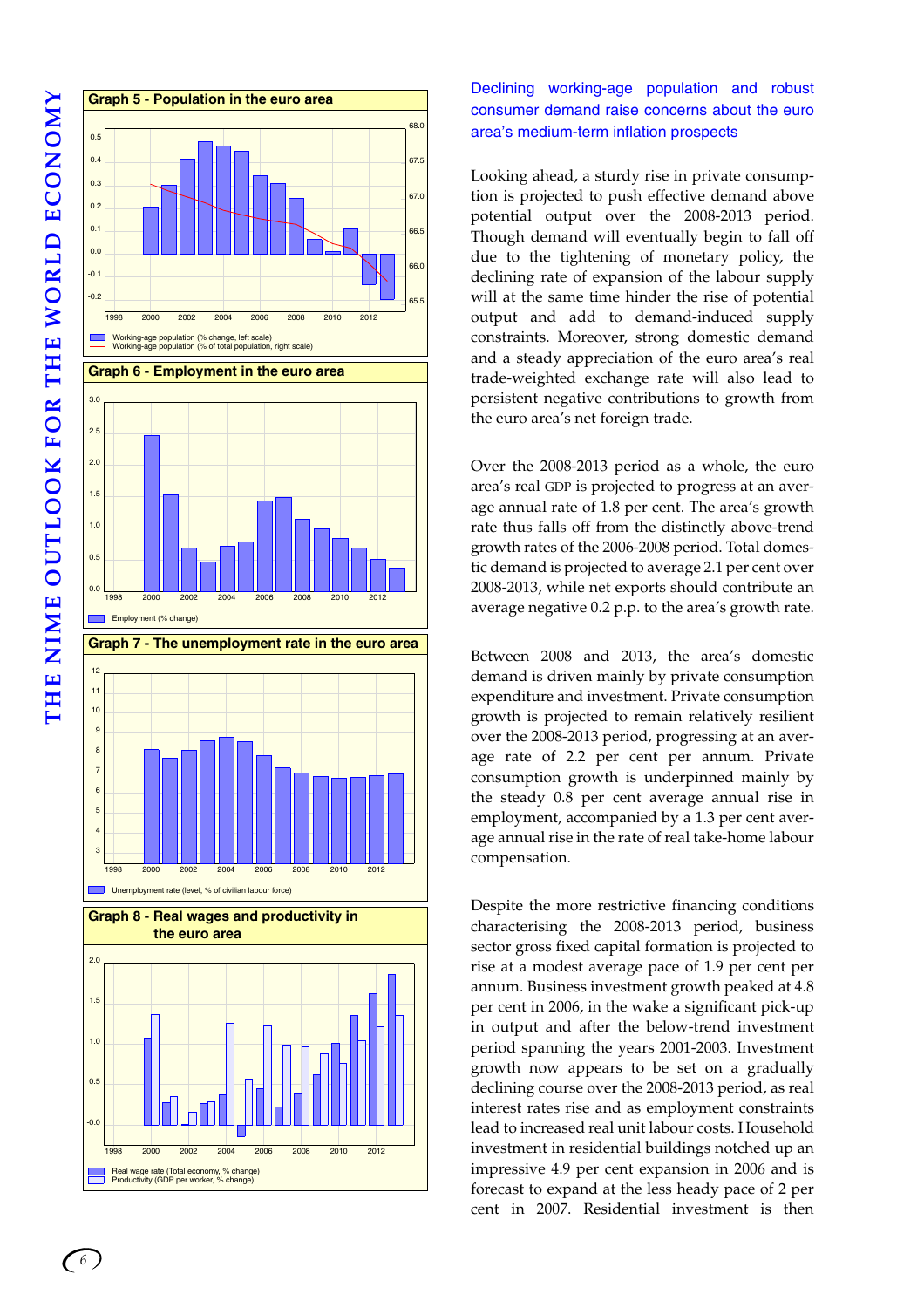**Graph 5 - Population in the euro area**

Working-age population (% change, left scale)
Working-age population (% of total population, right scale)

**Graph 6 - Employment in the euro area**

Employment (% change)

**Graph 7 - The unemployment rate in the euro area**

Unemployment rate (level, % of civilian labour force)

**Graph 8 - Real wages and productivity in the euro area**

Real wage rate (Total economy, % change)
Productivity (GDP per worker, % change)

## Declining working-age population and robust consumer demand raise concerns about the euro area's medium-term inflation prospects

Looking ahead, a sturdy rise in private consumption is projected to push effective demand above potential output over the 2008-2013 period. Though demand will eventually begin to fall off due to the tightening of monetary policy, the declining rate of expansion of the labour supply will at the same time hinder the rise of potential output and add to demand-induced supply constraints. Moreover, strong domestic demand and a steady appreciation of the euro area's real trade-weighted exchange rate will also lead to persistent negative contributions to growth from the euro area's net foreign trade.

Over the 2008-2013 period as a whole, the euro area's real GDP is projected to progress at an average annual rate of 1.8 per cent. The area's growth rate thus falls off from the distinctly above-trend growth rates of the 2006-2008 period. Total domestic demand is projected to average 2.1 per cent over 2008-2013, while net exports should contribute an average negative 0.2 p.p. to the area's growth rate.

Between 2008 and 2013, the area's domestic demand is driven mainly by private consumption expenditure and investment. Private consumption growth is projected to remain relatively resilient over the 2008-2013 period, progressing at an average rate of 2.2 per cent per annum. Private consumption growth is underpinned mainly by the steady 0.8 per cent average annual rise in employment, accompanied by a 1.3 per cent average annual rise in the rate of real take-home labour compensation.

Despite the more restrictive financing conditions characterising the 2008-2013 period, business sector gross fixed capital formation is projected to rise at a modest average pace of 1.9 per cent per annum. Business investment growth peaked at 4.8 per cent in 2006, in the wake a significant pick-up in output and after the below-trend investment period spanning the years 2001-2003. Investment growth now appears to be set on a gradually declining course over the 2008-2013 period, as real interest rates rise and as employment constraints lead to increased real unit labour costs. Household investment in residential buildings notched up an impressive 4.9 per cent expansion in 2006 and is forecast to expand at the less heady pace of 2 per cent in 2007. Residential investment is then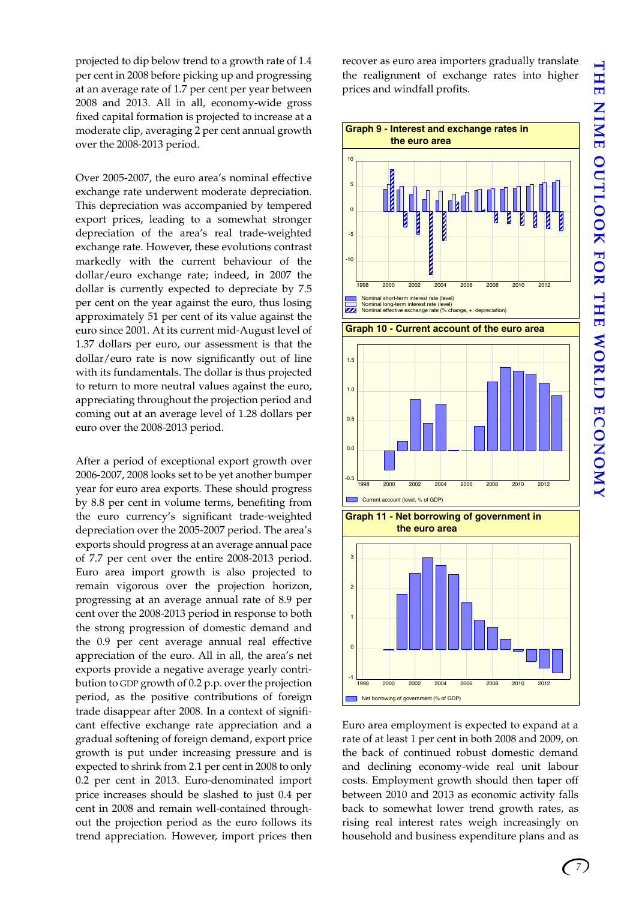projected to dip below trend to a growth rate of 1.4 per cent in 2008 before picking up and progressing at an average rate of 1.7 per cent per year between 2008 and 2013. All in all, economy-wide gross fixed capital formation is projected to increase at a moderate clip, averaging 2 per cent annual growth over the 2008-2013 period.

Over 2005-2007, the euro area's nominal effective exchange rate underwent moderate depreciation. This depreciation was accompanied by tempered export prices, leading to a somewhat stronger depreciation of the area's real trade-weighted exchange rate. However, these evolutions contrast markedly with the current behaviour of the dollar/euro exchange rate; indeed, in 2007 the dollar is currently expected to depreciate by 7.5 per cent on the year against the euro, thus losing approximately 51 per cent of its value against the euro since 2001. At its current mid-August level of 1.37 dollars per euro, our assessment is that the dollar/euro rate is now significantly out of line with its fundamentals. The dollar is thus projected to return to more neutral values against the euro, appreciating throughout the projection period and coming out at an average level of 1.28 dollars per euro over the 2008-2013 period.

After a period of exceptional export growth over 2006-2007, 2008 looks set to be yet another bumper year for euro area exports. These should progress by 8.8 per cent in volume terms, benefiting from the euro currency's significant trade-weighted depreciation over the 2005-2007 period. The area's exports should progress at an average annual pace of 7.7 per cent over the entire 2008-2013 period. Euro area import growth is also projected to remain vigorous over the projection horizon, progressing at an average annual rate of 8.9 per cent over the 2008-2013 period in response to both the strong progression of domestic demand and the 0.9 per cent average annual real effective appreciation of the euro. All in all, the area's net exports provide a negative average yearly contribution to GDP growth of 0.2 p.p. over the projection period, as the positive contributions of foreign trade disappear after 2008. In a context of significant effective exchange rate appreciation and a gradual softening of foreign demand, export price growth is put under increasing pressure and is expected to shrink from 2.1 per cent in 2008 to only 0.2 per cent in 2013. Euro-denominated import price increases should be slashed to just 0.4 per cent in 2008 and remain well-contained throughout the projection period as the euro follows its trend appreciation. However, import prices then recover as euro area importers gradually translate the realignment of exchange rates into higher prices and windfall profits.

**Graph 9 - Interest and exchange rates in the euro area**

Nominal short-term interest rate (level); Nominal long-term interest rate (level); Nominal effective exchange rate (% change, +: depreciation)

**Graph 10 - Current account of the euro area**

Current account (level, % of GDP)

**Graph 11 - Net borrowing of government in the euro area**

Net borrowing of government (% of GDP)

Euro area employment is expected to expand at a rate of at least 1 per cent in both 2008 and 2009, on the back of continued robust domestic demand and declining economy-wide real unit labour costs. Employment growth should then taper off between 2010 and 2013 as economic activity falls back to somewhat lower trend growth rates, as rising real interest rates weigh increasingly on household and business expenditure plans and as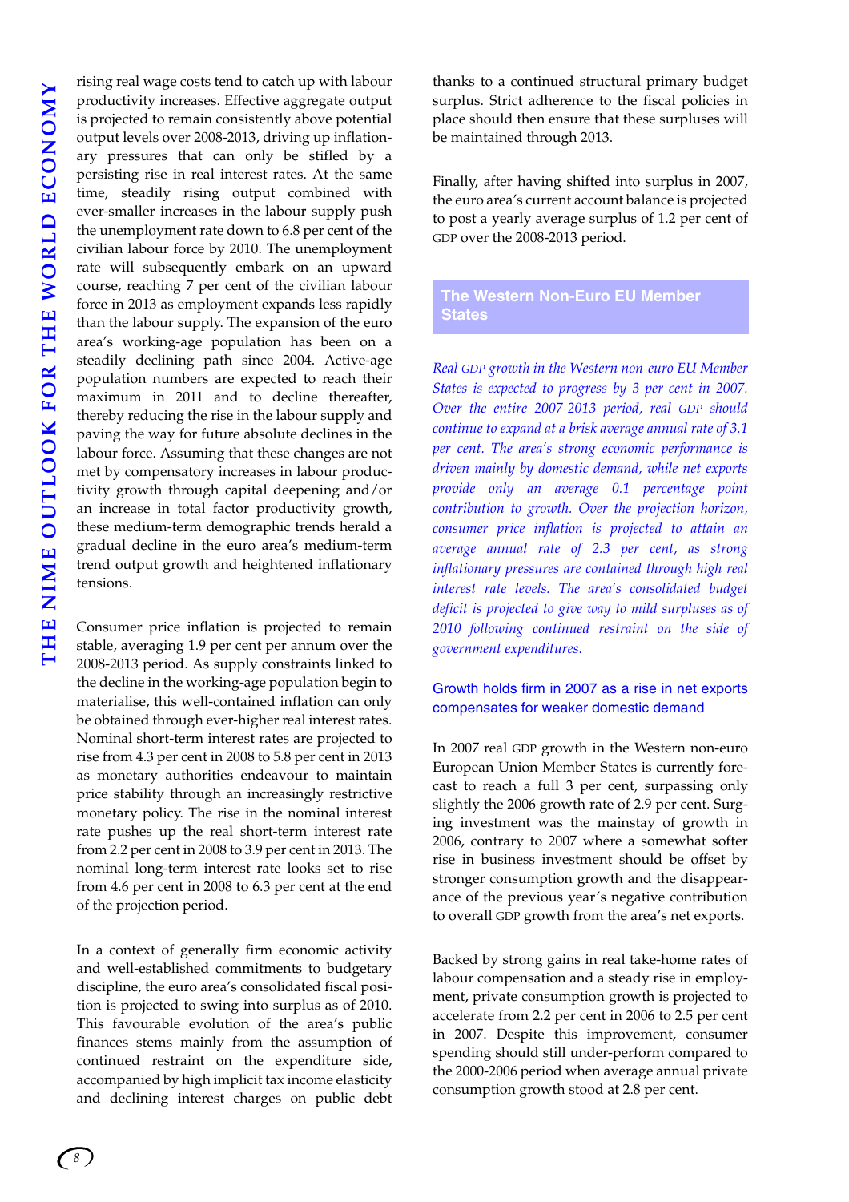rising real wage costs tend to catch up with labour productivity increases. Effective aggregate output is projected to remain consistently above potential output levels over 2008-2013, driving up inflationary pressures that can only be stifled by a persisting rise in real interest rates. At the same time, steadily rising output combined with ever-smaller increases in the labour supply push the unemployment rate down to 6.8 per cent of the civilian labour force by 2010. The unemployment rate will subsequently embark on an upward course, reaching 7 per cent of the civilian labour force in 2013 as employment expands less rapidly than the labour supply. The expansion of the euro area's working-age population has been on a steadily declining path since 2004. Active-age population numbers are expected to reach their maximum in 2011 and to decline thereafter, thereby reducing the rise in the labour supply and paving the way for future absolute declines in the labour force. Assuming that these changes are not met by compensatory increases in labour productivity growth through capital deepening and/or an increase in total factor productivity growth, these medium-term demographic trends herald a gradual decline in the euro area's medium-term trend output growth and heightened inflationary tensions.

Consumer price inflation is projected to remain stable, averaging 1.9 per cent per annum over the 2008-2013 period. As supply constraints linked to the decline in the working-age population begin to materialise, this well-contained inflation can only be obtained through ever-higher real interest rates. Nominal short-term interest rates are projected to rise from 4.3 per cent in 2008 to 5.8 per cent in 2013 as monetary authorities endeavour to maintain price stability through an increasingly restrictive monetary policy. The rise in the nominal interest rate pushes up the real short-term interest rate from 2.2 per cent in 2008 to 3.9 per cent in 2013. The nominal long-term interest rate looks set to rise from 4.6 per cent in 2008 to 6.3 per cent at the end of the projection period.

In a context of generally firm economic activity and well-established commitments to budgetary discipline, the euro area's consolidated fiscal position is projected to swing into surplus as of 2010. This favourable evolution of the area's public finances stems mainly from the assumption of continued restraint on the expenditure side, accompanied by high implicit tax income elasticity and declining interest charges on public debt thanks to a continued structural primary budget surplus. Strict adherence to the fiscal policies in place should then ensure that these surpluses will be maintained through 2013.

Finally, after having shifted into surplus in 2007, the euro area's current account balance is projected to post a yearly average surplus of 1.2 per cent of GDP over the 2008-2013 period.

## The Western Non-Euro EU Member States

*Real GDP growth in the Western non-euro EU Member States is expected to progress by 3 per cent in 2007. Over the entire 2007-2013 period, real GDP should continue to expand at a brisk average annual rate of 3.1 per cent. The area's strong economic performance is driven mainly by domestic demand, while net exports provide only an average 0.1 percentage point contribution to growth. Over the projection horizon, consumer price inflation is projected to attain an average annual rate of 2.3 per cent, as strong inflationary pressures are contained through high real interest rate levels. The area's consolidated budget deficit is projected to give way to mild surpluses as of 2010 following continued restraint on the side of government expenditures.*

### Growth holds firm in 2007 as a rise in net exports compensates for weaker domestic demand

In 2007 real GDP growth in the Western non-euro European Union Member States is currently forecast to reach a full 3 per cent, surpassing only slightly the 2006 growth rate of 2.9 per cent. Surging investment was the mainstay of growth in 2006, contrary to 2007 where a somewhat softer rise in business investment should be offset by stronger consumption growth and the disappearance of the previous year's negative contribution to overall GDP growth from the area's net exports.

Backed by strong gains in real take-home rates of labour compensation and a steady rise in employment, private consumption growth is projected to accelerate from 2.2 per cent in 2006 to 2.5 per cent in 2007. Despite this improvement, consumer spending should still under-perform compared to the 2000-2006 period when average annual private consumption growth stood at 2.8 per cent.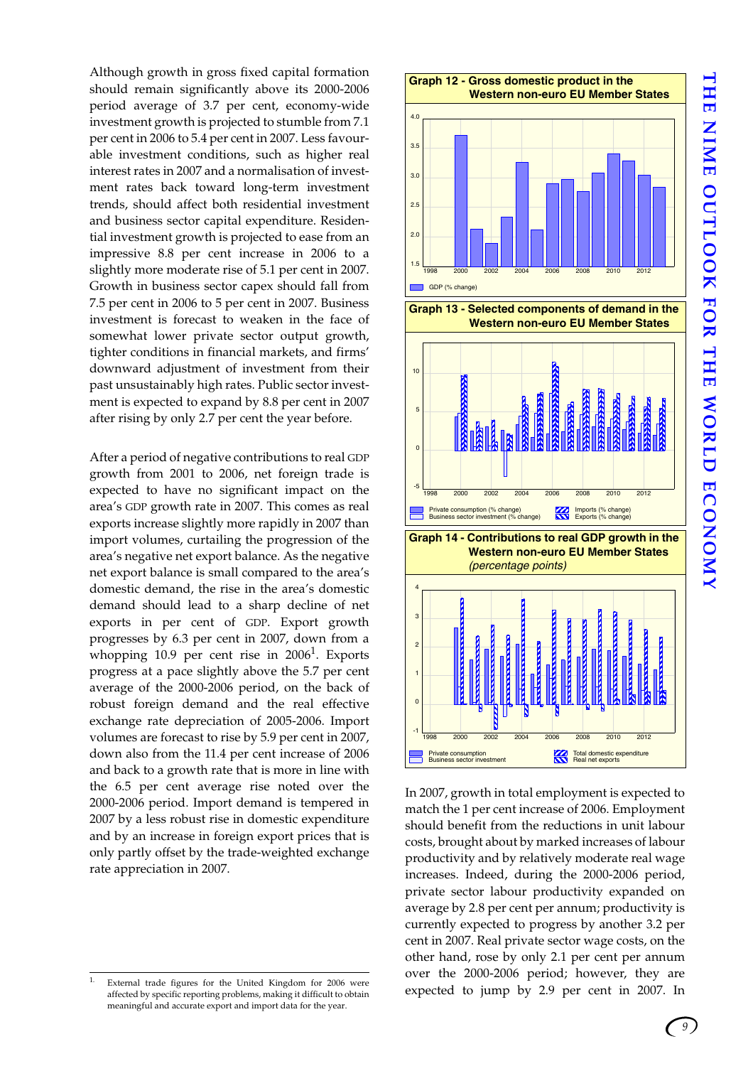Although growth in gross fixed capital formation should remain significantly above its 2000-2006 period average of 3.7 per cent, economy-wide investment growth is projected to stumble from 7.1 per cent in 2006 to 5.4 per cent in 2007. Less favourable investment conditions, such as higher real interest rates in 2007 and a normalisation of investment rates back toward long-term investment trends, should affect both residential investment and business sector capital expenditure. Residential investment growth is projected to ease from an impressive 8.8 per cent increase in 2006 to a slightly more moderate rise of 5.1 per cent in 2007. Growth in business sector capex should fall from 7.5 per cent in 2006 to 5 per cent in 2007. Business investment is forecast to weaken in the face of somewhat lower private sector output growth, tighter conditions in financial markets, and firms' downward adjustment of investment from their past unsustainably high rates. Public sector investment is expected to expand by 8.8 per cent in 2007 after rising by only 2.7 per cent the year before.

After a period of negative contributions to real GDP growth from 2001 to 2006, net foreign trade is expected to have no significant impact on the area's GDP growth rate in 2007. This comes as real exports increase slightly more rapidly in 2007 than import volumes, curtailing the progression of the area's negative net export balance. As the negative net export balance is small compared to the area's domestic demand, the rise in the area's domestic demand should lead to a sharp decline of net exports in per cent of GDP. Export growth progresses by 6.3 per cent in 2007, down from a whopping 10.9 per cent rise in 2006[1]. Exports progress at a pace slightly above the 5.7 per cent average of the 2000-2006 period, on the back of robust foreign demand and the real effective exchange rate depreciation of 2005-2006. Import volumes are forecast to rise by 5.9 per cent in 2007, down also from the 11.4 per cent increase of 2006 and back to a growth rate that is more in line with the 6.5 per cent average rise noted over the 2000-2006 period. Import demand is tempered in 2007 by a less robust rise in domestic expenditure and by an increase in foreign export prices that is only partly offset by the trade-weighted exchange rate appreciation in 2007.

**Graph 12 - Gross domestic product in the Western non-euro EU Member States**

**Graph 13 - Selected components of demand in the Western non-euro EU Member States**

**Graph 14 - Contributions to real GDP growth in the Western non-euro EU Member States**
*(percentage points)*

In 2007, growth in total employment is expected to match the 1 per cent increase of 2006. Employment should benefit from the reductions in unit labour costs, brought about by marked increases of labour productivity and by relatively moderate real wage increases. Indeed, during the 2000-2006 period, private sector labour productivity expanded on average by 2.8 per cent per annum; productivity is currently expected to progress by another 3.2 per cent in 2007. Real private sector wage costs, on the other hand, rose by only 2.1 per cent per annum over the 2000-2006 period; however, they are expected to jump by 2.9 per cent in 2007. In

---

[1] External trade figures for the United Kingdom for 2006 were affected by specific reporting problems, making it difficult to obtain meaningful and accurate export and import data for the year.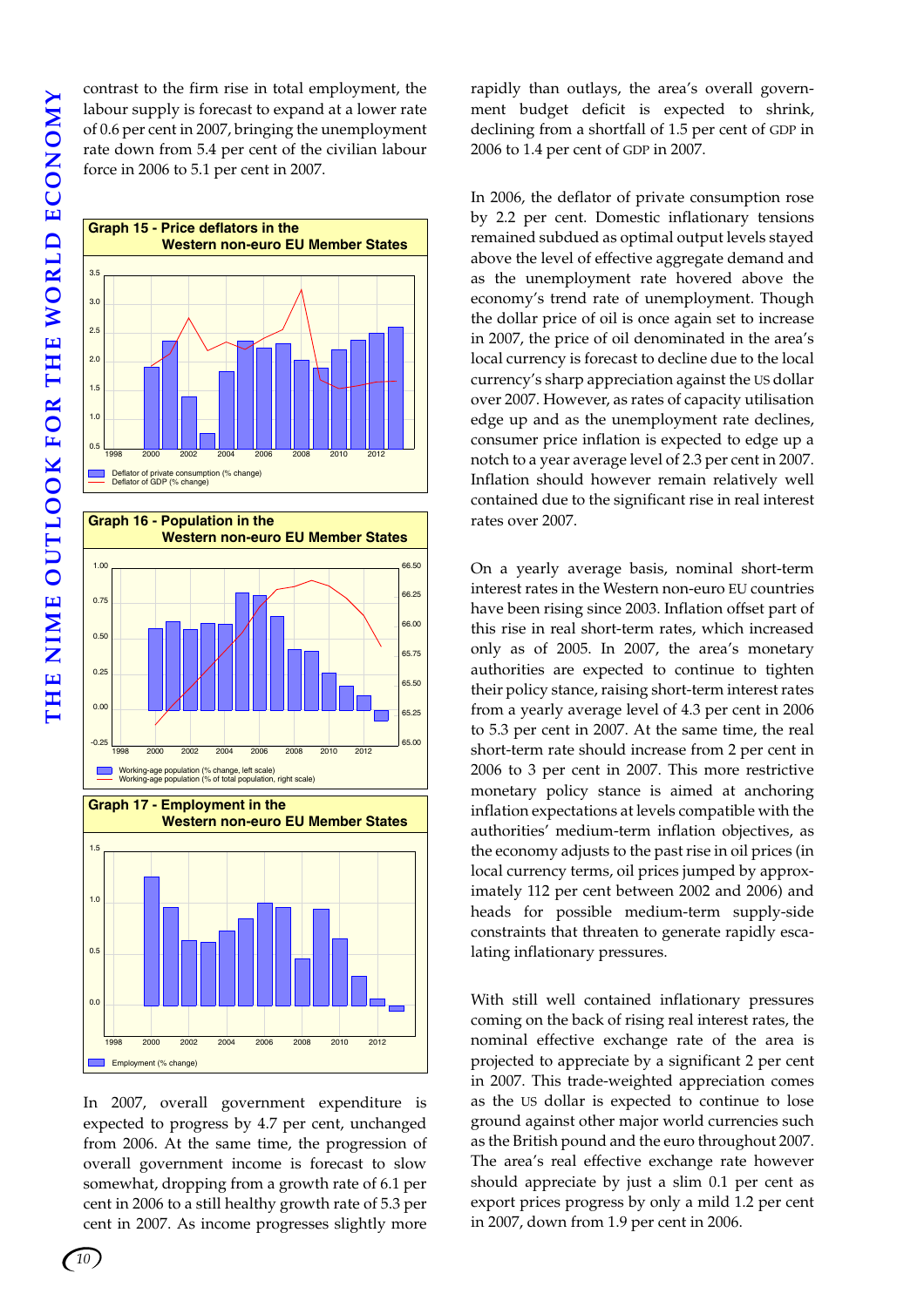contrast to the firm rise in total employment, the labour supply is forecast to expand at a lower rate of 0.6 per cent in 2007, bringing the unemployment rate down from 5.4 per cent of the civilian labour force in 2006 to 5.1 per cent in 2007.

**Graph 15 - Price deflators in the Western non-euro EU Member States**

**Graph 16 - Population in the Western non-euro EU Member States**

**Graph 17 - Employment in the Western non-euro EU Member States**

In 2007, overall government expenditure is expected to progress by 4.7 per cent, unchanged from 2006. At the same time, the progression of overall government income is forecast to slow somewhat, dropping from a growth rate of 6.1 per cent in 2006 to a still healthy growth rate of 5.3 per cent in 2007. As income progresses slightly more rapidly than outlays, the area's overall government budget deficit is expected to shrink, declining from a shortfall of 1.5 per cent of GDP in 2006 to 1.4 per cent of GDP in 2007.

In 2006, the deflator of private consumption rose by 2.2 per cent. Domestic inflationary tensions remained subdued as optimal output levels stayed above the level of effective aggregate demand and as the unemployment rate hovered above the economy's trend rate of unemployment. Though the dollar price of oil is once again set to increase in 2007, the price of oil denominated in the area's local currency is forecast to decline due to the local currency's sharp appreciation against the US dollar over 2007. However, as rates of capacity utilisation edge up and as the unemployment rate declines, consumer price inflation is expected to edge up a notch to a year average level of 2.3 per cent in 2007. Inflation should however remain relatively well contained due to the significant rise in real interest rates over 2007.

On a yearly average basis, nominal short-term interest rates in the Western non-euro EU countries have been rising since 2003. Inflation offset part of this rise in real short-term rates, which increased only as of 2005. In 2007, the area's monetary authorities are expected to continue to tighten their policy stance, raising short-term interest rates from a yearly average level of 4.3 per cent in 2006 to 5.3 per cent in 2007. At the same time, the real short-term rate should increase from 2 per cent in 2006 to 3 per cent in 2007. This more restrictive monetary policy stance is aimed at anchoring inflation expectations at levels compatible with the authorities' medium-term inflation objectives, as the economy adjusts to the past rise in oil prices (in local currency terms, oil prices jumped by approximately 112 per cent between 2002 and 2006) and heads for possible medium-term supply-side constraints that threaten to generate rapidly escalating inflationary pressures.

With still well contained inflationary pressures coming on the back of rising real interest rates, the nominal effective exchange rate of the area is projected to appreciate by a significant 2 per cent in 2007. This trade-weighted appreciation comes as the US dollar is expected to continue to lose ground against other major world currencies such as the British pound and the euro throughout 2007. The area's real effective exchange rate however should appreciate by just a slim 0.1 per cent as export prices progress by only a mild 1.2 per cent in 2007, down from 1.9 per cent in 2006.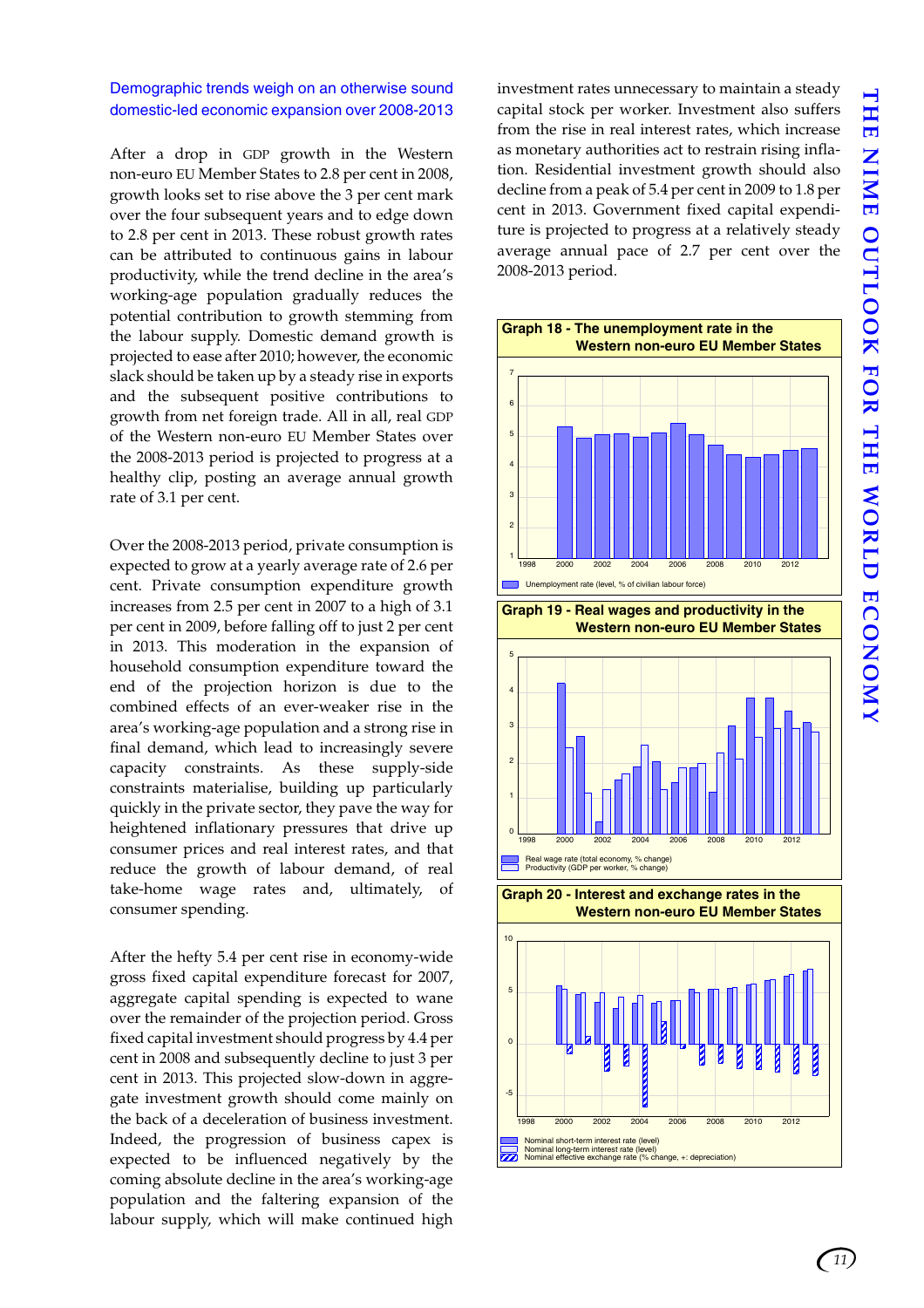## Demographic trends weigh on an otherwise sound domestic-led economic expansion over 2008-2013

After a drop in GDP growth in the Western non-euro EU Member States to 2.8 per cent in 2008, growth looks set to rise above the 3 per cent mark over the four subsequent years and to edge down to 2.8 per cent in 2013. These robust growth rates can be attributed to continuous gains in labour productivity, while the trend decline in the area's working-age population gradually reduces the potential contribution to growth stemming from the labour supply. Domestic demand growth is projected to ease after 2010; however, the economic slack should be taken up by a steady rise in exports and the subsequent positive contributions to growth from net foreign trade. All in all, real GDP of the Western non-euro EU Member States over the 2008-2013 period is projected to progress at a healthy clip, posting an average annual growth rate of 3.1 per cent.

Over the 2008-2013 period, private consumption is expected to grow at a yearly average rate of 2.6 per cent. Private consumption expenditure growth increases from 2.5 per cent in 2007 to a high of 3.1 per cent in 2009, before falling off to just 2 per cent in 2013. This moderation in the expansion of household consumption expenditure toward the end of the projection horizon is due to the combined effects of an ever-weaker rise in the area's working-age population and a strong rise in final demand, which lead to increasingly severe capacity constraints. As these supply-side constraints materialise, building up particularly quickly in the private sector, they pave the way for heightened inflationary pressures that drive up consumer prices and real interest rates, and that reduce the growth of labour demand, of real take-home wage rates and, ultimately, of consumer spending.

After the hefty 5.4 per cent rise in economy-wide gross fixed capital expenditure forecast for 2007, aggregate capital spending is expected to wane over the remainder of the projection period. Gross fixed capital investment should progress by 4.4 per cent in 2008 and subsequently decline to just 3 per cent in 2013. This projected slow-down in aggregate investment growth should come mainly on the back of a deceleration of business investment. Indeed, the progression of business capex is expected to be influenced negatively by the coming absolute decline in the area's working-age population and the faltering expansion of the labour supply, which will make continued high investment rates unnecessary to maintain a steady capital stock per worker. Investment also suffers from the rise in real interest rates, which increase as monetary authorities act to restrain rising inflation. Residential investment growth should also decline from a peak of 5.4 per cent in 2009 to 1.8 per cent in 2013. Government fixed capital expenditure is projected to progress at a relatively steady average annual pace of 2.7 per cent over the 2008-2013 period.

**Graph 18 - The unemployment rate in the Western non-euro EU Member States**

Unemployment rate (level, % of civilian labour force)

**Graph 19 - Real wages and productivity in the Western non-euro EU Member States**

Real wage rate (total economy, % change)
Productivity (GDP per worker, % change)

**Graph 20 - Interest and exchange rates in the Western non-euro EU Member States**

Nominal short-term interest rate (level)
Nominal long-term interest rate (level)
Nominal effective exchange rate (% change, +: depreciation)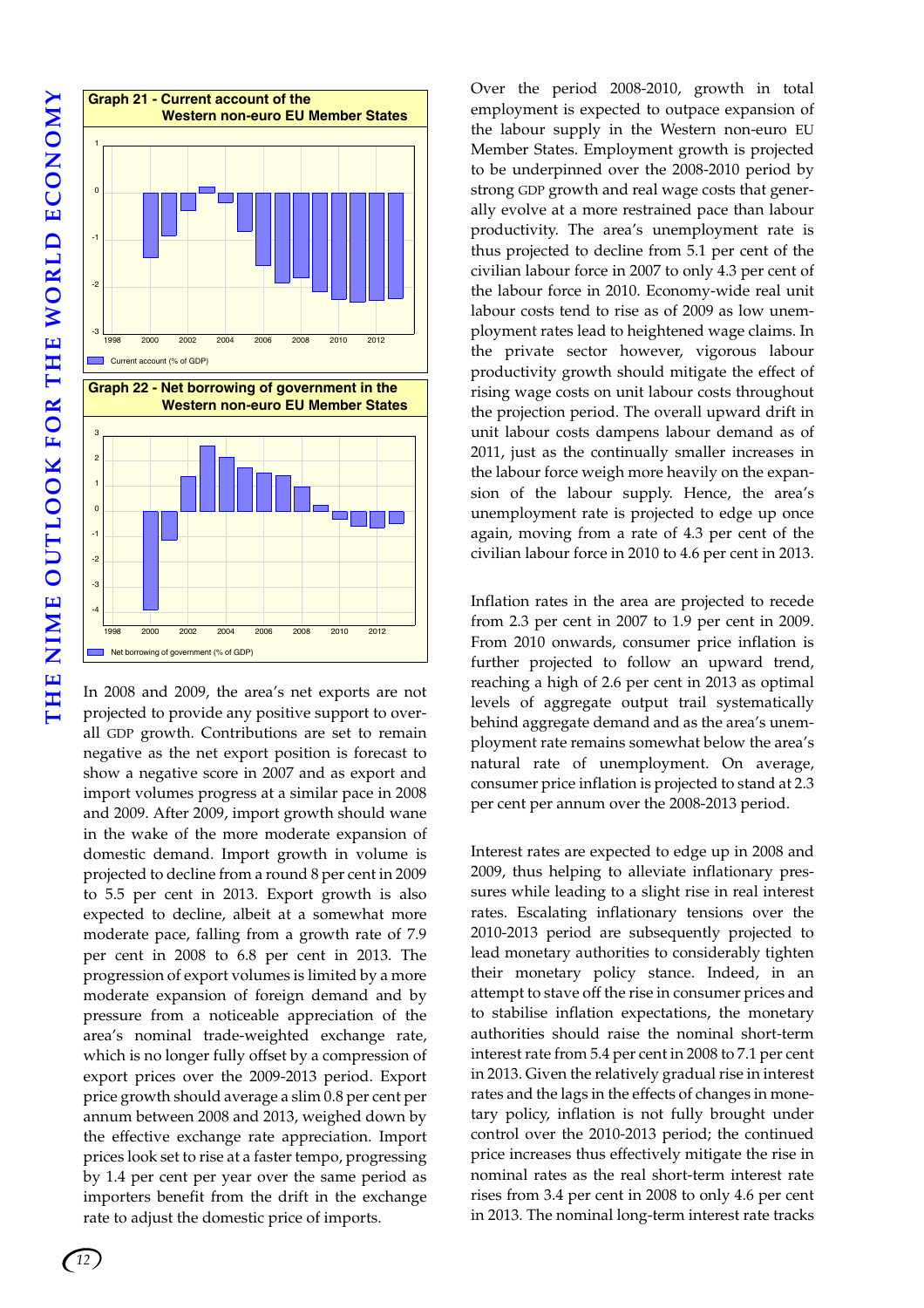**Graph 21 - Current account of the Western non-euro EU Member States**

**Graph 22 - Net borrowing of government in the Western non-euro EU Member States**

In 2008 and 2009, the area's net exports are not projected to provide any positive support to overall GDP growth. Contributions are set to remain negative as the net export position is forecast to show a negative score in 2007 and as export and import volumes progress at a similar pace in 2008 and 2009. After 2009, import growth should wane in the wake of the more moderate expansion of domestic demand. Import growth in volume is projected to decline from a round 8 per cent in 2009 to 5.5 per cent in 2013. Export growth is also expected to decline, albeit at a somewhat more moderate pace, falling from a growth rate of 7.9 per cent in 2008 to 6.8 per cent in 2013. The progression of export volumes is limited by a more moderate expansion of foreign demand and by pressure from a noticeable appreciation of the area's nominal trade-weighted exchange rate, which is no longer fully offset by a compression of export prices over the 2009-2013 period. Export price growth should average a slim 0.8 per cent per annum between 2008 and 2013, weighed down by the effective exchange rate appreciation. Import prices look set to rise at a faster tempo, progressing by 1.4 per cent per year over the same period as importers benefit from the drift in the exchange rate to adjust the domestic price of imports.

Over the period 2008-2010, growth in total employment is expected to outpace expansion of the labour supply in the Western non-euro EU Member States. Employment growth is projected to be underpinned over the 2008-2010 period by strong GDP growth and real wage costs that generally evolve at a more restrained pace than labour productivity. The area's unemployment rate is thus projected to decline from 5.1 per cent of the civilian labour force in 2007 to only 4.3 per cent of the labour force in 2010. Economy-wide real unit labour costs tend to rise as of 2009 as low unemployment rates lead to heightened wage claims. In the private sector however, vigorous labour productivity growth should mitigate the effect of rising wage costs on unit labour costs throughout the projection period. The overall upward drift in unit labour costs dampens labour demand as of 2011, just as the continually smaller increases in the labour force weigh more heavily on the expansion of the labour supply. Hence, the area's unemployment rate is projected to edge up once again, moving from a rate of 4.3 per cent of the civilian labour force in 2010 to 4.6 per cent in 2013.

Inflation rates in the area are projected to recede from 2.3 per cent in 2007 to 1.9 per cent in 2009. From 2010 onwards, consumer price inflation is further projected to follow an upward trend, reaching a high of 2.6 per cent in 2013 as optimal levels of aggregate output trail systematically behind aggregate demand and as the area's unemployment rate remains somewhat below the area's natural rate of unemployment. On average, consumer price inflation is projected to stand at 2.3 per cent per annum over the 2008-2013 period.

Interest rates are expected to edge up in 2008 and 2009, thus helping to alleviate inflationary pressures while leading to a slight rise in real interest rates. Escalating inflationary tensions over the 2010-2013 period are subsequently projected to lead monetary authorities to considerably tighten their monetary policy stance. Indeed, in an attempt to stave off the rise in consumer prices and to stabilise inflation expectations, the monetary authorities should raise the nominal short-term interest rate from 5.4 per cent in 2008 to 7.1 per cent in 2013. Given the relatively gradual rise in interest rates and the lags in the effects of changes in monetary policy, inflation is not fully brought under control over the 2010-2013 period; the continued price increases thus effectively mitigate the rise in nominal rates as the real short-term interest rate rises from 3.4 per cent in 2008 to only 4.6 per cent in 2013. The nominal long-term interest rate tracks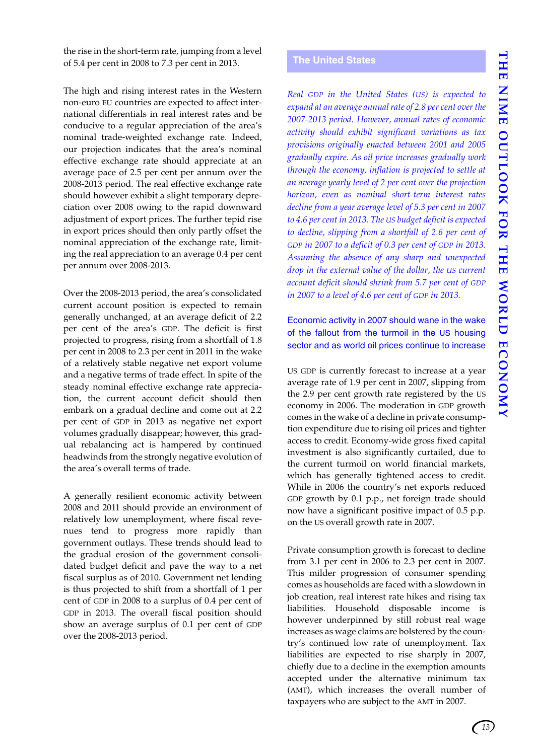the rise in the short-term rate, jumping from a level of 5.4 per cent in 2008 to 7.3 per cent in 2013.

The high and rising interest rates in the Western non-euro EU countries are expected to affect international differentials in real interest rates and be conducive to a regular appreciation of the area's nominal trade-weighted exchange rate. Indeed, our projection indicates that the area's nominal effective exchange rate should appreciate at an average pace of 2.5 per cent per annum over the 2008-2013 period. The real effective exchange rate should however exhibit a slight temporary depreciation over 2008 owing to the rapid downward adjustment of export prices. The further tepid rise in export prices should then only partly offset the nominal appreciation of the exchange rate, limiting the real appreciation to an average 0.4 per cent per annum over 2008-2013.

Over the 2008-2013 period, the area's consolidated current account position is expected to remain generally unchanged, at an average deficit of 2.2 per cent of the area's GDP. The deficit is first projected to progress, rising from a shortfall of 1.8 per cent in 2008 to 2.3 per cent in 2011 in the wake of a relatively stable negative net export volume and a negative terms of trade effect. In spite of the steady nominal effective exchange rate appreciation, the current account deficit should then embark on a gradual decline and come out at 2.2 per cent of GDP in 2013 as negative net export volumes gradually disappear; however, this gradual rebalancing act is hampered by continued headwinds from the strongly negative evolution of the area's overall terms of trade.

A generally resilient economic activity between 2008 and 2011 should provide an environment of relatively low unemployment, where fiscal revenues tend to progress more rapidly than government outlays. These trends should lead to the gradual erosion of the government consolidated budget deficit and pave the way to a net fiscal surplus as of 2010. Government net lending is thus projected to shift from a shortfall of 1 per cent of GDP in 2008 to a surplus of 0.4 per cent of GDP in 2013. The overall fiscal position should show an average surplus of 0.1 per cent of GDP over the 2008-2013 period.

## The United States

*Real GDP in the United States (US) is expected to expand at an average annual rate of 2.8 per cent over the 2007-2013 period. However, annual rates of economic activity should exhibit significant variations as tax provisions originally enacted between 2001 and 2005 gradually expire. As oil price increases gradually work through the economy, inflation is projected to settle at an average yearly level of 2 per cent over the projection horizon, even as nominal short-term interest rates decline from a year average level of 5.3 per cent in 2007 to 4.6 per cent in 2013. The US budget deficit is expected to decline, slipping from a shortfall of 2.6 per cent of GDP in 2007 to a deficit of 0.3 per cent of GDP in 2013. Assuming the absence of any sharp and unexpected drop in the external value of the dollar, the US current account deficit should shrink from 5.7 per cent of GDP in 2007 to a level of 4.6 per cent of GDP in 2013.*

### Economic activity in 2007 should wane in the wake of the fallout from the turmoil in the US housing sector and as world oil prices continue to increase

US GDP is currently forecast to increase at a year average rate of 1.9 per cent in 2007, slipping from the 2.9 per cent growth rate registered by the US economy in 2006. The moderation in GDP growth comes in the wake of a decline in private consumption expenditure due to rising oil prices and tighter access to credit. Economy-wide gross fixed capital investment is also significantly curtailed, due to the current turmoil on world financial markets, which has generally tightened access to credit. While in 2006 the country's net exports reduced GDP growth by 0.1 p.p., net foreign trade should now have a significant positive impact of 0.5 p.p. on the US overall growth rate in 2007.

Private consumption growth is forecast to decline from 3.1 per cent in 2006 to 2.3 per cent in 2007. This milder progression of consumer spending comes as households are faced with a slowdown in job creation, real interest rate hikes and rising tax liabilities. Household disposable income is however underpinned by still robust real wage increases as wage claims are bolstered by the country's continued low rate of unemployment. Tax liabilities are expected to rise sharply in 2007, chiefly due to a decline in the exemption amounts accepted under the alternative minimum tax (AMT), which increases the overall number of taxpayers who are subject to the AMT in 2007.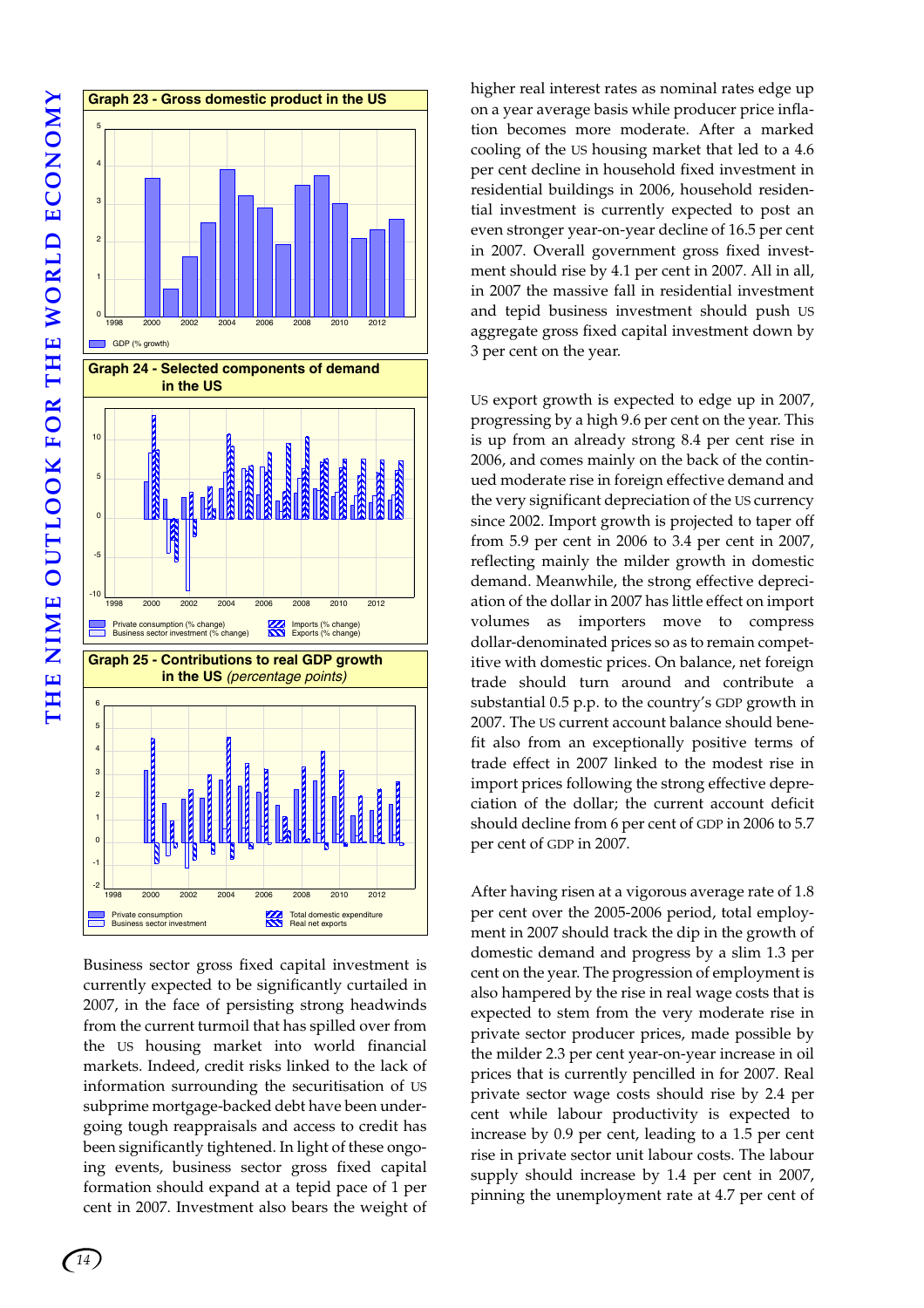**Graph 23 - Gross domestic product in the US**

GDP (% growth)

**Graph 24 - Selected components of demand in the US**

Private consumption (% change) · Business sector investment (% change) · Imports (% change) · Exports (% change)

**Graph 25 - Contributions to real GDP growth in the US** *(percentage points)*

Private consumption · Business sector investment · Total domestic expenditure · Real net exports

Business sector gross fixed capital investment is currently expected to be significantly curtailed in 2007, in the face of persisting strong headwinds from the current turmoil that has spilled over from the US housing market into world financial markets. Indeed, credit risks linked to the lack of information surrounding the securitisation of US subprime mortgage-backed debt have been undergoing tough reappraisals and access to credit has been significantly tightened. In light of these ongoing events, business sector gross fixed capital formation should expand at a tepid pace of 1 per cent in 2007. Investment also bears the weight of higher real interest rates as nominal rates edge up on a year average basis while producer price inflation becomes more moderate. After a marked cooling of the US housing market that led to a 4.6 per cent decline in household fixed investment in residential buildings in 2006, household residential investment is currently expected to post an even stronger year-on-year decline of 16.5 per cent in 2007. Overall government gross fixed investment should rise by 4.1 per cent in 2007. All in all, in 2007 the massive fall in residential investment and tepid business investment should push US aggregate gross fixed capital investment down by 3 per cent on the year.

US export growth is expected to edge up in 2007, progressing by a high 9.6 per cent on the year. This is up from an already strong 8.4 per cent rise in 2006, and comes mainly on the back of the continued moderate rise in foreign effective demand and the very significant depreciation of the US currency since 2002. Import growth is projected to taper off from 5.9 per cent in 2006 to 3.4 per cent in 2007, reflecting mainly the milder growth in domestic demand. Meanwhile, the strong effective depreciation of the dollar in 2007 has little effect on import volumes as importers move to compress dollar-denominated prices so as to remain competitive with domestic prices. On balance, net foreign trade should turn around and contribute a substantial 0.5 p.p. to the country's GDP growth in 2007. The US current account balance should benefit also from an exceptionally positive terms of trade effect in 2007 linked to the modest rise in import prices following the strong effective depreciation of the dollar; the current account deficit should decline from 6 per cent of GDP in 2006 to 5.7 per cent of GDP in 2007.

After having risen at a vigorous average rate of 1.8 per cent over the 2005-2006 period, total employment in 2007 should track the dip in the growth of domestic demand and progress by a slim 1.3 per cent on the year. The progression of employment is also hampered by the rise in real wage costs that is expected to stem from the very moderate rise in private sector producer prices, made possible by the milder 2.3 per cent year-on-year increase in oil prices that is currently pencilled in for 2007. Real private sector wage costs should rise by 2.4 per cent while labour productivity is expected to increase by 0.9 per cent, leading to a 1.5 per cent rise in private sector unit labour costs. The labour supply should increase by 1.4 per cent in 2007, pinning the unemployment rate at 4.7 per cent of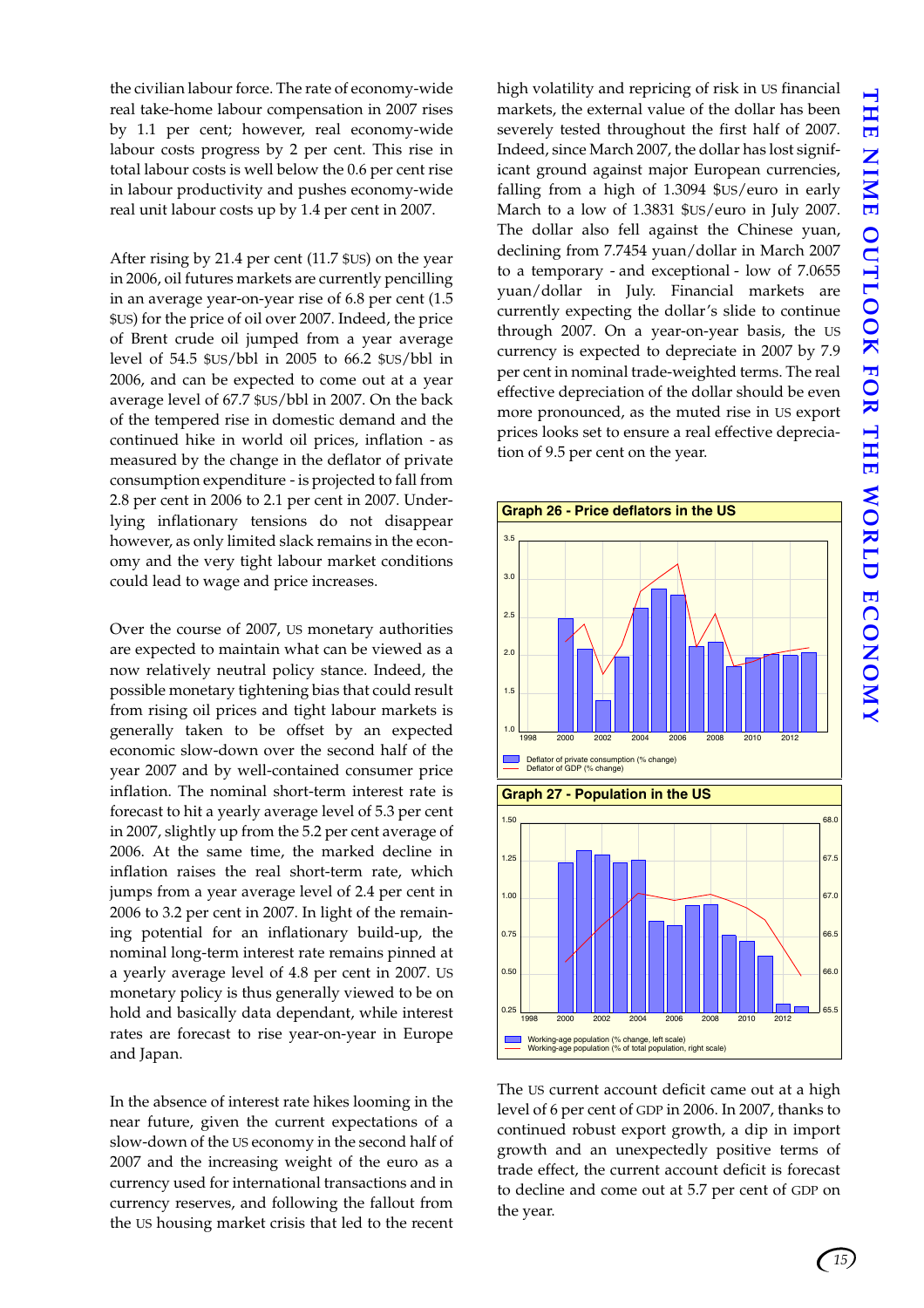the civilian labour force. The rate of economy-wide real take-home labour compensation in 2007 rises by 1.1 per cent; however, real economy-wide labour costs progress by 2 per cent. This rise in total labour costs is well below the 0.6 per cent rise in labour productivity and pushes economy-wide real unit labour costs up by 1.4 per cent in 2007.

After rising by 21.4 per cent (11.7 $US) on the year in 2006, oil futures markets are currently pencilling in an average year-on-year rise of 6.8 per cent (1.5 $US) for the price of oil over 2007. Indeed, the price of Brent crude oil jumped from a year average level of 54.5 $US/bbl in 2005 to 66.2 $US/bbl in 2006, and can be expected to come out at a year average level of 67.7 $US/bbl in 2007. On the back of the tempered rise in domestic demand and the continued hike in world oil prices, inflation - as measured by the change in the deflator of private consumption expenditure - is projected to fall from 2.8 per cent in 2006 to 2.1 per cent in 2007. Underlying inflationary tensions do not disappear however, as only limited slack remains in the economy and the very tight labour market conditions could lead to wage and price increases.

Over the course of 2007, US monetary authorities are expected to maintain what can be viewed as a now relatively neutral policy stance. Indeed, the possible monetary tightening bias that could result from rising oil prices and tight labour markets is generally taken to be offset by an expected economic slow-down over the second half of the year 2007 and by well-contained consumer price inflation. The nominal short-term interest rate is forecast to hit a yearly average level of 5.3 per cent in 2007, slightly up from the 5.2 per cent average of 2006. At the same time, the marked decline in inflation raises the real short-term rate, which jumps from a year average level of 2.4 per cent in 2006 to 3.2 per cent in 2007. In light of the remaining potential for an inflationary build-up, the nominal long-term interest rate remains pinned at a yearly average level of 4.8 per cent in 2007. US monetary policy is thus generally viewed to be on hold and basically data dependant, while interest rates are forecast to rise year-on-year in Europe and Japan.

In the absence of interest rate hikes looming in the near future, given the current expectations of a slow-down of the US economy in the second half of 2007 and the increasing weight of the euro as a currency used for international transactions and in currency reserves, and following the fallout from the US housing market crisis that led to the recent high volatility and repricing of risk in US financial markets, the external value of the dollar has been severely tested throughout the first half of 2007. Indeed, since March 2007, the dollar has lost significant ground against major European currencies, falling from a high of 1.3094 $US/euro in early March to a low of 1.3831 $US/euro in July 2007. The dollar also fell against the Chinese yuan, declining from 7.7454 yuan/dollar in March 2007 to a temporary - and exceptional - low of 7.0655 yuan/dollar in July. Financial markets are currently expecting the dollar's slide to continue through 2007. On a year-on-year basis, the US currency is expected to depreciate in 2007 by 7.9 per cent in nominal trade-weighted terms. The real effective depreciation of the dollar should be even more pronounced, as the muted rise in US export prices looks set to ensure a real effective depreciation of 9.5 per cent on the year.

**Graph 26 - Price deflators in the US**

**Graph 27 - Population in the US**

The US current account deficit came out at a high level of 6 per cent of GDP in 2006. In 2007, thanks to continued robust export growth, a dip in import growth and an unexpectedly positive terms of trade effect, the current account deficit is forecast to decline and come out at 5.7 per cent of GDP on the year.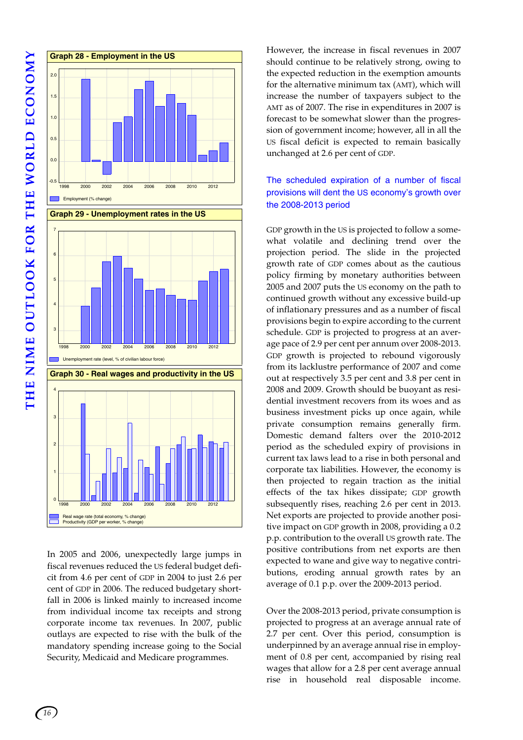**Graph 28 - Employment in the US**

Employment (% change)

**Graph 29 - Unemployment rates in the US**

Unemployment rate (level, % of civilian labour force)

**Graph 30 - Real wages and productivity in the US**

Real wage rate (total economy, % change)
Productivity (GDP per worker, % change)

In 2005 and 2006, unexpectedly large jumps in fiscal revenues reduced the US federal budget deficit from 4.6 per cent of GDP in 2004 to just 2.6 per cent of GDP in 2006. The reduced budgetary shortfall in 2006 is linked mainly to increased income from individual income tax receipts and strong corporate income tax revenues. In 2007, public outlays are expected to rise with the bulk of the mandatory spending increase going to the Social Security, Medicaid and Medicare programmes.

However, the increase in fiscal revenues in 2007 should continue to be relatively strong, owing to the expected reduction in the exemption amounts for the alternative minimum tax (AMT), which will increase the number of taxpayers subject to the AMT as of 2007. The rise in expenditures in 2007 is forecast to be somewhat slower than the progression of government income; however, all in all the US fiscal deficit is expected to remain basically unchanged at 2.6 per cent of GDP.

### The scheduled expiration of a number of fiscal provisions will dent the US economy's growth over the 2008-2013 period

GDP growth in the US is projected to follow a somewhat volatile and declining trend over the projection period. The slide in the projected growth rate of GDP comes about as the cautious policy firming by monetary authorities between 2005 and 2007 puts the US economy on the path to continued growth without any excessive build-up of inflationary pressures and as a number of fiscal provisions begin to expire according to the current schedule. GDP is projected to progress at an average pace of 2.9 per cent per annum over 2008-2013. GDP growth is projected to rebound vigorously from its lacklustre performance of 2007 and come out at respectively 3.5 per cent and 3.8 per cent in 2008 and 2009. Growth should be buoyant as residential investment recovers from its woes and as business investment picks up once again, while private consumption remains generally firm. Domestic demand falters over the 2010-2012 period as the scheduled expiry of provisions in current tax laws lead to a rise in both personal and corporate tax liabilities. However, the economy is then projected to regain traction as the initial effects of the tax hikes dissipate; GDP growth subsequently rises, reaching 2.6 per cent in 2013. Net exports are projected to provide another positive impact on GDP growth in 2008, providing a 0.2 p.p. contribution to the overall US growth rate. The positive contributions from net exports are then expected to wane and give way to negative contributions, eroding annual growth rates by an average of 0.1 p.p. over the 2009-2013 period.

Over the 2008-2013 period, private consumption is projected to progress at an average annual rate of 2.7 per cent. Over this period, consumption is underpinned by an average annual rise in employment of 0.8 per cent, accompanied by rising real wages that allow for a 2.8 per cent average annual rise in household real disposable income.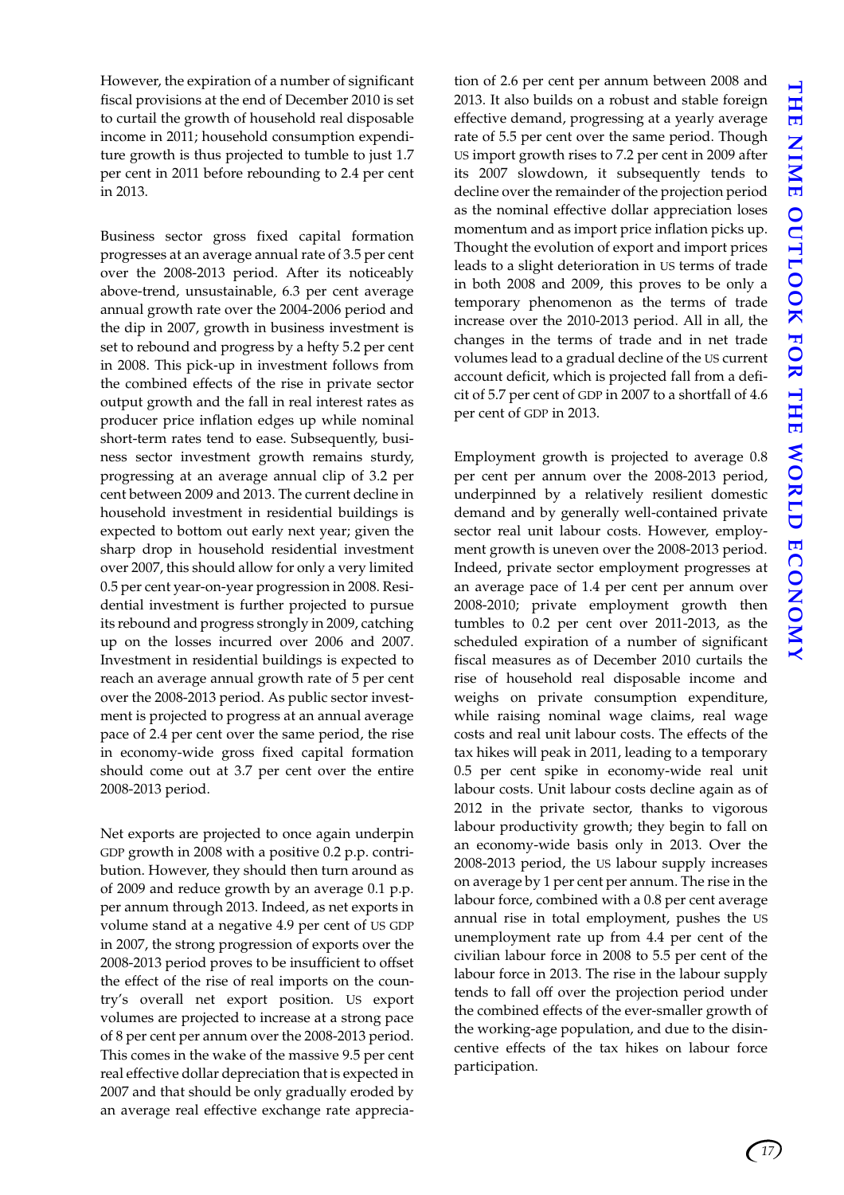However, the expiration of a number of significant fiscal provisions at the end of December 2010 is set to curtail the growth of household real disposable income in 2011; household consumption expenditure growth is thus projected to tumble to just 1.7 per cent in 2011 before rebounding to 2.4 per cent in 2013.

Business sector gross fixed capital formation progresses at an average annual rate of 3.5 per cent over the 2008-2013 period. After its noticeably above-trend, unsustainable, 6.3 per cent average annual growth rate over the 2004-2006 period and the dip in 2007, growth in business investment is set to rebound and progress by a hefty 5.2 per cent in 2008. This pick-up in investment follows from the combined effects of the rise in private sector output growth and the fall in real interest rates as producer price inflation edges up while nominal short-term rates tend to ease. Subsequently, business sector investment growth remains sturdy, progressing at an average annual clip of 3.2 per cent between 2009 and 2013. The current decline in household investment in residential buildings is expected to bottom out early next year; given the sharp drop in household residential investment over 2007, this should allow for only a very limited 0.5 per cent year-on-year progression in 2008. Residential investment is further projected to pursue its rebound and progress strongly in 2009, catching up on the losses incurred over 2006 and 2007. Investment in residential buildings is expected to reach an average annual growth rate of 5 per cent over the 2008-2013 period. As public sector investment is projected to progress at an annual average pace of 2.4 per cent over the same period, the rise in economy-wide gross fixed capital formation should come out at 3.7 per cent over the entire 2008-2013 period.

Net exports are projected to once again underpin GDP growth in 2008 with a positive 0.2 p.p. contribution. However, they should then turn around as of 2009 and reduce growth by an average 0.1 p.p. per annum through 2013. Indeed, as net exports in volume stand at a negative 4.9 per cent of US GDP in 2007, the strong progression of exports over the 2008-2013 period proves to be insufficient to offset the effect of the rise of real imports on the country's overall net export position. US export volumes are projected to increase at a strong pace of 8 per cent per annum over the 2008-2013 period. This comes in the wake of the massive 9.5 per cent real effective dollar depreciation that is expected in 2007 and that should be only gradually eroded by an average real effective exchange rate appreciation of 2.6 per cent per annum between 2008 and 2013. It also builds on a robust and stable foreign effective demand, progressing at a yearly average rate of 5.5 per cent over the same period. Though US import growth rises to 7.2 per cent in 2009 after its 2007 slowdown, it subsequently tends to decline over the remainder of the projection period as the nominal effective dollar appreciation loses momentum and as import price inflation picks up. Thought the evolution of export and import prices leads to a slight deterioration in US terms of trade in both 2008 and 2009, this proves to be only a temporary phenomenon as the terms of trade increase over the 2010-2013 period. All in all, the changes in the terms of trade and in net trade volumes lead to a gradual decline of the US current account deficit, which is projected fall from a deficit of 5.7 per cent of GDP in 2007 to a shortfall of 4.6 per cent of GDP in 2013.

Employment growth is projected to average 0.8 per cent per annum over the 2008-2013 period, underpinned by a relatively resilient domestic demand and by generally well-contained private sector real unit labour costs. However, employment growth is uneven over the 2008-2013 period. Indeed, private sector employment progresses at an average pace of 1.4 per cent per annum over 2008-2010; private employment growth then tumbles to 0.2 per cent over 2011-2013, as the scheduled expiration of a number of significant fiscal measures as of December 2010 curtails the rise of household real disposable income and weighs on private consumption expenditure, while raising nominal wage claims, real wage costs and real unit labour costs. The effects of the tax hikes will peak in 2011, leading to a temporary 0.5 per cent spike in economy-wide real unit labour costs. Unit labour costs decline again as of 2012 in the private sector, thanks to vigorous labour productivity growth; they begin to fall on an economy-wide basis only in 2013. Over the 2008-2013 period, the US labour supply increases on average by 1 per cent per annum. The rise in the labour force, combined with a 0.8 per cent average annual rise in total employment, pushes the US unemployment rate up from 4.4 per cent of the civilian labour force in 2008 to 5.5 per cent of the labour force in 2013. The rise in the labour supply tends to fall off over the projection period under the combined effects of the ever-smaller growth of the working-age population, and due to the disincentive effects of the tax hikes on labour force participation.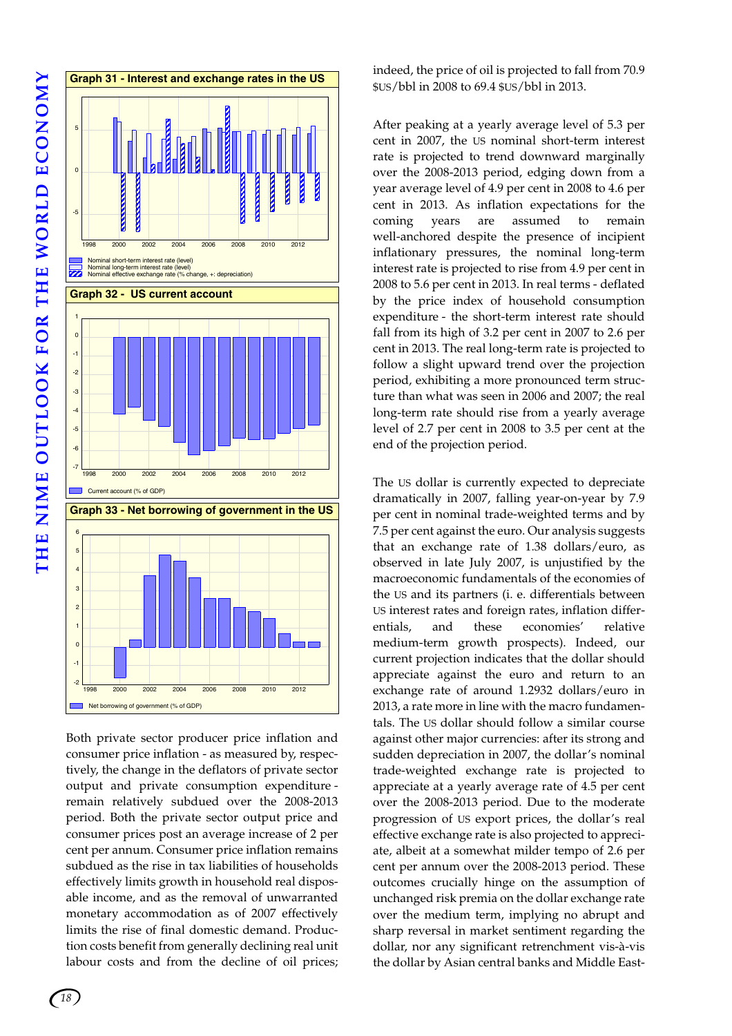**Graph 31 - Interest and exchange rates in the US**

Nominal short-term interest rate (level)
Nominal long-term interest rate (level)
Nominal effective exchange rate (% change, +: depreciation)

**Graph 32 - US current account**

Current account (% of GDP)

**Graph 33 - Net borrowing of government in the US**

Net borrowing of government (% of GDP)

Both private sector producer price inflation and consumer price inflation - as measured by, respectively, the change in the deflators of private sector output and private consumption expenditure - remain relatively subdued over the 2008-2013 period. Both the private sector output price and consumer prices post an average increase of 2 per cent per annum. Consumer price inflation remains subdued as the rise in tax liabilities of households effectively limits growth in household real disposable income, and as the removal of unwarranted monetary accommodation as of 2007 effectively limits the rise of final domestic demand. Production costs benefit from generally declining real unit labour costs and from the decline of oil prices; indeed, the price of oil is projected to fall from 70.9 $US/bbl in 2008 to 69.4 $US/bbl in 2013.

After peaking at a yearly average level of 5.3 per cent in 2007, the US nominal short-term interest rate is projected to trend downward marginally over the 2008-2013 period, edging down from a year average level of 4.9 per cent in 2008 to 4.6 per cent in 2013. As inflation expectations for the coming years are assumed to remain well-anchored despite the presence of incipient inflationary pressures, the nominal long-term interest rate is projected to rise from 4.9 per cent in 2008 to 5.6 per cent in 2013. In real terms - deflated by the price index of household consumption expenditure - the short-term interest rate should fall from its high of 3.2 per cent in 2007 to 2.6 per cent in 2013. The real long-term rate is projected to follow a slight upward trend over the projection period, exhibiting a more pronounced term structure than what was seen in 2006 and 2007; the real long-term rate should rise from a yearly average level of 2.7 per cent in 2008 to 3.5 per cent at the end of the projection period.

The US dollar is currently expected to depreciate dramatically in 2007, falling year-on-year by 7.9 per cent in nominal trade-weighted terms and by 7.5 per cent against the euro. Our analysis suggests that an exchange rate of 1.38 dollars/euro, as observed in late July 2007, is unjustified by the macroeconomic fundamentals of the economies of the US and its partners (i. e. differentials between US interest rates and foreign rates, inflation differentials, and these economies' relative medium-term growth prospects). Indeed, our current projection indicates that the dollar should appreciate against the euro and return to an exchange rate of around 1.2932 dollars/euro in 2013, a rate more in line with the macro fundamentals. The US dollar should follow a similar course against other major currencies: after its strong and sudden depreciation in 2007, the dollar's nominal trade-weighted exchange rate is projected to appreciate at a yearly average rate of 4.5 per cent over the 2008-2013 period. Due to the moderate progression of US export prices, the dollar's real effective exchange rate is also projected to appreciate, albeit at a somewhat milder tempo of 2.6 per cent per annum over the 2008-2013 period. These outcomes crucially hinge on the assumption of unchanged risk premia on the dollar exchange rate over the medium term, implying no abrupt and sharp reversal in market sentiment regarding the dollar, nor any significant retrenchment vis-à-vis the dollar by Asian central banks and Middle East-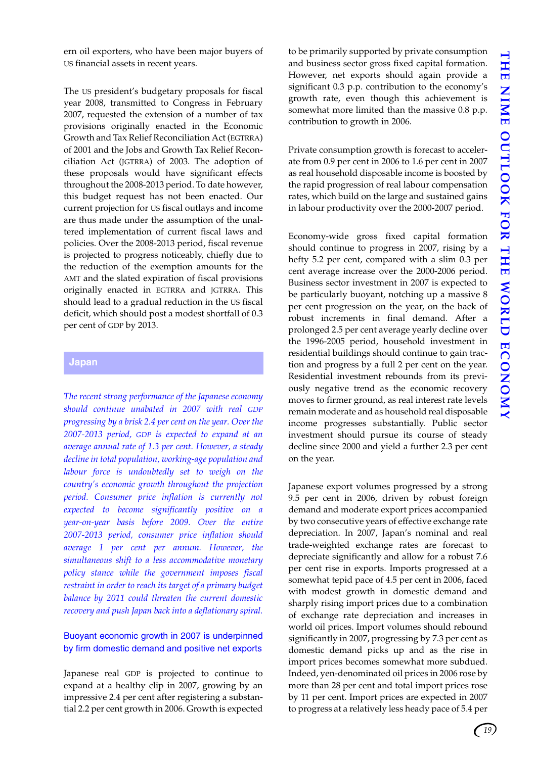ern oil exporters, who have been major buyers of US financial assets in recent years.

The US president's budgetary proposals for fiscal year 2008, transmitted to Congress in February 2007, requested the extension of a number of tax provisions originally enacted in the Economic Growth and Tax Relief Reconciliation Act (EGTRRA) of 2001 and the Jobs and Growth Tax Relief Reconciliation Act (JGTRRA) of 2003. The adoption of these proposals would have significant effects throughout the 2008-2013 period. To date however, this budget request has not been enacted. Our current projection for US fiscal outlays and income are thus made under the assumption of the unaltered implementation of current fiscal laws and policies. Over the 2008-2013 period, fiscal revenue is projected to progress noticeably, chiefly due to the reduction of the exemption amounts for the AMT and the slated expiration of fiscal provisions originally enacted in EGTRRA and JGTRRA. This should lead to a gradual reduction in the US fiscal deficit, which should post a modest shortfall of 0.3 per cent of GDP by 2013.

## Japan

*The recent strong performance of the Japanese economy should continue unabated in 2007 with real GDP progressing by a brisk 2.4 per cent on the year. Over the 2007-2013 period, GDP is expected to expand at an average annual rate of 1.3 per cent. However, a steady decline in total population, working-age population and labour force is undoubtedly set to weigh on the country's economic growth throughout the projection period. Consumer price inflation is currently not expected to become significantly positive on a year-on-year basis before 2009. Over the entire 2007-2013 period, consumer price inflation should average 1 per cent per annum. However, the simultaneous shift to a less accommodative monetary policy stance while the government imposes fiscal restraint in order to reach its target of a primary budget balance by 2011 could threaten the current domestic recovery and push Japan back into a deflationary spiral.*

### Buoyant economic growth in 2007 is underpinned by firm domestic demand and positive net exports

Japanese real GDP is projected to continue to expand at a healthy clip in 2007, growing by an impressive 2.4 per cent after registering a substantial 2.2 per cent growth in 2006. Growth is expected to be primarily supported by private consumption and business sector gross fixed capital formation. However, net exports should again provide a significant 0.3 p.p. contribution to the economy's growth rate, even though this achievement is somewhat more limited than the massive 0.8 p.p. contribution to growth in 2006.

Private consumption growth is forecast to accelerate from 0.9 per cent in 2006 to 1.6 per cent in 2007 as real household disposable income is boosted by the rapid progression of real labour compensation rates, which build on the large and sustained gains in labour productivity over the 2000-2007 period.

Economy-wide gross fixed capital formation should continue to progress in 2007, rising by a hefty 5.2 per cent, compared with a slim 0.3 per cent average increase over the 2000-2006 period. Business sector investment in 2007 is expected to be particularly buoyant, notching up a massive 8 per cent progression on the year, on the back of robust increments in final demand. After a prolonged 2.5 per cent average yearly decline over the 1996-2005 period, household investment in residential buildings should continue to gain traction and progress by a full 2 per cent on the year. Residential investment rebounds from its previously negative trend as the economic recovery moves to firmer ground, as real interest rate levels remain moderate and as household real disposable income progresses substantially. Public sector investment should pursue its course of steady decline since 2000 and yield a further 2.3 per cent on the year.

Japanese export volumes progressed by a strong 9.5 per cent in 2006, driven by robust foreign demand and moderate export prices accompanied by two consecutive years of effective exchange rate depreciation. In 2007, Japan's nominal and real trade-weighted exchange rates are forecast to depreciate significantly and allow for a robust 7.6 per cent rise in exports. Imports progressed at a somewhat tepid pace of 4.5 per cent in 2006, faced with modest growth in domestic demand and sharply rising import prices due to a combination of exchange rate depreciation and increases in world oil prices. Import volumes should rebound significantly in 2007, progressing by 7.3 per cent as domestic demand picks up and as the rise in import prices becomes somewhat more subdued. Indeed, yen-denominated oil prices in 2006 rose by more than 28 per cent and total import prices rose by 11 per cent. Import prices are expected in 2007 to progress at a relatively less heady pace of 5.4 per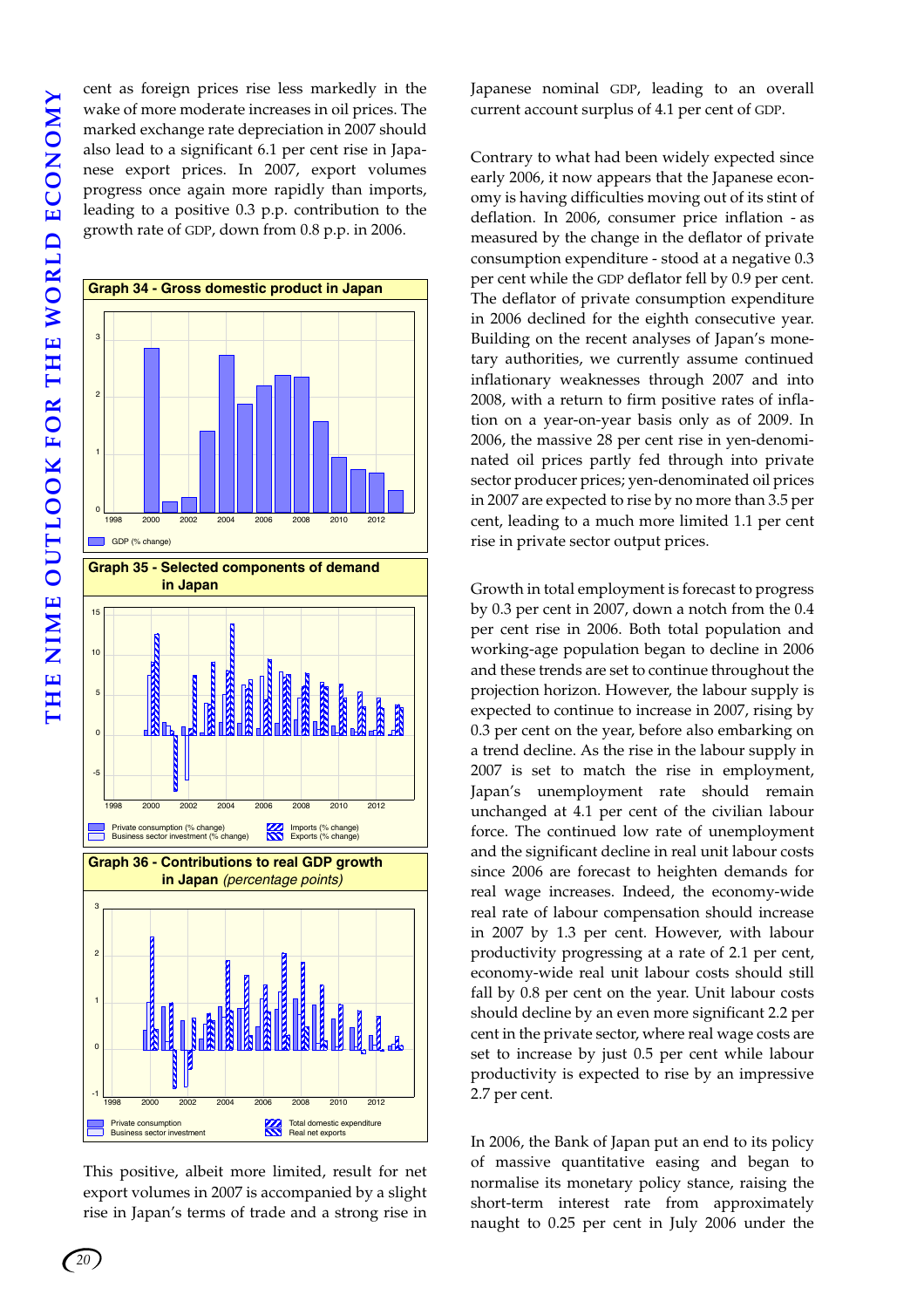cent as foreign prices rise less markedly in the wake of more moderate increases in oil prices. The marked exchange rate depreciation in 2007 should also lead to a significant 6.1 per cent rise in Japanese export prices. In 2007, export volumes progress once again more rapidly than imports, leading to a positive 0.3 p.p. contribution to the growth rate of GDP, down from 0.8 p.p. in 2006.

**Graph 34 - Gross domestic product in Japan**

**Graph 35 - Selected components of demand in Japan**

**Graph 36 - Contributions to real GDP growth in Japan** *(percentage points)*

This positive, albeit more limited, result for net export volumes in 2007 is accompanied by a slight rise in Japan's terms of trade and a strong rise in Japanese nominal GDP, leading to an overall current account surplus of 4.1 per cent of GDP.

Contrary to what had been widely expected since early 2006, it now appears that the Japanese economy is having difficulties moving out of its stint of deflation. In 2006, consumer price inflation - as measured by the change in the deflator of private consumption expenditure - stood at a negative 0.3 per cent while the GDP deflator fell by 0.9 per cent. The deflator of private consumption expenditure in 2006 declined for the eighth consecutive year. Building on the recent analyses of Japan's monetary authorities, we currently assume continued inflationary weaknesses through 2007 and into 2008, with a return to firm positive rates of inflation on a year-on-year basis only as of 2009. In 2006, the massive 28 per cent rise in yen-denominated oil prices partly fed through into private sector producer prices; yen-denominated oil prices in 2007 are expected to rise by no more than 3.5 per cent, leading to a much more limited 1.1 per cent rise in private sector output prices.

Growth in total employment is forecast to progress by 0.3 per cent in 2007, down a notch from the 0.4 per cent rise in 2006. Both total population and working-age population began to decline in 2006 and these trends are set to continue throughout the projection horizon. However, the labour supply is expected to continue to increase in 2007, rising by 0.3 per cent on the year, before also embarking on a trend decline. As the rise in the labour supply in 2007 is set to match the rise in employment, Japan's unemployment rate should remain unchanged at 4.1 per cent of the civilian labour force. The continued low rate of unemployment and the significant decline in real unit labour costs since 2006 are forecast to heighten demands for real wage increases. Indeed, the economy-wide real rate of labour compensation should increase in 2007 by 1.3 per cent. However, with labour productivity progressing at a rate of 2.1 per cent, economy-wide real unit labour costs should still fall by 0.8 per cent on the year. Unit labour costs should decline by an even more significant 2.2 per cent in the private sector, where real wage costs are set to increase by just 0.5 per cent while labour productivity is expected to rise by an impressive 2.7 per cent.

In 2006, the Bank of Japan put an end to its policy of massive quantitative easing and began to normalise its monetary policy stance, raising the short-term interest rate from approximately naught to 0.25 per cent in July 2006 under the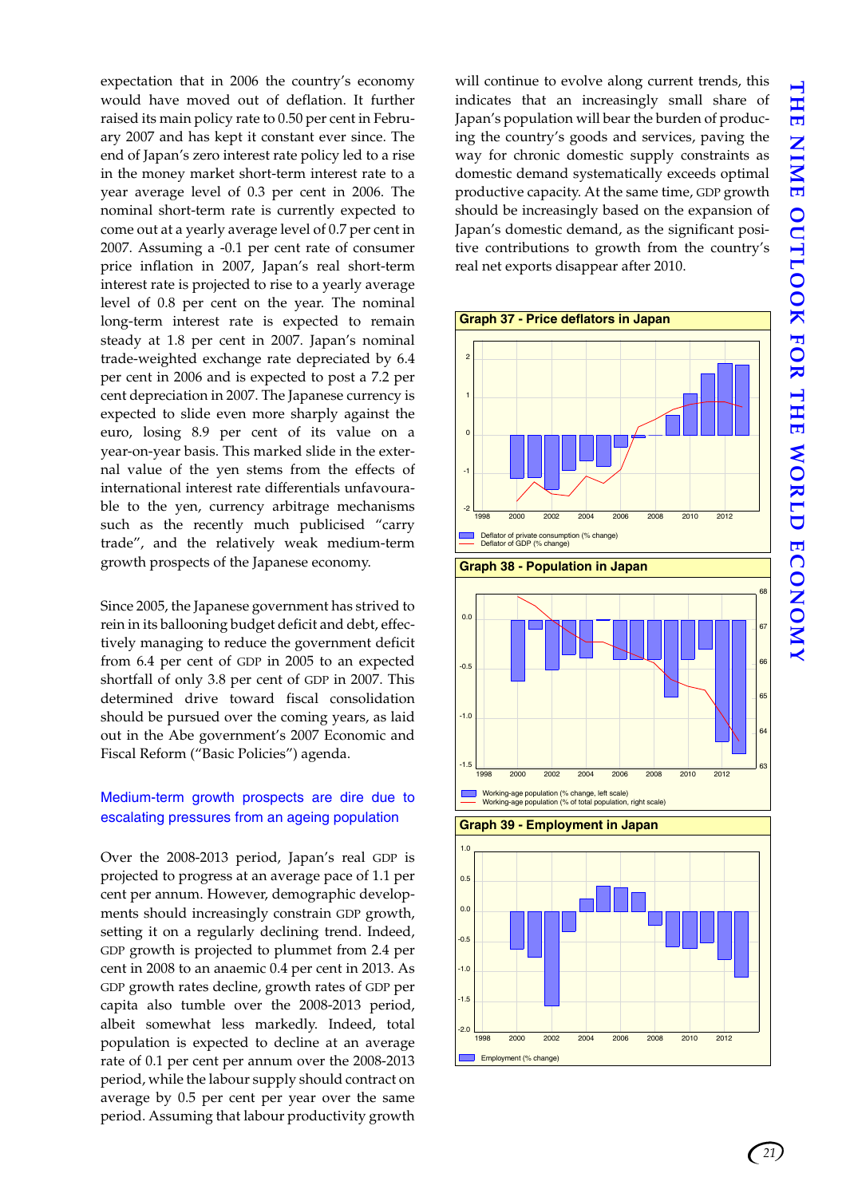expectation that in 2006 the country's economy would have moved out of deflation. It further raised its main policy rate to 0.50 per cent in February 2007 and has kept it constant ever since. The end of Japan's zero interest rate policy led to a rise in the money market short-term interest rate to a year average level of 0.3 per cent in 2006. The nominal short-term rate is currently expected to come out at a yearly average level of 0.7 per cent in 2007. Assuming a -0.1 per cent rate of consumer price inflation in 2007, Japan's real short-term interest rate is projected to rise to a yearly average level of 0.8 per cent on the year. The nominal long-term interest rate is expected to remain steady at 1.8 per cent in 2007. Japan's nominal trade-weighted exchange rate depreciated by 6.4 per cent in 2006 and is expected to post a 7.2 per cent depreciation in 2007. The Japanese currency is expected to slide even more sharply against the euro, losing 8.9 per cent of its value on a year-on-year basis. This marked slide in the external value of the yen stems from the effects of international interest rate differentials unfavourable to the yen, currency arbitrage mechanisms such as the recently much publicised "carry trade", and the relatively weak medium-term growth prospects of the Japanese economy.

Since 2005, the Japanese government has strived to rein in its ballooning budget deficit and debt, effectively managing to reduce the government deficit from 6.4 per cent of GDP in 2005 to an expected shortfall of only 3.8 per cent of GDP in 2007. This determined drive toward fiscal consolidation should be pursued over the coming years, as laid out in the Abe government's 2007 Economic and Fiscal Reform ("Basic Policies") agenda.

### Medium-term growth prospects are dire due to escalating pressures from an ageing population

Over the 2008-2013 period, Japan's real GDP is projected to progress at an average pace of 1.1 per cent per annum. However, demographic developments should increasingly constrain GDP growth, setting it on a regularly declining trend. Indeed, GDP growth is projected to plummet from 2.4 per cent in 2008 to an anaemic 0.4 per cent in 2013. As GDP growth rates decline, growth rates of GDP per capita also tumble over the 2008-2013 period, albeit somewhat less markedly. Indeed, total population is expected to decline at an average rate of 0.1 per cent per annum over the 2008-2013 period, while the labour supply should contract on average by 0.5 per cent per year over the same period. Assuming that labour productivity growth will continue to evolve along current trends, this indicates that an increasingly small share of Japan's population will bear the burden of producing the country's goods and services, paving the way for chronic domestic supply constraints as domestic demand systematically exceeds optimal productive capacity. At the same time, GDP growth should be increasingly based on the expansion of Japan's domestic demand, as the significant positive contributions to growth from the country's real net exports disappear after 2010.

**Graph 37 - Price deflators in Japan**

Deflator of private consumption (% change)
Deflator of GDP (% change)

**Graph 38 - Population in Japan**

Working-age population (% change, left scale)
Working-age population (% of total population, right scale)

**Graph 39 - Employment in Japan**

Employment (% change)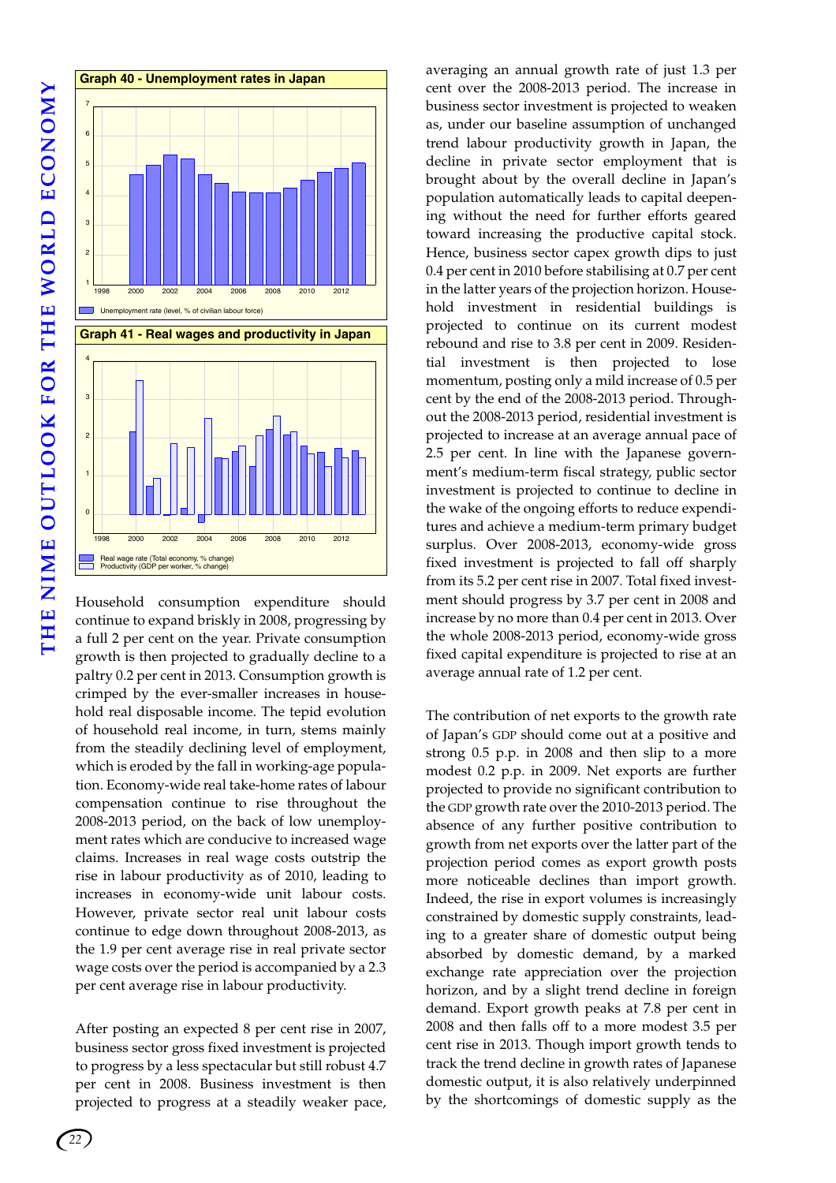**Graph 40 - Unemployment rates in Japan**

Unemployment rate (level, % of civilian labour force)

**Graph 41 - Real wages and productivity in Japan**

Real wage rate (Total economy, % change)
Productivity (GDP per worker, % change)

Household consumption expenditure should continue to expand briskly in 2008, progressing by a full 2 per cent on the year. Private consumption growth is then projected to gradually decline to a paltry 0.2 per cent in 2013. Consumption growth is crimped by the ever-smaller increases in household real disposable income. The tepid evolution of household real income, in turn, stems mainly from the steadily declining level of employment, which is eroded by the fall in working-age population. Economy-wide real take-home rates of labour compensation continue to rise throughout the 2008-2013 period, on the back of low unemployment rates which are conducive to increased wage claims. Increases in real wage costs outstrip the rise in labour productivity as of 2010, leading to increases in economy-wide unit labour costs. However, private sector real unit labour costs continue to edge down throughout 2008-2013, as the 1.9 per cent average rise in real private sector wage costs over the period is accompanied by a 2.3 per cent average rise in labour productivity.

After posting an expected 8 per cent rise in 2007, business sector gross fixed investment is projected to progress by a less spectacular but still robust 4.7 per cent in 2008. Business investment is then projected to progress at a steadily weaker pace, averaging an annual growth rate of just 1.3 per cent over the 2008-2013 period. The increase in business sector investment is projected to weaken as, under our baseline assumption of unchanged trend labour productivity growth in Japan, the decline in private sector employment that is brought about by the overall decline in Japan's population automatically leads to capital deepening without the need for further efforts geared toward increasing the productive capital stock. Hence, business sector capex growth dips to just 0.4 per cent in 2010 before stabilising at 0.7 per cent in the latter years of the projection horizon. Household investment in residential buildings is projected to continue on its current modest rebound and rise to 3.8 per cent in 2009. Residential investment is then projected to lose momentum, posting only a mild increase of 0.5 per cent by the end of the 2008-2013 period. Throughout the 2008-2013 period, residential investment is projected to increase at an average annual pace of 2.5 per cent. In line with the Japanese government's medium-term fiscal strategy, public sector investment is projected to continue to decline in the wake of the ongoing efforts to reduce expenditures and achieve a medium-term primary budget surplus. Over 2008-2013, economy-wide gross fixed investment is projected to fall off sharply from its 5.2 per cent rise in 2007. Total fixed investment should progress by 3.7 per cent in 2008 and increase by no more than 0.4 per cent in 2013. Over the whole 2008-2013 period, economy-wide gross fixed capital expenditure is projected to rise at an average annual rate of 1.2 per cent.

The contribution of net exports to the growth rate of Japan's GDP should come out at a positive and strong 0.5 p.p. in 2008 and then slip to a more modest 0.2 p.p. in 2009. Net exports are further projected to provide no significant contribution to the GDP growth rate over the 2010-2013 period. The absence of any further positive contribution to growth from net exports over the latter part of the projection period comes as export growth posts more noticeable declines than import growth. Indeed, the rise in export volumes is increasingly constrained by domestic supply constraints, leading to a greater share of domestic output being absorbed by domestic demand, by a marked exchange rate appreciation over the projection horizon, and by a slight trend decline in foreign demand. Export growth peaks at 7.8 per cent in 2008 and then falls off to a more modest 3.5 per cent rise in 2013. Though import growth tends to track the trend decline in growth rates of Japanese domestic output, it is also relatively underpinned by the shortcomings of domestic supply as the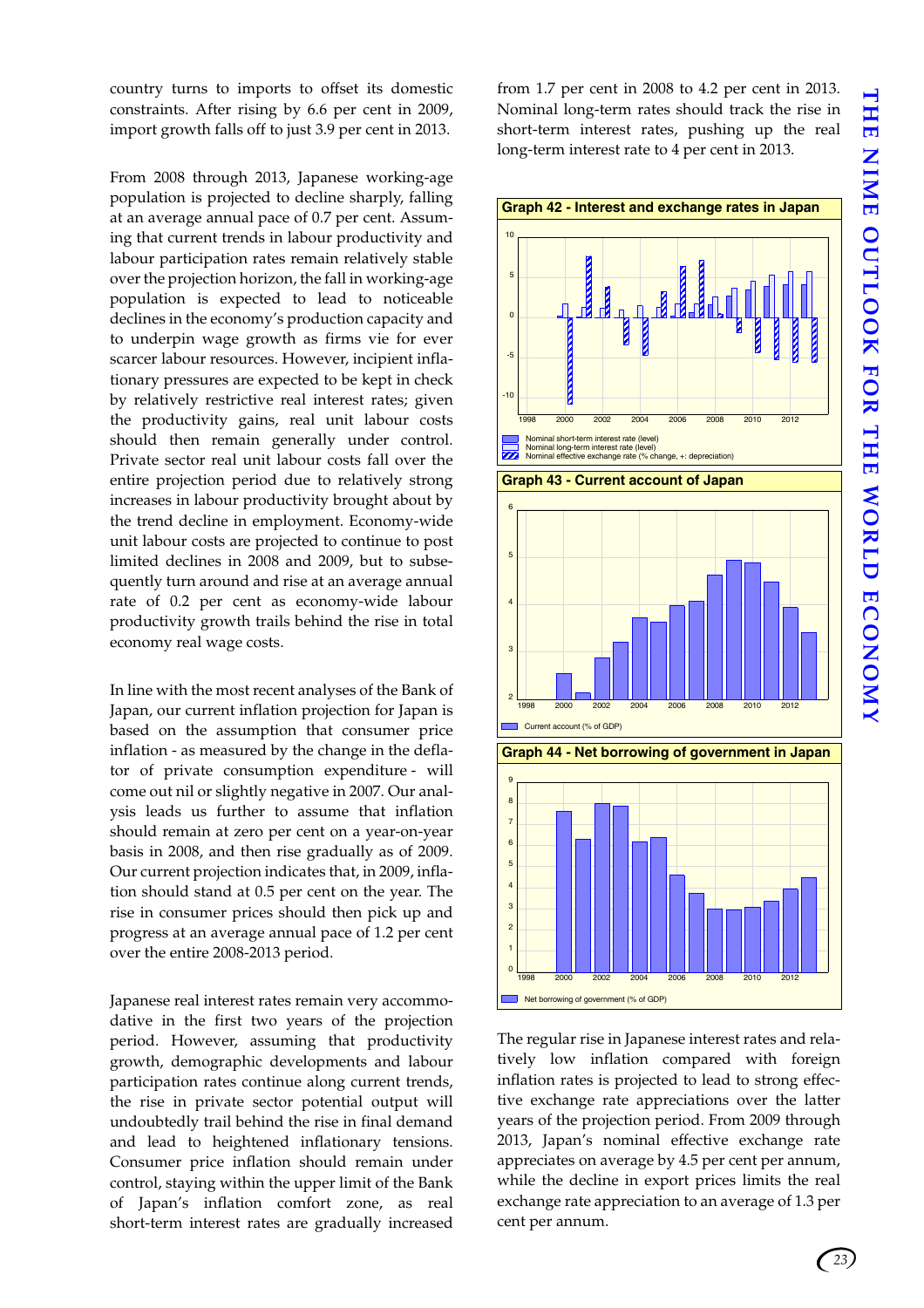country turns to imports to offset its domestic constraints. After rising by 6.6 per cent in 2009, import growth falls off to just 3.9 per cent in 2013.

From 2008 through 2013, Japanese working-age population is projected to decline sharply, falling at an average annual pace of 0.7 per cent. Assuming that current trends in labour productivity and labour participation rates remain relatively stable over the projection horizon, the fall in working-age population is expected to lead to noticeable declines in the economy's production capacity and to underpin wage growth as firms vie for ever scarcer labour resources. However, incipient inflationary pressures are expected to be kept in check by relatively restrictive real interest rates; given the productivity gains, real unit labour costs should then remain generally under control. Private sector real unit labour costs fall over the entire projection period due to relatively strong increases in labour productivity brought about by the trend decline in employment. Economy-wide unit labour costs are projected to continue to post limited declines in 2008 and 2009, but to subsequently turn around and rise at an average annual rate of 0.2 per cent as economy-wide labour productivity growth trails behind the rise in total economy real wage costs.

In line with the most recent analyses of the Bank of Japan, our current inflation projection for Japan is based on the assumption that consumer price inflation - as measured by the change in the deflator of private consumption expenditure - will come out nil or slightly negative in 2007. Our analysis leads us further to assume that inflation should remain at zero per cent on a year-on-year basis in 2008, and then rise gradually as of 2009. Our current projection indicates that, in 2009, inflation should stand at 0.5 per cent on the year. The rise in consumer prices should then pick up and progress at an average annual pace of 1.2 per cent over the entire 2008-2013 period.

Japanese real interest rates remain very accommodative in the first two years of the projection period. However, assuming that productivity growth, demographic developments and labour participation rates continue along current trends, the rise in private sector potential output will undoubtedly trail behind the rise in final demand and lead to heightened inflationary tensions. Consumer price inflation should remain under control, staying within the upper limit of the Bank of Japan's inflation comfort zone, as real short-term interest rates are gradually increased from 1.7 per cent in 2008 to 4.2 per cent in 2013. Nominal long-term rates should track the rise in short-term interest rates, pushing up the real long-term interest rate to 4 per cent in 2013.

**Graph 42 - Interest and exchange rates in Japan**

Nominal short-term interest rate (level); Nominal long-term interest rate (level); Nominal effective exchange rate (% change, +: depreciation)

**Graph 43 - Current account of Japan**

Current account (% of GDP)

**Graph 44 - Net borrowing of government in Japan**

Net borrowing of government (% of GDP)

The regular rise in Japanese interest rates and relatively low inflation compared with foreign inflation rates is projected to lead to strong effective exchange rate appreciations over the latter years of the projection period. From 2009 through 2013, Japan's nominal effective exchange rate appreciates on average by 4.5 per cent per annum, while the decline in export prices limits the real exchange rate appreciation to an average of 1.3 per cent per annum.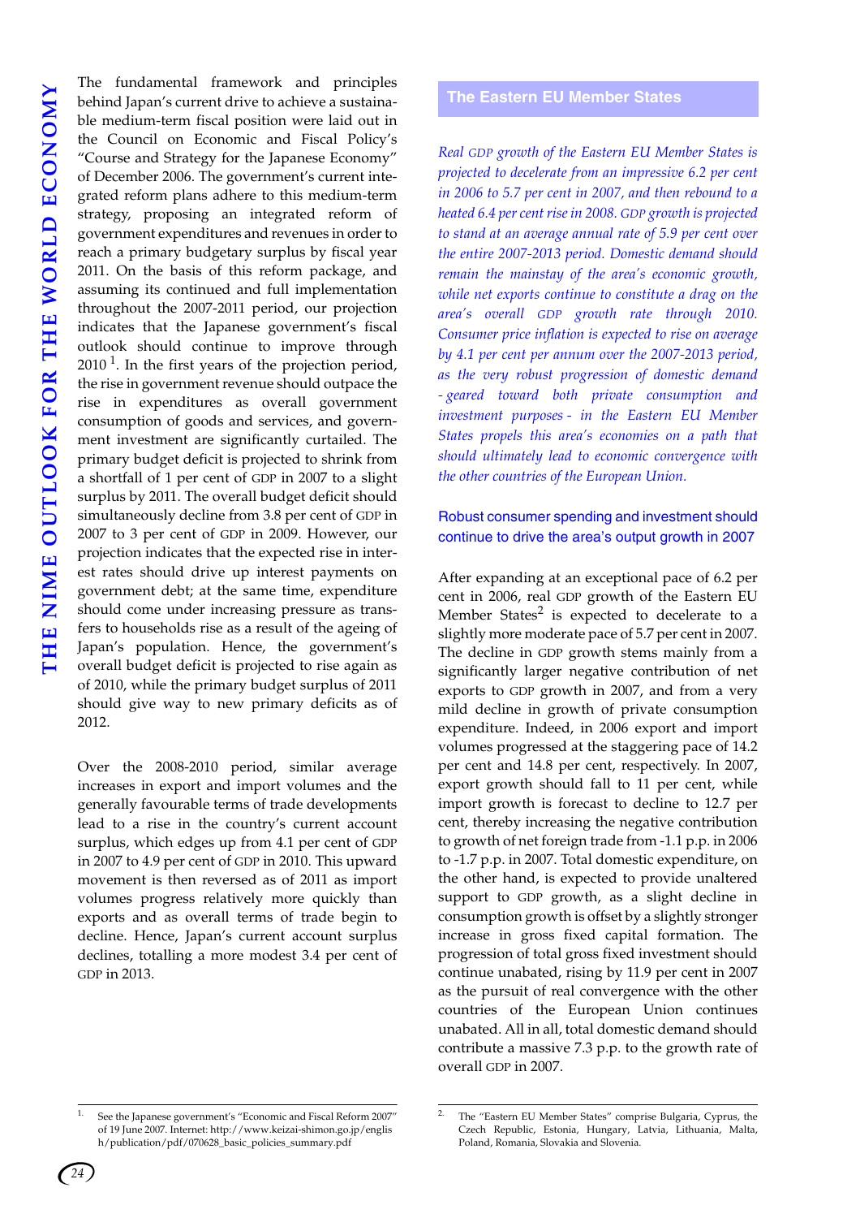The fundamental framework and principles behind Japan's current drive to achieve a sustainable medium-term fiscal position were laid out in the Council on Economic and Fiscal Policy's "Course and Strategy for the Japanese Economy" of December 2006. The government's current integrated reform plans adhere to this medium-term strategy, proposing an integrated reform of government expenditures and revenues in order to reach a primary budgetary surplus by fiscal year 2011. On the basis of this reform package, and assuming its continued and full implementation throughout the 2007-2011 period, our projection indicates that the Japanese government's fiscal outlook should continue to improve through 2010[1]. In the first years of the projection period, the rise in government revenue should outpace the rise in expenditures as overall government consumption of goods and services, and government investment are significantly curtailed. The primary budget deficit is projected to shrink from a shortfall of 1 per cent of GDP in 2007 to a slight surplus by 2011. The overall budget deficit should simultaneously decline from 3.8 per cent of GDP in 2007 to 3 per cent of GDP in 2009. However, our projection indicates that the expected rise in interest rates should drive up interest payments on government debt; at the same time, expenditure should come under increasing pressure as transfers to households rise as a result of the ageing of Japan's population. Hence, the government's overall budget deficit is projected to rise again as of 2010, while the primary budget surplus of 2011 should give way to new primary deficits as of 2012.

Over the 2008-2010 period, similar average increases in export and import volumes and the generally favourable terms of trade developments lead to a rise in the country's current account surplus, which edges up from 4.1 per cent of GDP in 2007 to 4.9 per cent of GDP in 2010. This upward movement is then reversed as of 2011 as import volumes progress relatively more quickly than exports and as overall terms of trade begin to decline. Hence, Japan's current account surplus declines, totalling a more modest 3.4 per cent of GDP in 2013.

1. See the Japanese government's "Economic and Fiscal Reform 2007" of 19 June 2007. Internet: http://www.keizai-shimon.go.jp/english/publication/pdf/070628_basic_policies_summary.pdf

## The Eastern EU Member States

*Real GDP growth of the Eastern EU Member States is projected to decelerate from an impressive 6.2 per cent in 2006 to 5.7 per cent in 2007, and then rebound to a heated 6.4 per cent rise in 2008. GDP growth is projected to stand at an average annual rate of 5.9 per cent over the entire 2007-2013 period. Domestic demand should remain the mainstay of the area's economic growth, while net exports continue to constitute a drag on the area's overall GDP growth rate through 2010. Consumer price inflation is expected to rise on average by 4.1 per cent per annum over the 2007-2013 period, as the very robust progression of domestic demand - geared toward both private consumption and investment purposes - in the Eastern EU Member States propels this area's economies on a path that should ultimately lead to economic convergence with the other countries of the European Union.*

### Robust consumer spending and investment should continue to drive the area's output growth in 2007

After expanding at an exceptional pace of 6.2 per cent in 2006, real GDP growth of the Eastern EU Member States[2] is expected to decelerate to a slightly more moderate pace of 5.7 per cent in 2007. The decline in GDP growth stems mainly from a significantly larger negative contribution of net exports to GDP growth in 2007, and from a very mild decline in growth of private consumption expenditure. Indeed, in 2006 export and import volumes progressed at the staggering pace of 14.2 per cent and 14.8 per cent, respectively. In 2007, export growth should fall to 11 per cent, while import growth is forecast to decline to 12.7 per cent, thereby increasing the negative contribution to growth of net foreign trade from -1.1 p.p. in 2006 to -1.7 p.p. in 2007. Total domestic expenditure, on the other hand, is expected to provide unaltered support to GDP growth, as a slight decline in consumption growth is offset by a slightly stronger increase in gross fixed capital formation. The progression of total gross fixed investment should continue unabated, rising by 11.9 per cent in 2007 as the pursuit of real convergence with the other countries of the European Union continues unabated. All in all, total domestic demand should contribute a massive 7.3 p.p. to the growth rate of overall GDP in 2007.

2. The "Eastern EU Member States" comprise Bulgaria, Cyprus, the Czech Republic, Estonia, Hungary, Latvia, Lithuania, Malta, Poland, Romania, Slovakia and Slovenia.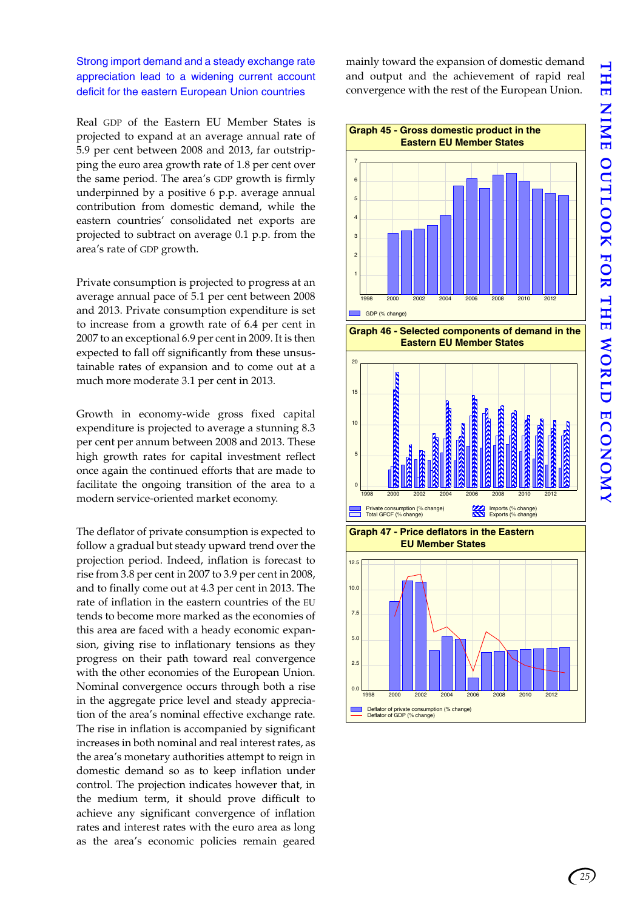## Strong import demand and a steady exchange rate appreciation lead to a widening current account deficit for the eastern European Union countries

Real GDP of the Eastern EU Member States is projected to expand at an average annual rate of 5.9 per cent between 2008 and 2013, far outstripping the euro area growth rate of 1.8 per cent over the same period. The area's GDP growth is firmly underpinned by a positive 6 p.p. average annual contribution from domestic demand, while the eastern countries' consolidated net exports are projected to subtract on average 0.1 p.p. from the area's rate of GDP growth.

Private consumption is projected to progress at an average annual pace of 5.1 per cent between 2008 and 2013. Private consumption expenditure is set to increase from a growth rate of 6.4 per cent in 2007 to an exceptional 6.9 per cent in 2009. It is then expected to fall off significantly from these unsustainable rates of expansion and to come out at a much more moderate 3.1 per cent in 2013.

Growth in economy-wide gross fixed capital expenditure is projected to average 8.3 per cent per annum between 2008 and 2013. These high growth rates for capital investment reflect once again the continued efforts that are made to facilitate the ongoing transition of the area to a modern service-oriented market economy.

The deflator of private consumption is expected to follow a gradual but steady upward trend over the projection period. Indeed, inflation is forecast to rise from 3.8 per cent in 2007 to 3.9 per cent in 2008, and to finally come out at 4.3 per cent in 2013. The rate of inflation in the eastern countries of the EU tends to become more marked as the economies of this area are faced with a heady economic expansion, giving rise to inflationary tensions as they progress on their path toward real convergence with the other economies of the European Union. Nominal convergence occurs through both a rise in the aggregate price level and steady appreciation of the area's nominal effective exchange rate. The rise in inflation is accompanied by significant increases in both nominal and real interest rates, as the area's monetary authorities attempt to reign in domestic demand so as to keep inflation under control. The projection indicates however that, in the medium term, it should prove difficult to achieve any significant convergence of inflation rates and interest rates with the euro area as long as the area's economic policies remain geared mainly toward the expansion of domestic demand and output and the achievement of rapid real convergence with the rest of the European Union.

**Graph 45 - Gross domestic product in the Eastern EU Member States**

**Graph 46 - Selected components of demand in the Eastern EU Member States**

**Graph 47 - Price deflators in the Eastern EU Member States**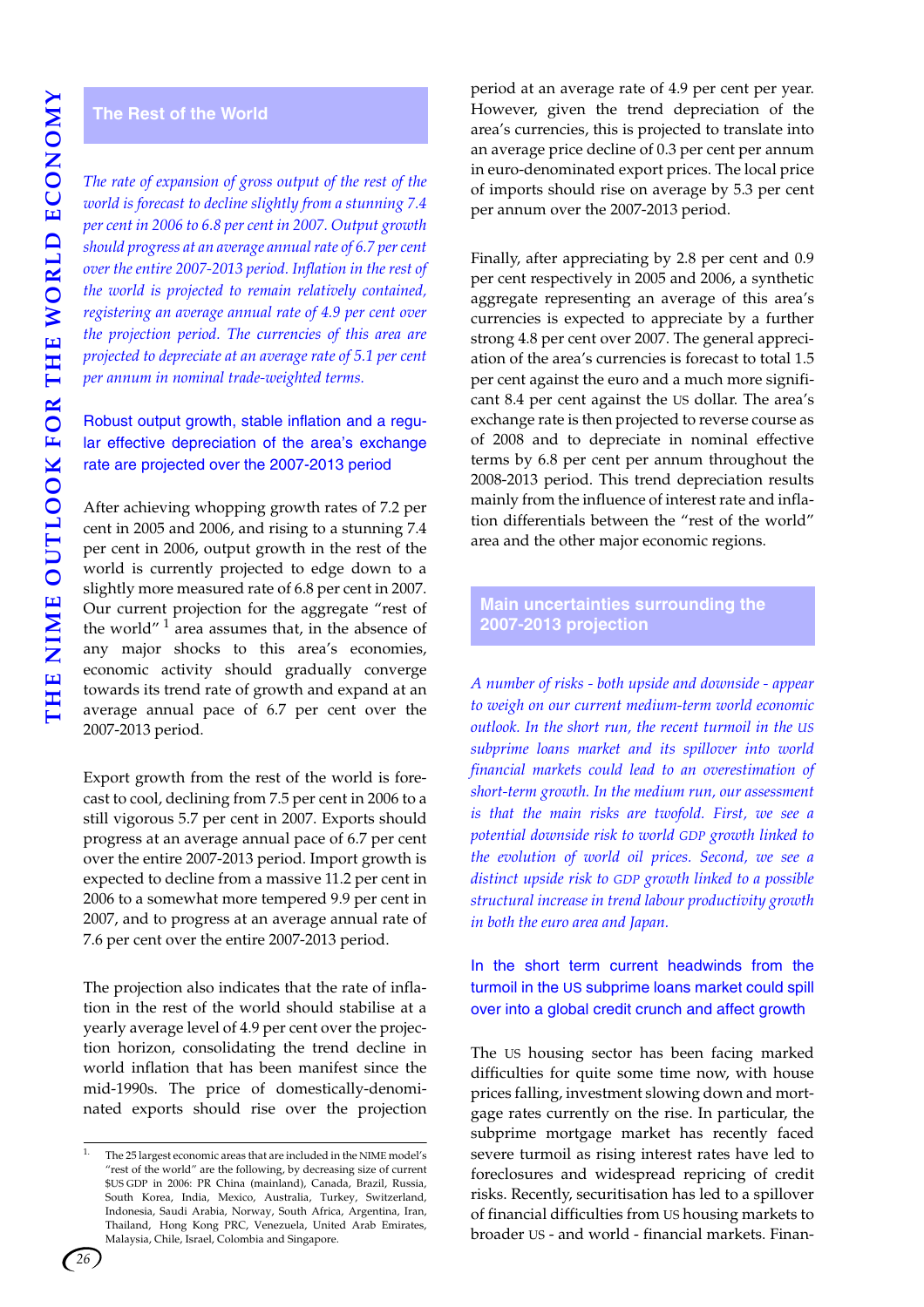## The Rest of the World

*The rate of expansion of gross output of the rest of the world is forecast to decline slightly from a stunning 7.4 per cent in 2006 to 6.8 per cent in 2007. Output growth should progress at an average annual rate of 6.7 per cent over the entire 2007-2013 period. Inflation in the rest of the world is projected to remain relatively contained, registering an average annual rate of 4.9 per cent over the projection period. The currencies of this area are projected to depreciate at an average rate of 5.1 per cent per annum in nominal trade-weighted terms.*

### Robust output growth, stable inflation and a regular effective depreciation of the area's exchange rate are projected over the 2007-2013 period

After achieving whopping growth rates of 7.2 per cent in 2005 and 2006, and rising to a stunning 7.4 per cent in 2006, output growth in the rest of the world is currently projected to edge down to a slightly more measured rate of 6.8 per cent in 2007. Our current projection for the aggregate "rest of the world" [1] area assumes that, in the absence of any major shocks to this area's economies, economic activity should gradually converge towards its trend rate of growth and expand at an average annual pace of 6.7 per cent over the 2007-2013 period.

Export growth from the rest of the world is forecast to cool, declining from 7.5 per cent in 2006 to a still vigorous 5.7 per cent in 2007. Exports should progress at an average annual pace of 6.7 per cent over the entire 2007-2013 period. Import growth is expected to decline from a massive 11.2 per cent in 2006 to a somewhat more tempered 9.9 per cent in 2007, and to progress at an average annual rate of 7.6 per cent over the entire 2007-2013 period.

The projection also indicates that the rate of inflation in the rest of the world should stabilise at a yearly average level of 4.9 per cent over the projection horizon, consolidating the trend decline in world inflation that has been manifest since the mid-1990s. The price of domestically-denominated exports should rise over the projection period at an average rate of 4.9 per cent per year. However, given the trend depreciation of the area's currencies, this is projected to translate into an average price decline of 0.3 per cent per annum in euro-denominated export prices. The local price of imports should rise on average by 5.3 per cent per annum over the 2007-2013 period.

Finally, after appreciating by 2.8 per cent and 0.9 per cent respectively in 2005 and 2006, a synthetic aggregate representing an average of this area's currencies is expected to appreciate by a further strong 4.8 per cent over 2007. The general appreciation of the area's currencies is forecast to total 1.5 per cent against the euro and a much more significant 8.4 per cent against the US dollar. The area's exchange rate is then projected to reverse course as of 2008 and to depreciate in nominal effective terms by 6.8 per cent per annum throughout the 2008-2013 period. This trend depreciation results mainly from the influence of interest rate and inflation differentials between the "rest of the world" area and the other major economic regions.

## Main uncertainties surrounding the 2007-2013 projection

*A number of risks - both upside and downside - appear to weigh on our current medium-term world economic outlook. In the short run, the recent turmoil in the US subprime loans market and its spillover into world financial markets could lead to an overestimation of short-term growth. In the medium run, our assessment is that the main risks are twofold. First, we see a potential downside risk to world GDP growth linked to the evolution of world oil prices. Second, we see a distinct upside risk to GDP growth linked to a possible structural increase in trend labour productivity growth in both the euro area and Japan.*

### In the short term current headwinds from the turmoil in the US subprime loans market could spill over into a global credit crunch and affect growth

The US housing sector has been facing marked difficulties for quite some time now, with house prices falling, investment slowing down and mortgage rates currently on the rise. In particular, the subprime mortgage market has recently faced severe turmoil as rising interest rates have led to foreclosures and widespread repricing of credit risks. Recently, securitisation has led to a spillover of financial difficulties from US housing markets to broader US - and world - financial markets. Finan-

---

[1] The 25 largest economic areas that are included in the NIME model's "rest of the world" are the following, by decreasing size of current $US GDP in 2006: PR China (mainland), Canada, Brazil, Russia, South Korea, India, Mexico, Australia, Turkey, Switzerland, Indonesia, Saudi Arabia, Norway, South Africa, Argentina, Iran, Thailand, Hong Kong PRC, Venezuela, United Arab Emirates, Malaysia, Chile, Israel, Colombia and Singapore.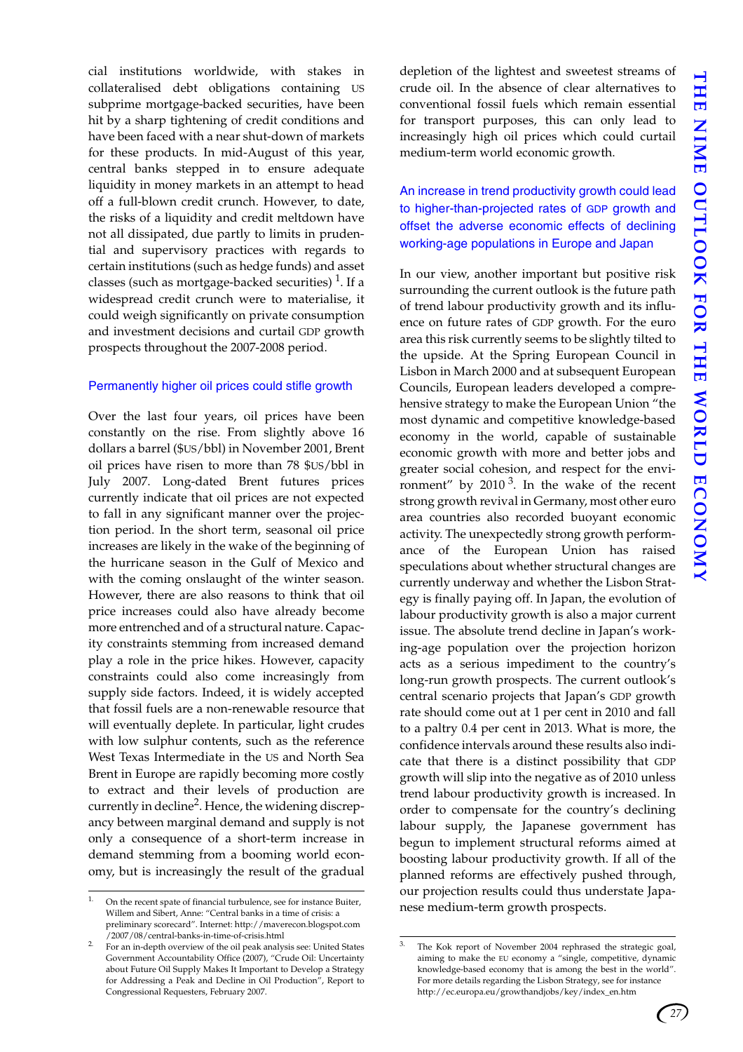cial institutions worldwide, with stakes in collateralised debt obligations containing US subprime mortgage-backed securities, have been hit by a sharp tightening of credit conditions and have been faced with a near shut-down of markets for these products. In mid-August of this year, central banks stepped in to ensure adequate liquidity in money markets in an attempt to head off a full-blown credit crunch. However, to date, the risks of a liquidity and credit meltdown have not all dissipated, due partly to limits in prudential and supervisory practices with regards to certain institutions (such as hedge funds) and asset classes (such as mortgage-backed securities) [1]. If a widespread credit crunch were to materialise, it could weigh significantly on private consumption and investment decisions and curtail GDP growth prospects throughout the 2007-2008 period.

### Permanently higher oil prices could stifle growth

Over the last four years, oil prices have been constantly on the rise. From slightly above 16 dollars a barrel ($US/bbl) in November 2001, Brent oil prices have risen to more than 78 $US/bbl in July 2007. Long-dated Brent futures prices currently indicate that oil prices are not expected to fall in any significant manner over the projection period. In the short term, seasonal oil price increases are likely in the wake of the beginning of the hurricane season in the Gulf of Mexico and with the coming onslaught of the winter season. However, there are also reasons to think that oil price increases could also have already become more entrenched and of a structural nature. Capacity constraints stemming from increased demand play a role in the price hikes. However, capacity constraints could also come increasingly from supply side factors. Indeed, it is widely accepted that fossil fuels are a non-renewable resource that will eventually deplete. In particular, light crudes with low sulphur contents, such as the reference West Texas Intermediate in the US and North Sea Brent in Europe are rapidly becoming more costly to extract and their levels of production are currently in decline[2]. Hence, the widening discrepancy between marginal demand and supply is not only a consequence of a short-term increase in demand stemming from a booming world economy, but is increasingly the result of the gradual depletion of the lightest and sweetest streams of crude oil. In the absence of clear alternatives to conventional fossil fuels which remain essential for transport purposes, this can only lead to increasingly high oil prices which could curtail medium-term world economic growth.

### An increase in trend productivity growth could lead to higher-than-projected rates of GDP growth and offset the adverse economic effects of declining working-age populations in Europe and Japan

In our view, another important but positive risk surrounding the current outlook is the future path of trend labour productivity growth and its influence on future rates of GDP growth. For the euro area this risk currently seems to be slightly tilted to the upside. At the Spring European Council in Lisbon in March 2000 and at subsequent European Councils, European leaders developed a comprehensive strategy to make the European Union "the most dynamic and competitive knowledge-based economy in the world, capable of sustainable economic growth with more and better jobs and greater social cohesion, and respect for the environment" by 2010 [3]. In the wake of the recent strong growth revival in Germany, most other euro area countries also recorded buoyant economic activity. The unexpectedly strong growth performance of the European Union has raised speculations about whether structural changes are currently underway and whether the Lisbon Strategy is finally paying off. In Japan, the evolution of labour productivity growth is also a major current issue. The absolute trend decline in Japan's working-age population over the projection horizon acts as a serious impediment to the country's long-run growth prospects. The current outlook's central scenario projects that Japan's GDP growth rate should come out at 1 per cent in 2010 and fall to a paltry 0.4 per cent in 2013. What is more, the confidence intervals around these results also indicate that there is a distinct possibility that GDP growth will slip into the negative as of 2010 unless trend labour productivity growth is increased. In order to compensate for the country's declining labour supply, the Japanese government has begun to implement structural reforms aimed at boosting labour productivity growth. If all of the planned reforms are effectively pushed through, our projection results could thus understate Japanese medium-term growth prospects.

---

1. On the recent spate of financial turbulence, see for instance Buiter, Willem and Sibert, Anne: "Central banks in a time of crisis: a preliminary scorecard". Internet: http://maverecon.blogspot.com /2007/08/central-banks-in-time-of-crisis.html
2. For an in-depth overview of the oil peak analysis see: United States Government Accountability Office (2007), "Crude Oil: Uncertainty about Future Oil Supply Makes It Important to Develop a Strategy for Addressing a Peak and Decline in Oil Production", Report to Congressional Requesters, February 2007.
3. The Kok report of November 2004 rephrased the strategic goal, aiming to make the EU economy a "single, competitive, dynamic knowledge-based economy that is among the best in the world". For more details regarding the Lisbon Strategy, see for instance http://ec.europa.eu/growthandjobs/key/index_en.htm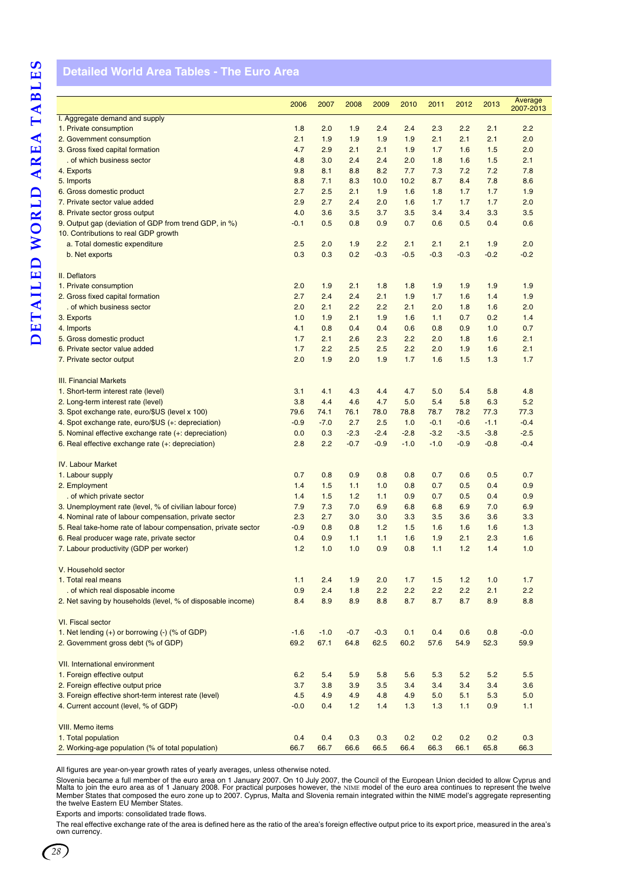## Detailed World Area Tables - The Euro Area

| | 2006 | 2007 | 2008 | 2009 | 2010 | 2011 | 2012 | 2013 | Average 2007-2013 |
|---|---|---|---|---|---|---|---|---|---|
| I. Aggregate demand and supply | | | | | | | | | |
| 1. Private consumption | 1.8 | 2.0 | 1.9 | 2.4 | 2.4 | 2.3 | 2.2 | 2.1 | 2.2 |
| 2. Government consumption | 2.1 | 1.9 | 1.9 | 1.9 | 1.9 | 2.1 | 2.1 | 2.1 | 2.0 |
| 3. Gross fixed capital formation | 4.7 | 2.9 | 2.1 | 2.1 | 1.9 | 1.7 | 1.6 | 1.5 | 2.0 |
| . of which business sector | 4.8 | 3.0 | 2.4 | 2.4 | 2.0 | 1.8 | 1.6 | 1.5 | 2.1 |
| 4. Exports | 9.8 | 8.1 | 8.8 | 8.2 | 7.7 | 7.3 | 7.2 | 7.2 | 7.8 |
| 5. Imports | 8.8 | 7.1 | 8.3 | 10.0 | 10.2 | 8.7 | 8.4 | 7.8 | 8.6 |
| 6. Gross domestic product | 2.7 | 2.5 | 2.1 | 1.9 | 1.6 | 1.8 | 1.7 | 1.7 | 1.9 |
| 7. Private sector value added | 2.9 | 2.7 | 2.4 | 2.0 | 1.6 | 1.7 | 1.7 | 1.7 | 2.0 |
| 8. Private sector gross output | 4.0 | 3.6 | 3.5 | 3.7 | 3.5 | 3.4 | 3.4 | 3.3 | 3.5 |
| 9. Output gap (deviation of GDP from trend GDP, in %) | -0.1 | 0.5 | 0.8 | 0.9 | 0.7 | 0.6 | 0.5 | 0.4 | 0.6 |
| 10. Contributions to real GDP growth | | | | | | | | | |
| a. Total domestic expenditure | 2.5 | 2.0 | 1.9 | 2.2 | 2.1 | 2.1 | 2.1 | 1.9 | 2.0 |
| b. Net exports | 0.3 | 0.3 | 0.2 | -0.3 | -0.5 | -0.3 | -0.3 | -0.2 | -0.2 |
| II. Deflators | | | | | | | | | |
| 1. Private consumption | 2.0 | 1.9 | 2.1 | 1.8 | 1.8 | 1.9 | 1.9 | 1.9 | 1.9 |
| 2. Gross fixed capital formation | 2.7 | 2.4 | 2.4 | 2.1 | 1.9 | 1.7 | 1.6 | 1.4 | 1.9 |
| . of which business sector | 2.0 | 2.1 | 2.2 | 2.2 | 2.1 | 2.0 | 1.8 | 1.6 | 2.0 |
| 3. Exports | 1.0 | 1.9 | 2.1 | 1.9 | 1.6 | 1.1 | 0.7 | 0.2 | 1.4 |
| 4. Imports | 4.1 | 0.8 | 0.4 | 0.4 | 0.6 | 0.8 | 0.9 | 1.0 | 0.7 |
| 5. Gross domestic product | 1.7 | 2.1 | 2.6 | 2.3 | 2.2 | 2.0 | 1.8 | 1.6 | 2.1 |
| 6. Private sector value added | 1.7 | 2.2 | 2.5 | 2.5 | 2.2 | 2.0 | 1.9 | 1.6 | 2.1 |
| 7. Private sector output | 2.0 | 1.9 | 2.0 | 1.9 | 1.7 | 1.6 | 1.5 | 1.3 | 1.7 |
| III. Financial Markets | | | | | | | | | |
| 1. Short-term interest rate (level) | 3.1 | 4.1 | 4.3 | 4.4 | 4.7 | 5.0 | 5.4 | 5.8 | 4.8 |
| 2. Long-term interest rate (level) | 3.8 | 4.4 | 4.6 | 4.7 | 5.0 | 5.4 | 5.8 | 6.3 | 5.2 |
| 3. Spot exchange rate, euro/$US (level x 100) | 79.6 | 74.1 | 76.1 | 78.0 | 78.8 | 78.7 | 78.2 | 77.3 | 77.3 |
| 4. Spot exchange rate, euro/$US (+: depreciation) | -0.9 | -7.0 | 2.7 | 2.5 | 1.0 | -0.1 | -0.6 | -1.1 | -0.4 |
| 5. Nominal effective exchange rate (+: depreciation) | 0.0 | 0.3 | -2.3 | -2.4 | -2.8 | -3.2 | -3.5 | -3.8 | -2.5 |
| 6. Real effective exchange rate (+: depreciation) | 2.8 | 2.2 | -0.7 | -0.9 | -1.0 | -1.0 | -0.9 | -0.8 | -0.4 |
| IV. Labour Market | | | | | | | | | |
| 1. Labour supply | 0.7 | 0.8 | 0.9 | 0.8 | 0.8 | 0.7 | 0.6 | 0.5 | 0.7 |
| 2. Employment | 1.4 | 1.5 | 1.1 | 1.0 | 0.8 | 0.7 | 0.5 | 0.4 | 0.9 |
| . of which private sector | 1.4 | 1.5 | 1.2 | 1.1 | 0.9 | 0.7 | 0.5 | 0.4 | 0.9 |
| 3. Unemployment rate (level, % of civilian labour force) | 7.9 | 7.3 | 7.0 | 6.9 | 6.8 | 6.8 | 6.9 | 7.0 | 6.9 |
| 4. Nominal rate of labour compensation, private sector | 2.3 | 2.7 | 3.0 | 3.0 | 3.3 | 3.5 | 3.6 | 3.6 | 3.3 |
| 5. Real take-home rate of labour compensation, private sector | -0.9 | 0.8 | 0.8 | 1.2 | 1.5 | 1.6 | 1.6 | 1.6 | 1.3 |
| 6. Real producer wage rate, private sector | 0.4 | 0.9 | 1.1 | 1.1 | 1.6 | 1.9 | 2.1 | 2.3 | 1.6 |
| 7. Labour productivity (GDP per worker) | 1.2 | 1.0 | 1.0 | 0.9 | 0.8 | 1.1 | 1.2 | 1.4 | 1.0 |
| V. Household sector | | | | | | | | | |
| 1. Total real means | 1.1 | 2.4 | 1.9 | 2.0 | 1.7 | 1.5 | 1.2 | 1.0 | 1.7 |
| . of which real disposable income | 0.9 | 2.4 | 1.8 | 2.2 | 2.2 | 2.2 | 2.2 | 2.1 | 2.2 |
| 2. Net saving by households (level, % of disposable income) | 8.4 | 8.9 | 8.9 | 8.8 | 8.7 | 8.7 | 8.7 | 8.9 | 8.8 |
| VI. Fiscal sector | | | | | | | | | |
| 1. Net lending (+) or borrowing (-) (% of GDP) | -1.6 | -1.0 | -0.7 | -0.3 | 0.1 | 0.4 | 0.6 | 0.8 | -0.0 |
| 2. Government gross debt (% of GDP) | 69.2 | 67.1 | 64.8 | 62.5 | 60.2 | 57.6 | 54.9 | 52.3 | 59.9 |
| VII. International environment | | | | | | | | | |
| 1. Foreign effective output | 6.2 | 5.4 | 5.9 | 5.8 | 5.6 | 5.3 | 5.2 | 5.2 | 5.5 |
| 2. Foreign effective output price | 3.7 | 3.8 | 3.9 | 3.5 | 3.4 | 3.4 | 3.4 | 3.4 | 3.6 |
| 3. Foreign effective short-term interest rate (level) | 4.5 | 4.9 | 4.9 | 4.8 | 4.9 | 5.0 | 5.1 | 5.3 | 5.0 |
| 4. Current account (level, % of GDP) | -0.0 | 0.4 | 1.2 | 1.4 | 1.3 | 1.3 | 1.1 | 0.9 | 1.1 |
| VIII. Memo items | | | | | | | | | |
| 1. Total population | 0.4 | 0.4 | 0.3 | 0.3 | 0.2 | 0.2 | 0.2 | 0.2 | 0.3 |
| 2. Working-age population (% of total population) | 66.7 | 66.7 | 66.6 | 66.5 | 66.4 | 66.3 | 66.1 | 65.8 | 66.3 |

All figures are year-on-year growth rates of yearly averages, unless otherwise noted.

Slovenia became a full member of the euro area on 1 January 2007. On 10 July 2007, the Council of the European Union decided to allow Cyprus and Malta to join the euro area as of 1 January 2008. For practical purposes however, the NIME model of the euro area continues to represent the twelve Member States that composed the euro zone up to 2007. Cyprus, Malta and Slovenia remain integrated within the NIME model's aggregate representing the twelve Eastern EU Member States.

Exports and imports: consolidated trade flows.

The real effective exchange rate of the area is defined here as the ratio of the area's foreign effective output price to its export price, measured in the area's own currency.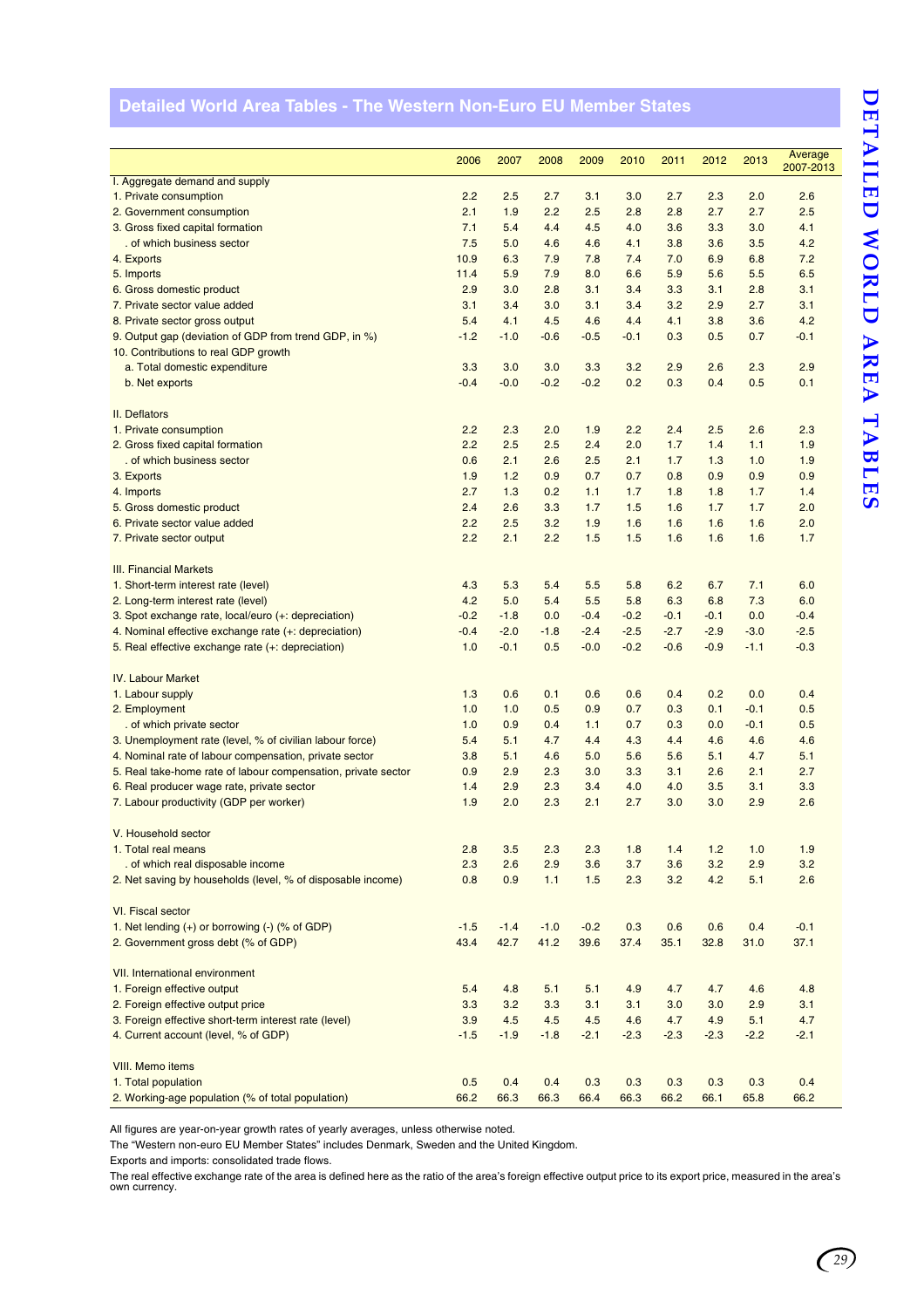## Detailed World Area Tables - The Western Non-Euro EU Member States

| | 2006 | 2007 | 2008 | 2009 | 2010 | 2011 | 2012 | 2013 | Average 2007-2013 |
|---|---|---|---|---|---|---|---|---|---|
| I. Aggregate demand and supply | | | | | | | | | |
| 1. Private consumption | 2.2 | 2.5 | 2.7 | 3.1 | 3.0 | 2.7 | 2.3 | 2.0 | 2.6 |
| 2. Government consumption | 2.1 | 1.9 | 2.2 | 2.5 | 2.8 | 2.8 | 2.7 | 2.7 | 2.5 |
| 3. Gross fixed capital formation | 7.1 | 5.4 | 4.4 | 4.5 | 4.0 | 3.6 | 3.3 | 3.0 | 4.1 |
| . of which business sector | 7.5 | 5.0 | 4.6 | 4.6 | 4.1 | 3.8 | 3.6 | 3.5 | 4.2 |
| 4. Exports | 10.9 | 6.3 | 7.9 | 7.8 | 7.4 | 7.0 | 6.9 | 6.8 | 7.2 |
| 5. Imports | 11.4 | 5.9 | 7.9 | 8.0 | 6.6 | 5.9 | 5.6 | 5.5 | 6.5 |
| 6. Gross domestic product | 2.9 | 3.0 | 2.8 | 3.1 | 3.4 | 3.3 | 3.1 | 2.8 | 3.1 |
| 7. Private sector value added | 3.1 | 3.4 | 3.0 | 3.1 | 3.4 | 3.2 | 2.9 | 2.7 | 3.1 |
| 8. Private sector gross output | 5.4 | 4.1 | 4.5 | 4.6 | 4.4 | 4.1 | 3.8 | 3.6 | 4.2 |
| 9. Output gap (deviation of GDP from trend GDP, in %) | -1.2 | -1.0 | -0.6 | -0.5 | -0.1 | 0.3 | 0.5 | 0.7 | -0.1 |
| 10. Contributions to real GDP growth | | | | | | | | | |
| a. Total domestic expenditure | 3.3 | 3.0 | 3.0 | 3.3 | 3.2 | 2.9 | 2.6 | 2.3 | 2.9 |
| b. Net exports | -0.4 | -0.0 | -0.2 | -0.2 | 0.2 | 0.3 | 0.4 | 0.5 | 0.1 |
| II. Deflators | | | | | | | | | |
| 1. Private consumption | 2.2 | 2.3 | 2.0 | 1.9 | 2.2 | 2.4 | 2.5 | 2.6 | 2.3 |
| 2. Gross fixed capital formation | 2.2 | 2.5 | 2.5 | 2.4 | 2.0 | 1.7 | 1.4 | 1.1 | 1.9 |
| . of which business sector | 0.6 | 2.1 | 2.6 | 2.5 | 2.1 | 1.7 | 1.3 | 1.0 | 1.9 |
| 3. Exports | 1.9 | 1.2 | 0.9 | 0.7 | 0.7 | 0.8 | 0.9 | 0.9 | 0.9 |
| 4. Imports | 2.7 | 1.3 | 0.2 | 1.1 | 1.7 | 1.8 | 1.8 | 1.7 | 1.4 |
| 5. Gross domestic product | 2.4 | 2.6 | 3.3 | 1.7 | 1.5 | 1.6 | 1.7 | 1.7 | 2.0 |
| 6. Private sector value added | 2.2 | 2.5 | 3.2 | 1.9 | 1.6 | 1.6 | 1.6 | 1.6 | 2.0 |
| 7. Private sector output | 2.2 | 2.1 | 2.2 | 1.5 | 1.5 | 1.6 | 1.6 | 1.6 | 1.7 |
| III. Financial Markets | | | | | | | | | |
| 1. Short-term interest rate (level) | 4.3 | 5.3 | 5.4 | 5.5 | 5.8 | 6.2 | 6.7 | 7.1 | 6.0 |
| 2. Long-term interest rate (level) | 4.2 | 5.0 | 5.4 | 5.5 | 5.8 | 6.3 | 6.8 | 7.3 | 6.0 |
| 3. Spot exchange rate, local/euro (+: depreciation) | -0.2 | -1.8 | 0.0 | -0.4 | -0.2 | -0.1 | -0.1 | 0.0 | -0.4 |
| 4. Nominal effective exchange rate (+: depreciation) | -0.4 | -2.0 | -1.8 | -2.4 | -2.5 | -2.7 | -2.9 | -3.0 | -2.5 |
| 5. Real effective exchange rate (+: depreciation) | 1.0 | -0.1 | 0.5 | -0.0 | -0.2 | -0.6 | -0.9 | -1.1 | -0.3 |
| IV. Labour Market | | | | | | | | | |
| 1. Labour supply | 1.3 | 0.6 | 0.1 | 0.6 | 0.6 | 0.4 | 0.2 | 0.0 | 0.4 |
| 2. Employment | 1.0 | 1.0 | 0.5 | 0.9 | 0.7 | 0.3 | 0.1 | -0.1 | 0.5 |
| . of which private sector | 1.0 | 0.9 | 0.4 | 1.1 | 0.7 | 0.3 | 0.0 | -0.1 | 0.5 |
| 3. Unemployment rate (level, % of civilian labour force) | 5.4 | 5.1 | 4.7 | 4.4 | 4.3 | 4.4 | 4.6 | 4.6 | 4.6 |
| 4. Nominal rate of labour compensation, private sector | 3.8 | 5.1 | 4.6 | 5.0 | 5.6 | 5.6 | 5.1 | 4.7 | 5.1 |
| 5. Real take-home rate of labour compensation, private sector | 0.9 | 2.9 | 2.3 | 3.0 | 3.3 | 3.1 | 2.6 | 2.1 | 2.7 |
| 6. Real producer wage rate, private sector | 1.4 | 2.9 | 2.3 | 3.4 | 4.0 | 4.0 | 3.5 | 3.1 | 3.3 |
| 7. Labour productivity (GDP per worker) | 1.9 | 2.0 | 2.3 | 2.1 | 2.7 | 3.0 | 3.0 | 2.9 | 2.6 |
| V. Household sector | | | | | | | | | |
| 1. Total real means | 2.8 | 3.5 | 2.3 | 2.3 | 1.8 | 1.4 | 1.2 | 1.0 | 1.9 |
| . of which real disposable income | 2.3 | 2.6 | 2.9 | 3.6 | 3.7 | 3.6 | 3.2 | 2.9 | 3.2 |
| 2. Net saving by households (level, % of disposable income) | 0.8 | 0.9 | 1.1 | 1.5 | 2.3 | 3.2 | 4.2 | 5.1 | 2.6 |
| VI. Fiscal sector | | | | | | | | | |
| 1. Net lending (+) or borrowing (-) (% of GDP) | -1.5 | -1.4 | -1.0 | -0.2 | 0.3 | 0.6 | 0.6 | 0.4 | -0.1 |
| 2. Government gross debt (% of GDP) | 43.4 | 42.7 | 41.2 | 39.6 | 37.4 | 35.1 | 32.8 | 31.0 | 37.1 |
| VII. International environment | | | | | | | | | |
| 1. Foreign effective output | 5.4 | 4.8 | 5.1 | 5.1 | 4.9 | 4.7 | 4.7 | 4.6 | 4.8 |
| 2. Foreign effective output price | 3.3 | 3.2 | 3.3 | 3.1 | 3.1 | 3.0 | 3.0 | 2.9 | 3.1 |
| 3. Foreign effective short-term interest rate (level) | 3.9 | 4.5 | 4.5 | 4.5 | 4.6 | 4.7 | 4.9 | 5.1 | 4.7 |
| 4. Current account (level, % of GDP) | -1.5 | -1.9 | -1.8 | -2.1 | -2.3 | -2.3 | -2.3 | -2.2 | -2.1 |
| VIII. Memo items | | | | | | | | | |
| 1. Total population | 0.5 | 0.4 | 0.4 | 0.3 | 0.3 | 0.3 | 0.3 | 0.3 | 0.4 |
| 2. Working-age population (% of total population) | 66.2 | 66.3 | 66.3 | 66.4 | 66.3 | 66.2 | 66.1 | 65.8 | 66.2 |

All figures are year-on-year growth rates of yearly averages, unless otherwise noted.

The "Western non-euro EU Member States" includes Denmark, Sweden and the United Kingdom.

Exports and imports: consolidated trade flows.

The real effective exchange rate of the area is defined here as the ratio of the area's foreign effective output price to its export price, measured in the area's own currency.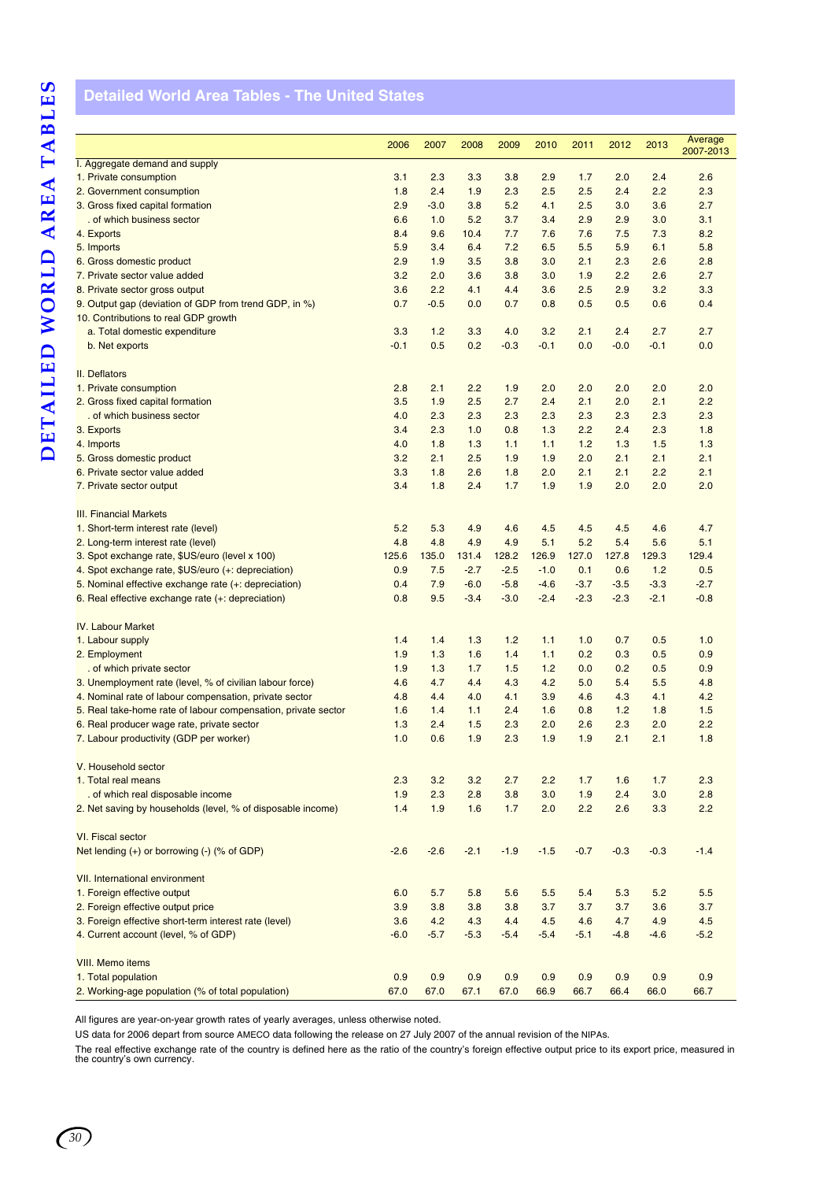## Detailed World Area Tables - The United States

| | 2006 | 2007 | 2008 | 2009 | 2010 | 2011 | 2012 | 2013 | Average 2007-2013 |
|---|---|---|---|---|---|---|---|---|---|
| I. Aggregate demand and supply | | | | | | | | | |
| 1. Private consumption | 3.1 | 2.3 | 3.3 | 3.8 | 2.9 | 1.7 | 2.0 | 2.4 | 2.6 |
| 2. Government consumption | 1.8 | 2.4 | 1.9 | 2.3 | 2.5 | 2.5 | 2.4 | 2.2 | 2.3 |
| 3. Gross fixed capital formation | 2.9 | -3.0 | 3.8 | 5.2 | 4.1 | 2.5 | 3.0 | 3.6 | 2.7 |
| . of which business sector | 6.6 | 1.0 | 5.2 | 3.7 | 3.4 | 2.9 | 2.9 | 3.0 | 3.1 |
| 4. Exports | 8.4 | 9.6 | 10.4 | 7.7 | 7.6 | 7.6 | 7.5 | 7.3 | 8.2 |
| 5. Imports | 5.9 | 3.4 | 6.4 | 7.2 | 6.5 | 5.5 | 5.9 | 6.1 | 5.8 |
| 6. Gross domestic product | 2.9 | 1.9 | 3.5 | 3.8 | 3.0 | 2.1 | 2.3 | 2.6 | 2.8 |
| 7. Private sector value added | 3.2 | 2.0 | 3.6 | 3.8 | 3.0 | 1.9 | 2.2 | 2.6 | 2.7 |
| 8. Private sector gross output | 3.6 | 2.2 | 4.1 | 4.4 | 3.6 | 2.5 | 2.9 | 3.2 | 3.3 |
| 9. Output gap (deviation of GDP from trend GDP, in %) | 0.7 | -0.5 | 0.0 | 0.7 | 0.8 | 0.5 | 0.5 | 0.6 | 0.4 |
| 10. Contributions to real GDP growth | | | | | | | | | |
| a. Total domestic expenditure | 3.3 | 1.2 | 3.3 | 4.0 | 3.2 | 2.1 | 2.4 | 2.7 | 2.7 |
| b. Net exports | -0.1 | 0.5 | 0.2 | -0.3 | -0.1 | 0.0 | -0.0 | -0.1 | 0.0 |
| II. Deflators | | | | | | | | | |
| 1. Private consumption | 2.8 | 2.1 | 2.2 | 1.9 | 2.0 | 2.0 | 2.0 | 2.0 | 2.0 |
| 2. Gross fixed capital formation | 3.5 | 1.9 | 2.5 | 2.7 | 2.4 | 2.1 | 2.0 | 2.1 | 2.2 |
| . of which business sector | 4.0 | 2.3 | 2.3 | 2.3 | 2.3 | 2.3 | 2.3 | 2.3 | 2.3 |
| 3. Exports | 3.4 | 2.3 | 1.0 | 0.8 | 1.3 | 2.2 | 2.4 | 2.3 | 1.8 |
| 4. Imports | 4.0 | 1.8 | 1.3 | 1.1 | 1.1 | 1.2 | 1.3 | 1.5 | 1.3 |
| 5. Gross domestic product | 3.2 | 2.1 | 2.5 | 1.9 | 1.9 | 2.0 | 2.1 | 2.1 | 2.1 |
| 6. Private sector value added | 3.3 | 1.8 | 2.6 | 1.8 | 2.0 | 2.1 | 2.1 | 2.2 | 2.1 |
| 7. Private sector output | 3.4 | 1.8 | 2.4 | 1.7 | 1.9 | 1.9 | 2.0 | 2.0 | 2.0 |
| III. Financial Markets | | | | | | | | | |
| 1. Short-term interest rate (level) | 5.2 | 5.3 | 4.9 | 4.6 | 4.5 | 4.5 | 4.5 | 4.6 | 4.7 |
| 2. Long-term interest rate (level) | 4.8 | 4.8 | 4.9 | 4.9 | 5.1 | 5.2 | 5.4 | 5.6 | 5.1 |
| 3. Spot exchange rate, $US/euro (level x 100) | 125.6 | 135.0 | 131.4 | 128.2 | 126.9 | 127.0 | 127.8 | 129.3 | 129.4 |
| 4. Spot exchange rate, $US/euro (+: depreciation) | 0.9 | 7.5 | -2.7 | -2.5 | -1.0 | 0.1 | 0.6 | 1.2 | 0.5 |
| 5. Nominal effective exchange rate (+: depreciation) | 0.4 | 7.9 | -6.0 | -5.8 | -4.6 | -3.7 | -3.5 | -3.3 | -2.7 |
| 6. Real effective exchange rate (+: depreciation) | 0.8 | 9.5 | -3.4 | -3.0 | -2.4 | -2.3 | -2.3 | -2.1 | -0.8 |
| IV. Labour Market | | | | | | | | | |
| 1. Labour supply | 1.4 | 1.4 | 1.3 | 1.2 | 1.1 | 1.0 | 0.7 | 0.5 | 1.0 |
| 2. Employment | 1.9 | 1.3 | 1.6 | 1.4 | 1.1 | 0.2 | 0.3 | 0.5 | 0.9 |
| . of which private sector | 1.9 | 1.3 | 1.7 | 1.5 | 1.2 | 0.0 | 0.2 | 0.5 | 0.9 |
| 3. Unemployment rate (level, % of civilian labour force) | 4.6 | 4.7 | 4.4 | 4.3 | 4.2 | 5.0 | 5.4 | 5.5 | 4.8 |
| 4. Nominal rate of labour compensation, private sector | 4.8 | 4.4 | 4.0 | 4.1 | 3.9 | 4.6 | 4.3 | 4.1 | 4.2 |
| 5. Real take-home rate of labour compensation, private sector | 1.6 | 1.4 | 1.1 | 2.4 | 1.6 | 0.8 | 1.2 | 1.8 | 1.5 |
| 6. Real producer wage rate, private sector | 1.3 | 2.4 | 1.5 | 2.3 | 2.0 | 2.6 | 2.3 | 2.0 | 2.2 |
| 7. Labour productivity (GDP per worker) | 1.0 | 0.6 | 1.9 | 2.3 | 1.9 | 1.9 | 2.1 | 2.1 | 1.8 |
| V. Household sector | | | | | | | | | |
| 1. Total real means | 2.3 | 3.2 | 3.2 | 2.7 | 2.2 | 1.7 | 1.6 | 1.7 | 2.3 |
| . of which real disposable income | 1.9 | 2.3 | 2.8 | 3.8 | 3.0 | 1.9 | 2.4 | 3.0 | 2.8 |
| 2. Net saving by households (level, % of disposable income) | 1.4 | 1.9 | 1.6 | 1.7 | 2.0 | 2.2 | 2.6 | 3.3 | 2.2 |
| VI. Fiscal sector | | | | | | | | | |
| Net lending (+) or borrowing (-) (% of GDP) | -2.6 | -2.6 | -2.1 | -1.9 | -1.5 | -0.7 | -0.3 | -0.3 | -1.4 |
| VII. International environment | | | | | | | | | |
| 1. Foreign effective output | 6.0 | 5.7 | 5.8 | 5.6 | 5.5 | 5.4 | 5.3 | 5.2 | 5.5 |
| 2. Foreign effective output price | 3.9 | 3.8 | 3.8 | 3.8 | 3.7 | 3.7 | 3.7 | 3.6 | 3.7 |
| 3. Foreign effective short-term interest rate (level) | 3.6 | 4.2 | 4.3 | 4.4 | 4.5 | 4.6 | 4.7 | 4.9 | 4.5 |
| 4. Current account (level, % of GDP) | -6.0 | -5.7 | -5.3 | -5.4 | -5.4 | -5.1 | -4.8 | -4.6 | -5.2 |
| VIII. Memo items | | | | | | | | | |
| 1. Total population | 0.9 | 0.9 | 0.9 | 0.9 | 0.9 | 0.9 | 0.9 | 0.9 | 0.9 |
| 2. Working-age population (% of total population) | 67.0 | 67.0 | 67.1 | 67.0 | 66.9 | 66.7 | 66.4 | 66.0 | 66.7 |

All figures are year-on-year growth rates of yearly averages, unless otherwise noted.

US data for 2006 depart from source AMECO data following the release on 27 July 2007 of the annual revision of the NIPAs.

The real effective exchange rate of the country is defined here as the ratio of the country's foreign effective output price to its export price, measured in the country's own currency.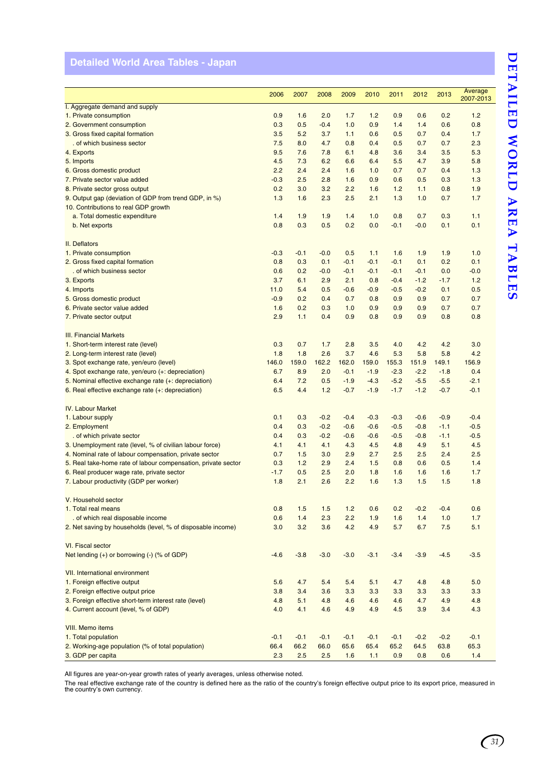## Detailed World Area Tables - Japan

| | 2006 | 2007 | 2008 | 2009 | 2010 | 2011 | 2012 | 2013 | Average 2007-2013 |
|---|---|---|---|---|---|---|---|---|---|
| I. Aggregate demand and supply | | | | | | | | | |
| 1. Private consumption | 0.9 | 1.6 | 2.0 | 1.7 | 1.2 | 0.9 | 0.6 | 0.2 | 1.2 |
| 2. Government consumption | 0.3 | 0.5 | -0.4 | 1.0 | 0.9 | 1.4 | 1.4 | 0.6 | 0.8 |
| 3. Gross fixed capital formation | 3.5 | 5.2 | 3.7 | 1.1 | 0.6 | 0.5 | 0.7 | 0.4 | 1.7 |
| . of which business sector | 7.5 | 8.0 | 4.7 | 0.8 | 0.4 | 0.5 | 0.7 | 0.7 | 2.3 |
| 4. Exports | 9.5 | 7.6 | 7.8 | 6.1 | 4.8 | 3.6 | 3.4 | 3.5 | 5.3 |
| 5. Imports | 4.5 | 7.3 | 6.2 | 6.6 | 6.4 | 5.5 | 4.7 | 3.9 | 5.8 |
| 6. Gross domestic product | 2.2 | 2.4 | 2.4 | 1.6 | 1.0 | 0.7 | 0.7 | 0.4 | 1.3 |
| 7. Private sector value added | -0.3 | 2.5 | 2.8 | 1.6 | 0.9 | 0.6 | 0.5 | 0.3 | 1.3 |
| 8. Private sector gross output | 0.2 | 3.0 | 3.2 | 2.2 | 1.6 | 1.2 | 1.1 | 0.8 | 1.9 |
| 9. Output gap (deviation of GDP from trend GDP, in %) | 1.3 | 1.6 | 2.3 | 2.5 | 2.1 | 1.3 | 1.0 | 0.7 | 1.7 |
| 10. Contributions to real GDP growth | | | | | | | | | |
| a. Total domestic expenditure | 1.4 | 1.9 | 1.9 | 1.4 | 1.0 | 0.8 | 0.7 | 0.3 | 1.1 |
| b. Net exports | 0.8 | 0.3 | 0.5 | 0.2 | 0.0 | -0.1 | -0.0 | 0.1 | 0.1 |
| II. Deflators | | | | | | | | | |
| 1. Private consumption | -0.3 | -0.1 | -0.0 | 0.5 | 1.1 | 1.6 | 1.9 | 1.9 | 1.0 |
| 2. Gross fixed capital formation | 0.8 | 0.3 | 0.1 | -0.1 | -0.1 | -0.1 | 0.1 | 0.2 | 0.1 |
| . of which business sector | 0.6 | 0.2 | -0.0 | -0.1 | -0.1 | -0.1 | -0.1 | 0.0 | -0.0 |
| 3. Exports | 3.7 | 6.1 | 2.9 | 2.1 | 0.8 | -0.4 | -1.2 | -1.7 | 1.2 |
| 4. Imports | 11.0 | 5.4 | 0.5 | -0.6 | -0.9 | -0.5 | -0.2 | 0.1 | 0.5 |
| 5. Gross domestic product | -0.9 | 0.2 | 0.4 | 0.7 | 0.8 | 0.9 | 0.9 | 0.7 | 0.7 |
| 6. Private sector value added | 1.6 | 0.2 | 0.3 | 1.0 | 0.9 | 0.9 | 0.9 | 0.7 | 0.7 |
| 7. Private sector output | 2.9 | 1.1 | 0.4 | 0.9 | 0.8 | 0.9 | 0.9 | 0.8 | 0.8 |
| III. Financial Markets | | | | | | | | | |
| 1. Short-term interest rate (level) | 0.3 | 0.7 | 1.7 | 2.8 | 3.5 | 4.0 | 4.2 | 4.2 | 3.0 |
| 2. Long-term interest rate (level) | 1.8 | 1.8 | 2.6 | 3.7 | 4.6 | 5.3 | 5.8 | 5.8 | 4.2 |
| 3. Spot exchange rate, yen/euro (level) | 146.0 | 159.0 | 162.2 | 162.0 | 159.0 | 155.3 | 151.9 | 149.1 | 156.9 |
| 4. Spot exchange rate, yen/euro (+: depreciation) | 6.7 | 8.9 | 2.0 | -0.1 | -1.9 | -2.3 | -2.2 | -1.8 | 0.4 |
| 5. Nominal effective exchange rate (+: depreciation) | 6.4 | 7.2 | 0.5 | -1.9 | -4.3 | -5.2 | -5.5 | -5.5 | -2.1 |
| 6. Real effective exchange rate (+: depreciation) | 6.5 | 4.4 | 1.2 | -0.7 | -1.9 | -1.7 | -1.2 | -0.7 | -0.1 |
| IV. Labour Market | | | | | | | | | |
| 1. Labour supply | 0.1 | 0.3 | -0.2 | -0.4 | -0.3 | -0.3 | -0.6 | -0.9 | -0.4 |
| 2. Employment | 0.4 | 0.3 | -0.2 | -0.6 | -0.6 | -0.5 | -0.8 | -1.1 | -0.5 |
| . of which private sector | 0.4 | 0.3 | -0.2 | -0.6 | -0.6 | -0.5 | -0.8 | -1.1 | -0.5 |
| 3. Unemployment rate (level, % of civilian labour force) | 4.1 | 4.1 | 4.1 | 4.3 | 4.5 | 4.8 | 4.9 | 5.1 | 4.5 |
| 4. Nominal rate of labour compensation, private sector | 0.7 | 1.5 | 3.0 | 2.9 | 2.7 | 2.5 | 2.5 | 2.4 | 2.5 |
| 5. Real take-home rate of labour compensation, private sector | 0.3 | 1.2 | 2.9 | 2.4 | 1.5 | 0.8 | 0.6 | 0.5 | 1.4 |
| 6. Real producer wage rate, private sector | -1.7 | 0.5 | 2.5 | 2.0 | 1.8 | 1.6 | 1.6 | 1.6 | 1.7 |
| 7. Labour productivity (GDP per worker) | 1.8 | 2.1 | 2.6 | 2.2 | 1.6 | 1.3 | 1.5 | 1.5 | 1.8 |
| V. Household sector | | | | | | | | | |
| 1. Total real means | 0.8 | 1.5 | 1.5 | 1.2 | 0.6 | 0.2 | -0.2 | -0.4 | 0.6 |
| . of which real disposable income | 0.6 | 1.4 | 2.3 | 2.2 | 1.9 | 1.6 | 1.4 | 1.0 | 1.7 |
| 2. Net saving by households (level, % of disposable income) | 3.0 | 3.2 | 3.6 | 4.2 | 4.9 | 5.7 | 6.7 | 7.5 | 5.1 |
| VI. Fiscal sector | | | | | | | | | |
| Net lending (+) or borrowing (-) (% of GDP) | -4.6 | -3.8 | -3.0 | -3.0 | -3.1 | -3.4 | -3.9 | -4.5 | -3.5 |
| VII. International environment | | | | | | | | | |
| 1. Foreign effective output | 5.6 | 4.7 | 5.4 | 5.4 | 5.1 | 4.7 | 4.8 | 4.8 | 5.0 |
| 2. Foreign effective output price | 3.8 | 3.4 | 3.6 | 3.3 | 3.3 | 3.3 | 3.3 | 3.3 | 3.3 |
| 3. Foreign effective short-term interest rate (level) | 4.8 | 5.1 | 4.8 | 4.6 | 4.6 | 4.6 | 4.7 | 4.9 | 4.8 |
| 4. Current account (level, % of GDP) | 4.0 | 4.1 | 4.6 | 4.9 | 4.9 | 4.5 | 3.9 | 3.4 | 4.3 |
| VIII. Memo items | | | | | | | | | |
| 1. Total population | -0.1 | -0.1 | -0.1 | -0.1 | -0.1 | -0.1 | -0.2 | -0.2 | -0.1 |
| 2. Working-age population (% of total population) | 66.4 | 66.2 | 66.0 | 65.6 | 65.4 | 65.2 | 64.5 | 63.8 | 65.3 |
| 3. GDP per capita | 2.3 | 2.5 | 2.5 | 1.6 | 1.1 | 0.9 | 0.8 | 0.6 | 1.4 |

All figures are year-on-year growth rates of yearly averages, unless otherwise noted.

The real effective exchange rate of the country is defined here as the ratio of the country's foreign effective output price to its export price, measured in the country's own currency.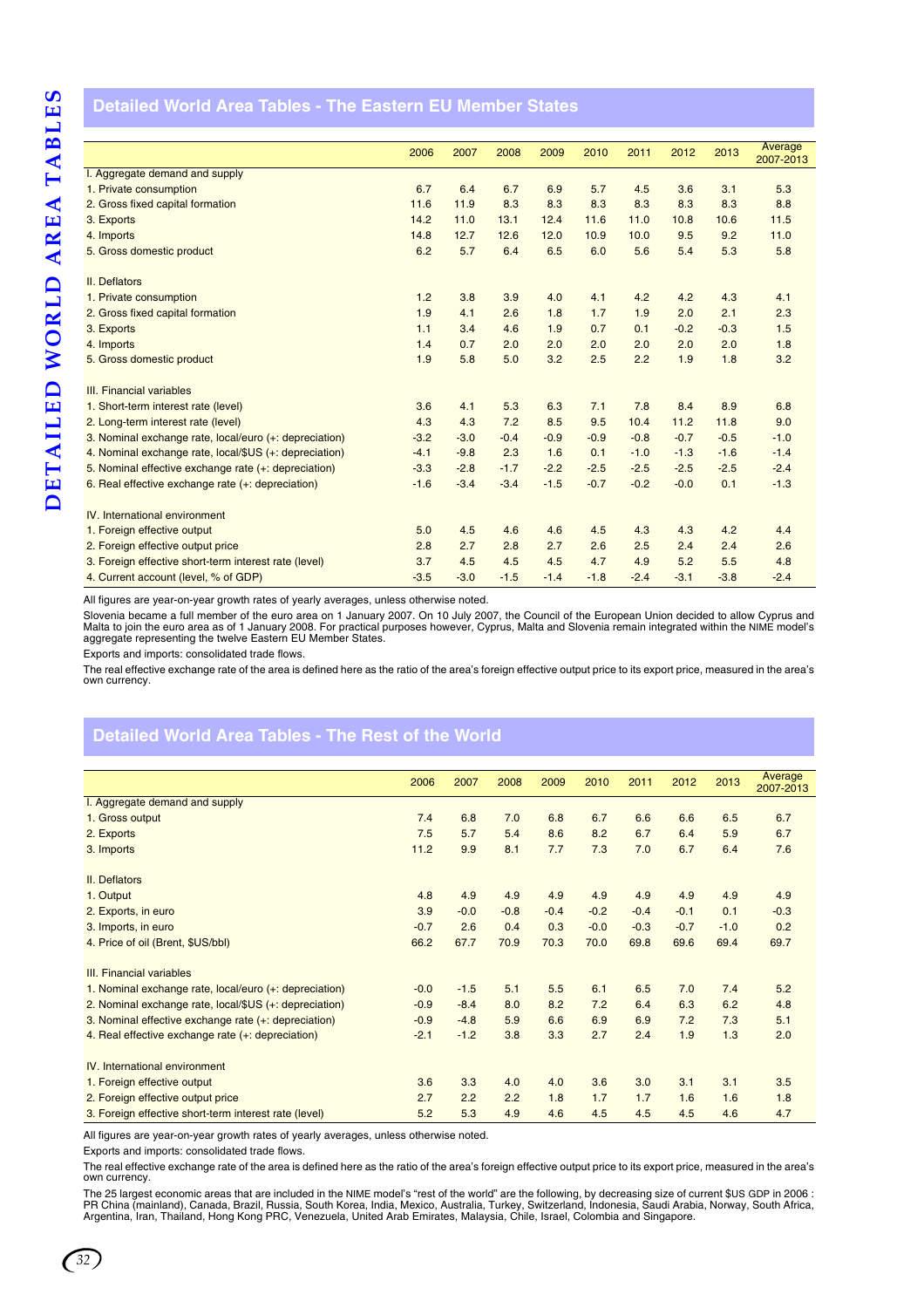## Detailed World Area Tables - The Eastern EU Member States

| | 2006 | 2007 | 2008 | 2009 | 2010 | 2011 | 2012 | 2013 | Average 2007-2013 |
|---|---|---|---|---|---|---|---|---|---|
| I. Aggregate demand and supply | | | | | | | | | |
| 1. Private consumption | 6.7 | 6.4 | 6.7 | 6.9 | 5.7 | 4.5 | 3.6 | 3.1 | 5.3 |
| 2. Gross fixed capital formation | 11.6 | 11.9 | 8.3 | 8.3 | 8.3 | 8.3 | 8.3 | 8.3 | 8.8 |
| 3. Exports | 14.2 | 11.0 | 13.1 | 12.4 | 11.6 | 11.0 | 10.8 | 10.6 | 11.5 |
| 4. Imports | 14.8 | 12.7 | 12.6 | 12.0 | 10.9 | 10.0 | 9.5 | 9.2 | 11.0 |
| 5. Gross domestic product | 6.2 | 5.7 | 6.4 | 6.5 | 6.0 | 5.6 | 5.4 | 5.3 | 5.8 |
| II. Deflators | | | | | | | | | |
| 1. Private consumption | 1.2 | 3.8 | 3.9 | 4.0 | 4.1 | 4.2 | 4.2 | 4.3 | 4.1 |
| 2. Gross fixed capital formation | 1.9 | 4.1 | 2.6 | 1.8 | 1.7 | 1.9 | 2.0 | 2.1 | 2.3 |
| 3. Exports | 1.1 | 3.4 | 4.6 | 1.9 | 0.7 | 0.1 | -0.2 | -0.3 | 1.5 |
| 4. Imports | 1.4 | 0.7 | 2.0 | 2.0 | 2.0 | 2.0 | 2.0 | 2.0 | 1.8 |
| 5. Gross domestic product | 1.9 | 5.8 | 5.0 | 3.2 | 2.5 | 2.2 | 1.9 | 1.8 | 3.2 |
| III. Financial variables | | | | | | | | | |
| 1. Short-term interest rate (level) | 3.6 | 4.1 | 5.3 | 6.3 | 7.1 | 7.8 | 8.4 | 8.9 | 6.8 |
| 2. Long-term interest rate (level) | 4.3 | 4.3 | 7.2 | 8.5 | 9.5 | 10.4 | 11.2 | 11.8 | 9.0 |
| 3. Nominal exchange rate, local/euro (+: depreciation) | -3.2 | -3.0 | -0.4 | -0.9 | -0.9 | -0.8 | -0.7 | -0.5 | -1.0 |
| 4. Nominal exchange rate, local/$US (+: depreciation) | -4.1 | -9.8 | 2.3 | 1.6 | 0.1 | -1.0 | -1.3 | -1.6 | -1.4 |
| 5. Nominal effective exchange rate (+: depreciation) | -3.3 | -2.8 | -1.7 | -2.2 | -2.5 | -2.5 | -2.5 | -2.5 | -2.4 |
| 6. Real effective exchange rate (+: depreciation) | -1.6 | -3.4 | -3.4 | -1.5 | -0.7 | -0.2 | -0.0 | 0.1 | -1.3 |
| IV. International environment | | | | | | | | | |
| 1. Foreign effective output | 5.0 | 4.5 | 4.6 | 4.6 | 4.5 | 4.3 | 4.3 | 4.2 | 4.4 |
| 2. Foreign effective output price | 2.8 | 2.7 | 2.8 | 2.7 | 2.6 | 2.5 | 2.4 | 2.4 | 2.6 |
| 3. Foreign effective short-term interest rate (level) | 3.7 | 4.5 | 4.5 | 4.5 | 4.7 | 4.9 | 5.2 | 5.5 | 4.8 |
| 4. Current account (level, % of GDP) | -3.5 | -3.0 | -1.5 | -1.4 | -1.8 | -2.4 | -3.1 | -3.8 | -2.4 |

All figures are year-on-year growth rates of yearly averages, unless otherwise noted.

Slovenia became a full member of the euro area on 1 January 2007. On 10 July 2007, the Council of the European Union decided to allow Cyprus and Malta to join the euro area as of 1 January 2008. For practical purposes however, Cyprus, Malta and Slovenia remain integrated within the NIME model's aggregate representing the twelve Eastern EU Member States.

Exports and imports: consolidated trade flows.

The real effective exchange rate of the area is defined here as the ratio of the area's foreign effective output price to its export price, measured in the area's own currency.

## Detailed World Area Tables - The Rest of the World

| | 2006 | 2007 | 2008 | 2009 | 2010 | 2011 | 2012 | 2013 | Average 2007-2013 |
|---|---|---|---|---|---|---|---|---|---|
| I. Aggregate demand and supply | | | | | | | | | |
| 1. Gross output | 7.4 | 6.8 | 7.0 | 6.8 | 6.7 | 6.6 | 6.6 | 6.5 | 6.7 |
| 2. Exports | 7.5 | 5.7 | 5.4 | 8.6 | 8.2 | 6.7 | 6.4 | 5.9 | 6.7 |
| 3. Imports | 11.2 | 9.9 | 8.1 | 7.7 | 7.3 | 7.0 | 6.7 | 6.4 | 7.6 |
| II. Deflators | | | | | | | | | |
| 1. Output | 4.8 | 4.9 | 4.9 | 4.9 | 4.9 | 4.9 | 4.9 | 4.9 | 4.9 |
| 2. Exports, in euro | 3.9 | -0.0 | -0.8 | -0.4 | -0.2 | -0.4 | -0.1 | 0.1 | -0.3 |
| 3. Imports, in euro | -0.7 | 2.6 | 0.4 | 0.3 | -0.0 | -0.3 | -0.7 | -1.0 | 0.2 |
| 4. Price of oil (Brent, $US/bbl) | 66.2 | 67.7 | 70.9 | 70.3 | 70.0 | 69.8 | 69.6 | 69.4 | 69.7 |
| III. Financial variables | | | | | | | | | |
| 1. Nominal exchange rate, local/euro (+: depreciation) | -0.0 | -1.5 | 5.1 | 5.5 | 6.1 | 6.5 | 7.0 | 7.4 | 5.2 |
| 2. Nominal exchange rate, local/$US (+: depreciation) | -0.9 | -8.4 | 8.0 | 7.2 | 6.4 | 6.3 | 6.2 | 4.8 | |
| 3. Nominal effective exchange rate (+: depreciation) | -0.9 | -4.8 | 5.9 | 6.6 | 6.9 | 6.9 | 7.2 | 7.3 | 5.1 |
| 4. Real effective exchange rate (+: depreciation) | -2.1 | -1.2 | 3.8 | 3.3 | 2.7 | 2.4 | 1.9 | 1.3 | 2.0 |
| IV. International environment | | | | | | | | | |
| 1. Foreign effective output | 3.6 | 3.3 | 4.0 | 4.0 | 3.6 | 3.0 | 3.1 | 3.1 | 3.5 |
| 2. Foreign effective output price | 2.7 | 2.2 | 2.2 | 1.8 | 1.7 | 1.7 | 1.6 | 1.6 | 1.8 |
| 3. Foreign effective short-term interest rate (level) | 5.2 | 5.3 | 4.9 | 4.6 | 4.5 | 4.5 | 4.5 | 4.6 | 4.7 |

All figures are year-on-year growth rates of yearly averages, unless otherwise noted.

Exports and imports: consolidated trade flows.

The real effective exchange rate of the area is defined here as the ratio of the area's foreign effective output price to its export price, measured in the area's own currency.

The 25 largest economic areas that are included in the NIME model's "rest of the world" are the following, by decreasing size of current $US GDP in 2006 : PR China (mainland), Canada, Brazil, Russia, South Korea, India, Mexico, Australia, Turkey, Switzerland, Indonesia, Saudi Arabia, Norway, South Africa, Argentina, Iran, Thailand, Hong Kong PRC, Venezuela, United Arab Emirates, Malaysia, Chile, Israel, Colombia and Singapore.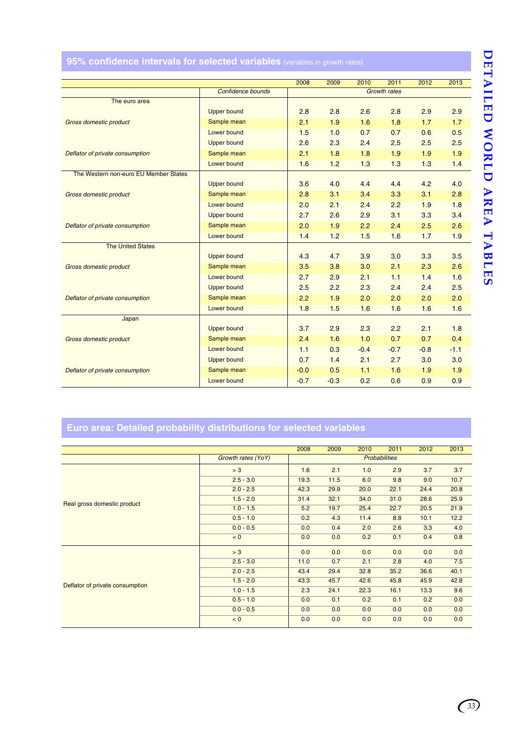## 95% confidence intervals for selected variables (variables in growth rates)

| | Confidence bounds | 2008 | 2009 | 2010 | 2011 | 2012 | 2013 |
|---|---|---|---|---|---|---|---|
| | | Growth rates | | | | | |
| The euro area | | | | | | | |
| | Upper bound | 2.8 | 2.8 | 2.6 | 2.8 | 2.9 | 2.9 |
| *Gross domestic product* | Sample mean | 2.1 | 1.9 | 1.6 | 1.8 | 1.7 | 1.7 |
| | Lower bound | 1.5 | 1.0 | 0.7 | 0.7 | 0.6 | 0.5 |
| | Upper bound | 2.6 | 2.3 | 2.4 | 2.5 | 2.5 | 2.5 |
| *Deflator of private consumption* | Sample mean | 2.1 | 1.8 | 1.8 | 1.9 | 1.9 | 1.9 |
| | Lower bound | 1.6 | 1.2 | 1.3 | 1.3 | 1.3 | 1.4 |
| The Western non-euro EU Member States | | | | | | | |
| | Upper bound | 3.6 | 4.0 | 4.4 | 4.4 | 4.2 | 4.0 |
| *Gross domestic product* | Sample mean | 2.8 | 3.1 | 3.4 | 3.3 | 3.1 | 2.8 |
| | Lower bound | 2.0 | 2.1 | 2.4 | 2.2 | 1.9 | 1.8 |
| | Upper bound | 2.7 | 2.6 | 2.9 | 3.1 | 3.3 | 3.4 |
| *Deflator of private consumption* | Sample mean | 2.0 | 1.9 | 2.2 | 2.4 | 2.5 | 2.6 |
| | Lower bound | 1.4 | 1.2 | 1.5 | 1.6 | 1.7 | 1.9 |
| The United States | | | | | | | |
| | Upper bound | 4.3 | 4.7 | 3.9 | 3.0 | 3.3 | 3.5 |
| *Gross domestic product* | Sample mean | 3.5 | 3.8 | 3.0 | 2.1 | 2.3 | 2.6 |
| | Lower bound | 2.7 | 2.9 | 2.1 | 1.1 | 1.4 | 1.6 |
| | Upper bound | 2.5 | 2.2 | 2.3 | 2.4 | 2.4 | 2.5 |
| *Deflator of private consumption* | Sample mean | 2.2 | 1.9 | 2.0 | 2.0 | 2.0 | 2.0 |
| | Lower bound | 1.8 | 1.5 | 1.6 | 1.6 | 1.6 | 1.6 |
| Japan | | | | | | | |
| | Upper bound | 3.7 | 2.9 | 2.3 | 2.2 | 2.1 | 1.8 |
| *Gross domestic product* | Sample mean | 2.4 | 1.6 | 1.0 | 0.7 | 0.7 | 0.4 |
| | Lower bound | 1.1 | 0.3 | -0.4 | -0.7 | -0.8 | -1.1 |
| | Upper bound | 0.7 | 1.4 | 2.1 | 2.7 | 3.0 | 3.0 |
| *Deflator of private consumption* | Sample mean | -0.0 | 0.5 | 1.1 | 1.6 | 1.9 | 1.9 |
| | Lower bound | -0.7 | -0.3 | 0.2 | 0.6 | 0.9 | 0.9 |

## Euro area: Detailed probability distributions for selected variables

| | Growth rates (YoY) | 2008 | 2009 | 2010 | 2011 | 2012 | 2013 |
|---|---|---|---|---|---|---|---|
| | | Probabilities | | | | | |
| Real gross domestic product | > 3 | 1.6 | 2.1 | 1.0 | 2.9 | 3.7 | 3.7 |
| | 2.5 - 3.0 | 19.3 | 11.5 | 6.0 | 9.8 | 9.0 | 10.7 |
| | 2.0 - 2.5 | 42.3 | 29.9 | 20.0 | 22.1 | 24.4 | 20.8 |
| | 1.5 - 2.0 | 31.4 | 32.1 | 34.0 | 31.0 | 28.6 | 25.9 |
| | 1.0 - 1.5 | 5.2 | 19.7 | 25.4 | 22.7 | 20.5 | 21.9 |
| | 0.5 - 1.0 | 0.2 | 4.3 | 11.4 | 8.8 | 10.1 | 12.2 |
| | 0.0 - 0.5 | 0.0 | 0.4 | 2.0 | 2.6 | 3.3 | 4.0 |
| | < 0 | 0.0 | 0.0 | 0.2 | 0.1 | 0.4 | 0.8 |
| Deflator of private consumption | > 3 | 0.0 | 0.0 | 0.0 | 0.0 | 0.0 | 0.0 |
| | 2.5 - 3.0 | 11.0 | 0.7 | 2.1 | 2.8 | 4.0 | 7.5 |
| | 2.0 - 2.5 | 43.4 | 29.4 | 32.8 | 35.2 | 36.6 | 40.1 |
| | 1.5 - 2.0 | 43.3 | 45.7 | 42.6 | 45.8 | 45.9 | 42.8 |
| | 1.0 - 1.5 | 2.3 | 24.1 | 22.3 | 16.1 | 13.3 | 9.6 |
| | 0.5 - 1.0 | 0.0 | 0.1 | 0.2 | 0.1 | 0.2 | 0.0 |
| | 0.0 - 0.5 | 0.0 | 0.0 | 0.0 | 0.0 | 0.0 | 0.0 |
| | < 0 | 0.0 | 0.0 | 0.0 | 0.0 | 0.0 | 0.0 |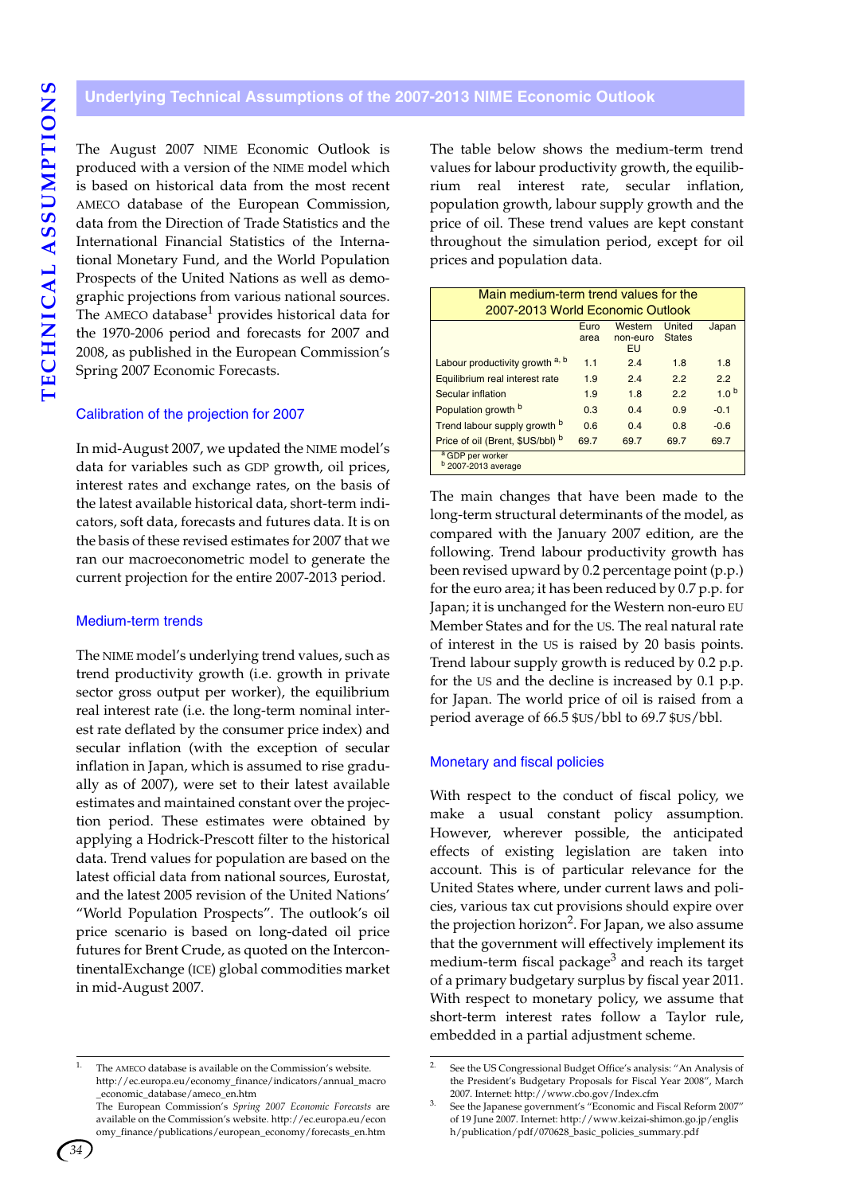## Underlying Technical Assumptions of the 2007-2013 NIME Economic Outlook

The August 2007 NIME Economic Outlook is produced with a version of the NIME model which is based on historical data from the most recent AMECO database of the European Commission, data from the Direction of Trade Statistics and the International Financial Statistics of the International Monetary Fund, and the World Population Prospects of the United Nations as well as demographic projections from various national sources. The AMECO database[1] provides historical data for the 1970-2006 period and forecasts for 2007 and 2008, as published in the European Commission's Spring 2007 Economic Forecasts.

### Calibration of the projection for 2007

In mid-August 2007, we updated the NIME model's data for variables such as GDP growth, oil prices, interest rates and exchange rates, on the basis of the latest available historical data, short-term indicators, soft data, forecasts and futures data. It is on the basis of these revised estimates for 2007 that we ran our macroeconometric model to generate the current projection for the entire 2007-2013 period.

### Medium-term trends

The NIME model's underlying trend values, such as trend productivity growth (i.e. growth in private sector gross output per worker), the equilibrium real interest rate (i.e. the long-term nominal interest rate deflated by the consumer price index) and secular inflation (with the exception of secular inflation in Japan, which is assumed to rise gradually as of 2007), were set to their latest available estimates and maintained constant over the projection period. These estimates were obtained by applying a Hodrick-Prescott filter to the historical data. Trend values for population are based on the latest official data from national sources, Eurostat, and the latest 2005 revision of the United Nations' "World Population Prospects". The outlook's oil price scenario is based on long-dated oil price futures for Brent Crude, as quoted on the IntercontinentalExchange (ICE) global commodities market in mid-August 2007.

The table below shows the medium-term trend values for labour productivity growth, the equilibrium real interest rate, secular inflation, population growth, labour supply growth and the price of oil. These trend values are kept constant throughout the simulation period, except for oil prices and population data.

| Main medium-term trend values for the 2007-2013 World Economic Outlook | Euro area | Western non-euro EU | United States | Japan |
|---|---|---|---|---|
| Labour productivity growth [a, b] | 1.1 | 2.4 | 1.8 | 1.8 |
| Equilibrium real interest rate | 1.9 | 2.4 | 2.2 | 2.2 |
| Secular inflation | 1.9 | 1.8 | 2.2 | 1.0 [b] |
| Population growth [b] | 0.3 | 0.4 | 0.9 | -0.1 |
| Trend labour supply growth [b] | 0.6 | 0.4 | 0.8 | -0.6 |
| Price of oil (Brent, $US/bbl) [b] | 69.7 | 69.7 | 69.7 | 69.7 |

[a] GDP per worker
[b] 2007-2013 average

The main changes that have been made to the long-term structural determinants of the model, as compared with the January 2007 edition, are the following. Trend labour productivity growth has been revised upward by 0.2 percentage point (p.p.) for the euro area; it has been reduced by 0.7 p.p. for Japan; it is unchanged for the Western non-euro EU Member States and for the US. The real natural rate of interest in the US is raised by 20 basis points. Trend labour supply growth is reduced by 0.2 p.p. for the US and the decline is increased by 0.1 p.p. for Japan. The world price of oil is raised from a period average of 66.5 $US/bbl to 69.7 $US/bbl.

### Monetary and fiscal policies

With respect to the conduct of fiscal policy, we make a usual constant policy assumption. However, wherever possible, the anticipated effects of existing legislation are taken into account. This is of particular relevance for the United States where, under current laws and policies, various tax cut provisions should expire over the projection horizon[2]. For Japan, we also assume that the government will effectively implement its medium-term fiscal package[3] and reach its target of a primary budgetary surplus by fiscal year 2011. With respect to monetary policy, we assume that short-term interest rates follow a Taylor rule, embedded in a partial adjustment scheme.

1. The AMECO database is available on the Commission's website. http://ec.europa.eu/economy_finance/indicators/annual_macro_economic_database/ameco_en.htm
The European Commission's *Spring 2007 Economic Forecasts* are available on the Commission's website. http://ec.europa.eu/economy_finance/publications/european_economy/forecasts_en.htm

2. See the US Congressional Budget Office's analysis: "An Analysis of the President's Budgetary Proposals for Fiscal Year 2008", March 2007. Internet: http://www.cbo.gov/Index.cfm

3. See the Japanese government's "Economic and Fiscal Reform 2007" of 19 June 2007. Internet: http://www.keizai-shimon.go.jp/english/publication/pdf/070628_basic_policies_summary.pdf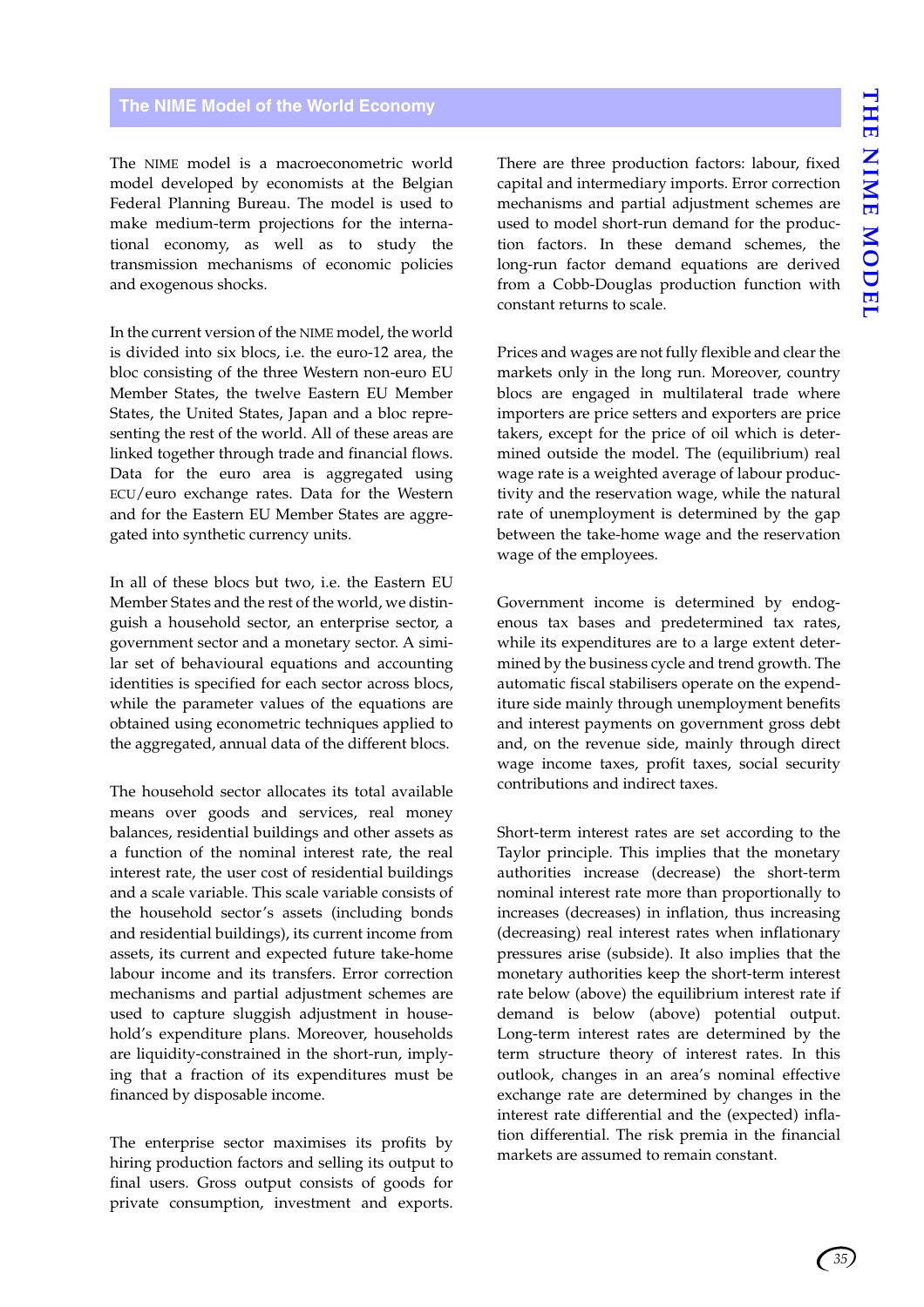## The NIME Model of the World Economy

The NIME model is a macroeconometric world model developed by economists at the Belgian Federal Planning Bureau. The model is used to make medium-term projections for the international economy, as well as to study the transmission mechanisms of economic policies and exogenous shocks.

In the current version of the NIME model, the world is divided into six blocs, i.e. the euro-12 area, the bloc consisting of the three Western non-euro EU Member States, the twelve Eastern EU Member States, the United States, Japan and a bloc representing the rest of the world. All of these areas are linked together through trade and financial flows. Data for the euro area is aggregated using ECU/euro exchange rates. Data for the Western and for the Eastern EU Member States are aggregated into synthetic currency units.

In all of these blocs but two, i.e. the Eastern EU Member States and the rest of the world, we distinguish a household sector, an enterprise sector, a government sector and a monetary sector. A similar set of behavioural equations and accounting identities is specified for each sector across blocs, while the parameter values of the equations are obtained using econometric techniques applied to the aggregated, annual data of the different blocs.

The household sector allocates its total available means over goods and services, real money balances, residential buildings and other assets as a function of the nominal interest rate, the real interest rate, the user cost of residential buildings and a scale variable. This scale variable consists of the household sector's assets (including bonds and residential buildings), its current income from assets, its current and expected future take-home labour income and its transfers. Error correction mechanisms and partial adjustment schemes are used to capture sluggish adjustment in household's expenditure plans. Moreover, households are liquidity-constrained in the short-run, implying that a fraction of its expenditures must be financed by disposable income.

The enterprise sector maximises its profits by hiring production factors and selling its output to final users. Gross output consists of goods for private consumption, investment and exports. There are three production factors: labour, fixed capital and intermediary imports. Error correction mechanisms and partial adjustment schemes are used to model short-run demand for the production factors. In these demand schemes, the long-run factor demand equations are derived from a Cobb-Douglas production function with constant returns to scale.

Prices and wages are not fully flexible and clear the markets only in the long run. Moreover, country blocs are engaged in multilateral trade where importers are price setters and exporters are price takers, except for the price of oil which is determined outside the model. The (equilibrium) real wage rate is a weighted average of labour productivity and the reservation wage, while the natural rate of unemployment is determined by the gap between the take-home wage and the reservation wage of the employees.

Government income is determined by endogenous tax bases and predetermined tax rates, while its expenditures are to a large extent determined by the business cycle and trend growth. The automatic fiscal stabilisers operate on the expenditure side mainly through unemployment benefits and interest payments on government gross debt and, on the revenue side, mainly through direct wage income taxes, profit taxes, social security contributions and indirect taxes.

Short-term interest rates are set according to the Taylor principle. This implies that the monetary authorities increase (decrease) the short-term nominal interest rate more than proportionally to increases (decreases) in inflation, thus increasing (decreasing) real interest rates when inflationary pressures arise (subside). It also implies that the monetary authorities keep the short-term interest rate below (above) the equilibrium interest rate if demand is below (above) potential output. Long-term interest rates are determined by the term structure theory of interest rates. In this outlook, changes in an area's nominal effective exchange rate are determined by changes in the interest rate differential and the (expected) inflation differential. The risk premia in the financial markets are assumed to remain constant.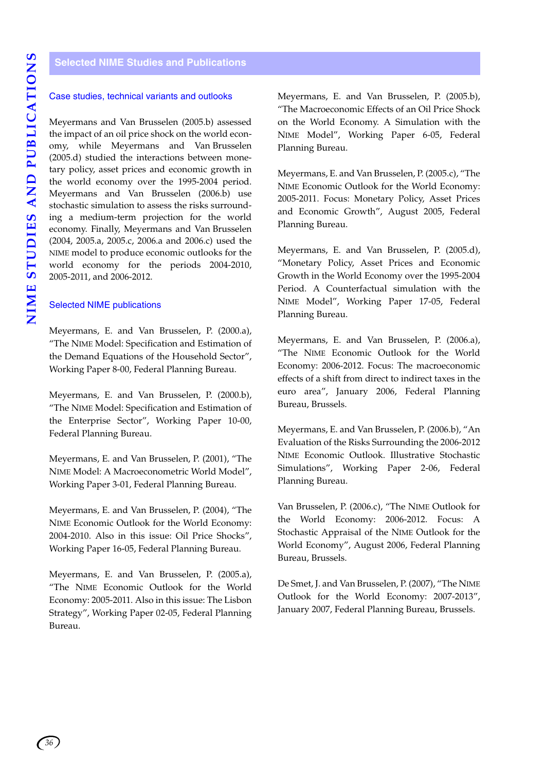## Selected NIME Studies and Publications

### Case studies, technical variants and outlooks

Meyermans and Van Brusselen (2005.b) assessed the impact of an oil price shock on the world economy, while Meyermans and Van Brusselen (2005.d) studied the interactions between monetary policy, asset prices and economic growth in the world economy over the 1995-2004 period. Meyermans and Van Brusselen (2006.b) use stochastic simulation to assess the risks surrounding a medium-term projection for the world economy. Finally, Meyermans and Van Brusselen (2004, 2005.a, 2005.c, 2006.a and 2006.c) used the NIME model to produce economic outlooks for the world economy for the periods 2004-2010, 2005-2011, and 2006-2012.

### Selected NIME publications

Meyermans, E. and Van Brusselen, P. (2000.a), "The NIME Model: Specification and Estimation of the Demand Equations of the Household Sector", Working Paper 8-00, Federal Planning Bureau.

Meyermans, E. and Van Brusselen, P. (2000.b), "The NIME Model: Specification and Estimation of the Enterprise Sector", Working Paper 10-00, Federal Planning Bureau.

Meyermans, E. and Van Brusselen, P. (2001), "The NIME Model: A Macroeconometric World Model", Working Paper 3-01, Federal Planning Bureau.

Meyermans, E. and Van Brusselen, P. (2004), "The NIME Economic Outlook for the World Economy: 2004-2010. Also in this issue: Oil Price Shocks", Working Paper 16-05, Federal Planning Bureau.

Meyermans, E. and Van Brusselen, P. (2005.a), "The NIME Economic Outlook for the World Economy: 2005-2011. Also in this issue: The Lisbon Strategy", Working Paper 02-05, Federal Planning Bureau.

Meyermans, E. and Van Brusselen, P. (2005.b), "The Macroeconomic Effects of an Oil Price Shock on the World Economy. A Simulation with the NIME Model", Working Paper 6-05, Federal Planning Bureau.

Meyermans, E. and Van Brusselen, P. (2005.c), "The NIME Economic Outlook for the World Economy: 2005-2011. Focus: Monetary Policy, Asset Prices and Economic Growth", August 2005, Federal Planning Bureau.

Meyermans, E. and Van Brusselen, P. (2005.d), "Monetary Policy, Asset Prices and Economic Growth in the World Economy over the 1995-2004 Period. A Counterfactual simulation with the NIME Model", Working Paper 17-05, Federal Planning Bureau.

Meyermans, E. and Van Brusselen, P. (2006.a), "The NIME Economic Outlook for the World Economy: 2006-2012. Focus: The macroeconomic effects of a shift from direct to indirect taxes in the euro area", January 2006, Federal Planning Bureau, Brussels.

Meyermans, E. and Van Brusselen, P. (2006.b), "An Evaluation of the Risks Surrounding the 2006-2012 NIME Economic Outlook. Illustrative Stochastic Simulations", Working Paper 2-06, Federal Planning Bureau.

Van Brusselen, P. (2006.c), "The NIME Outlook for the World Economy: 2006-2012. Focus: A Stochastic Appraisal of the NIME Outlook for the World Economy", August 2006, Federal Planning Bureau, Brussels.

De Smet, J. and Van Brusselen, P. (2007), "The NIME Outlook for the World Economy: 2007-2013", January 2007, Federal Planning Bureau, Brussels.